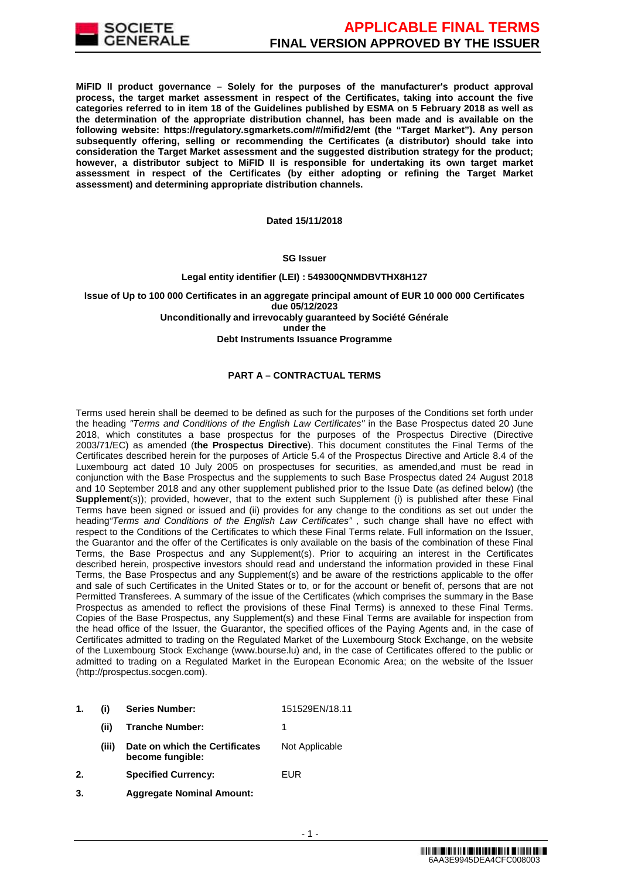**MiFID II product governance – Solely for the purposes of the manufacturer's product approval process, the target market assessment in respect of the Certificates, taking into account the five categories referred to in item 18 of the Guidelines published by ESMA on 5 February 2018 as well as the determination of the appropriate distribution channel, has been made and is available on the following website: https://regulatory.sgmarkets.com/#/mifid2/emt (the "Target Market"). Any person subsequently offering, selling or recommending the Certificates (a distributor) should take into consideration the Target Market assessment and the suggested distribution strategy for the product; however, a distributor subject to MiFID II is responsible for undertaking its own target market assessment in respect of the Certificates (by either adopting or refining the Target Market assessment) and determining appropriate distribution channels.**

**Dated 15/11/2018**

**SG Issuer**

**Legal entity identifier (LEI) : 549300QNMDBVTHX8H127**

**Issue of Up to 100 000 Certificates in an aggregate principal amount of EUR 10 000 000 Certificates due 05/12/2023**
**Unconditionally and irrevocably guaranteed by Société Générale**
**under the**
**Debt Instruments Issuance Programme**

## PART A – CONTRACTUAL TERMS

Terms used herein shall be deemed to be defined as such for the purposes of the Conditions set forth under the heading *"Terms and Conditions of the English Law Certificates"* in the Base Prospectus dated 20 June 2018, which constitutes a base prospectus for the purposes of the Prospectus Directive (Directive 2003/71/EC) as amended (**the Prospectus Directive**). This document constitutes the Final Terms of the Certificates described herein for the purposes of Article 5.4 of the Prospectus Directive and Article 8.4 of the Luxembourg act dated 10 July 2005 on prospectuses for securities, as amended,and must be read in conjunction with the Base Prospectus and the supplements to such Base Prospectus dated 24 August 2018 and 10 September 2018 and any other supplement published prior to the Issue Date (as defined below) (the **Supplement**(s)); provided, however, that to the extent such Supplement (i) is published after these Final Terms have been signed or issued and (ii) provides for any change to the conditions as set out under the heading*"Terms and Conditions of the English Law Certificates"* , such change shall have no effect with respect to the Conditions of the Certificates to which these Final Terms relate. Full information on the Issuer, the Guarantor and the offer of the Certificates is only available on the basis of the combination of these Final Terms, the Base Prospectus and any Supplement(s). Prior to acquiring an interest in the Certificates described herein, prospective investors should read and understand the information provided in these Final Terms, the Base Prospectus and any Supplement(s) and be aware of the restrictions applicable to the offer and sale of such Certificates in the United States or to, or for the account or benefit of, persons that are not Permitted Transferees. A summary of the issue of the Certificates (which comprises the summary in the Base Prospectus as amended to reflect the provisions of these Final Terms) is annexed to these Final Terms. Copies of the Base Prospectus, any Supplement(s) and these Final Terms are available for inspection from the head office of the Issuer, the Guarantor, the specified offices of the Paying Agents and, in the case of Certificates admitted to trading on the Regulated Market of the Luxembourg Stock Exchange, on the website of the Luxembourg Stock Exchange (www.bourse.lu) and, in the case of Certificates offered to the public or admitted to trading on a Regulated Market in the European Economic Area; on the website of the Issuer (http://prospectus.socgen.com).

| | | | |
|---|---|---|---|
| 1. | (i) | **Series Number:** | 151529EN/18.11 |
| | (ii) | **Tranche Number:** | 1 |
| | (iii) | **Date on which the Certificates become fungible:** | Not Applicable |
| 2. | | **Specified Currency:** | EUR |
| 3. | | **Aggregate Nominal Amount:** | |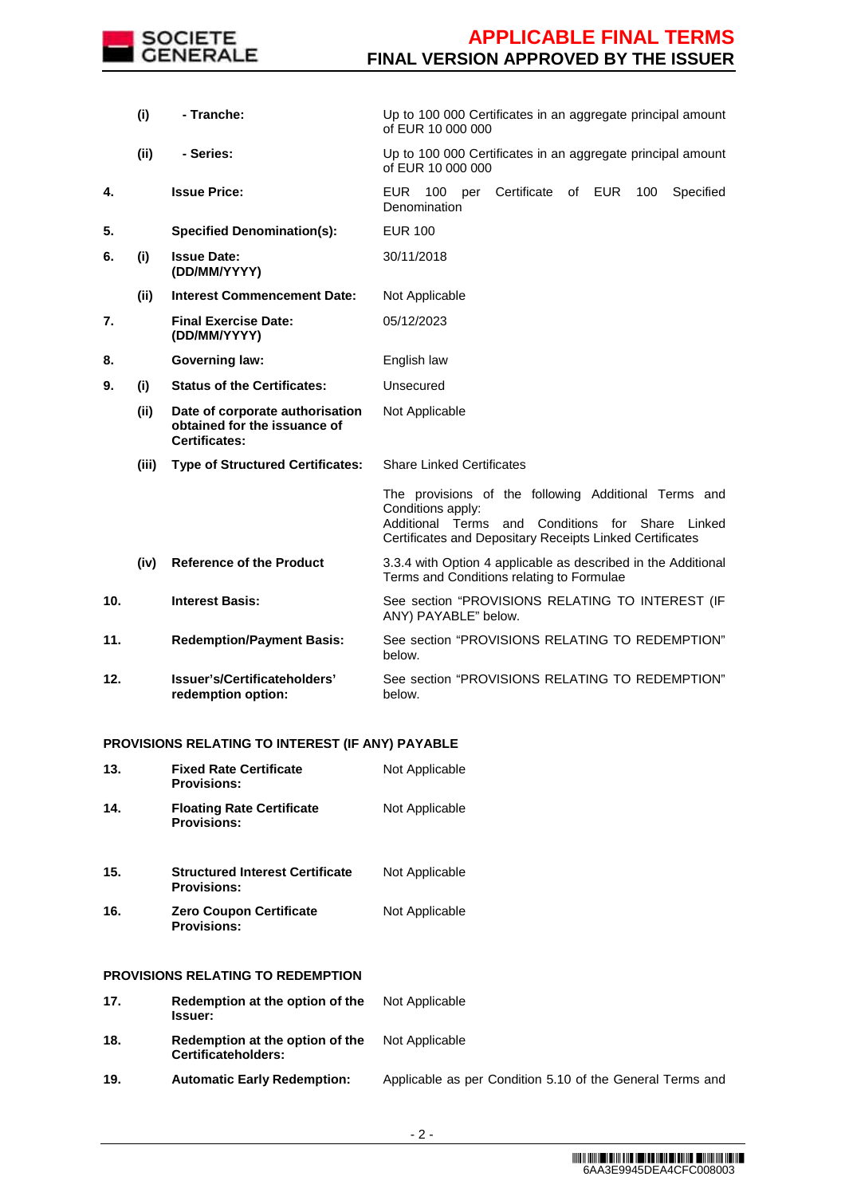| | | | |
|---|---|---|---|
| | (i) | - Tranche: | Up to 100 000 Certificates in an aggregate principal amount of EUR 10 000 000 |
| | (ii) | - Series: | Up to 100 000 Certificates in an aggregate principal amount of EUR 10 000 000 |
| 4. | | **Issue Price:** | EUR 100 per Certificate of EUR 100 Specified Denomination |
| 5. | | **Specified Denomination(s):** | EUR 100 |
| 6. | (i) | **Issue Date: (DD/MM/YYYY)** | 30/11/2018 |
| | (ii) | **Interest Commencement Date:** | Not Applicable |
| 7. | | **Final Exercise Date: (DD/MM/YYYY)** | 05/12/2023 |
| 8. | | **Governing law:** | English law |
| 9. | (i) | **Status of the Certificates:** | Unsecured |
| | (ii) | **Date of corporate authorisation obtained for the issuance of Certificates:** | Not Applicable |
| | (iii) | **Type of Structured Certificates:** | Share Linked Certificates<br><br>The provisions of the following Additional Terms and Conditions apply:<br>Additional Terms and Conditions for Share Linked Certificates and Depositary Receipts Linked Certificates |
| | (iv) | **Reference of the Product** | 3.3.4 with Option 4 applicable as described in the Additional Terms and Conditions relating to Formulae |
| 10. | | **Interest Basis:** | See section "PROVISIONS RELATING TO INTEREST (IF ANY) PAYABLE" below. |
| 11. | | **Redemption/Payment Basis:** | See section "PROVISIONS RELATING TO REDEMPTION" below. |
| 12. | | **Issuer's/Certificateholders' redemption option:** | See section "PROVISIONS RELATING TO REDEMPTION" below. |

**PROVISIONS RELATING TO INTEREST (IF ANY) PAYABLE**

| | | |
|---|---|---|
| 13. | **Fixed Rate Certificate Provisions:** | Not Applicable |
| 14. | **Floating Rate Certificate Provisions:** | Not Applicable |
| 15. | **Structured Interest Certificate Provisions:** | Not Applicable |
| 16. | **Zero Coupon Certificate Provisions:** | Not Applicable |

**PROVISIONS RELATING TO REDEMPTION**

| | | |
|---|---|---|
| 17. | **Redemption at the option of the Issuer:** | Not Applicable |
| 18. | **Redemption at the option of the Certificateholders:** | Not Applicable |
| 19. | **Automatic Early Redemption:** | Applicable as per Condition 5.10 of the General Terms and |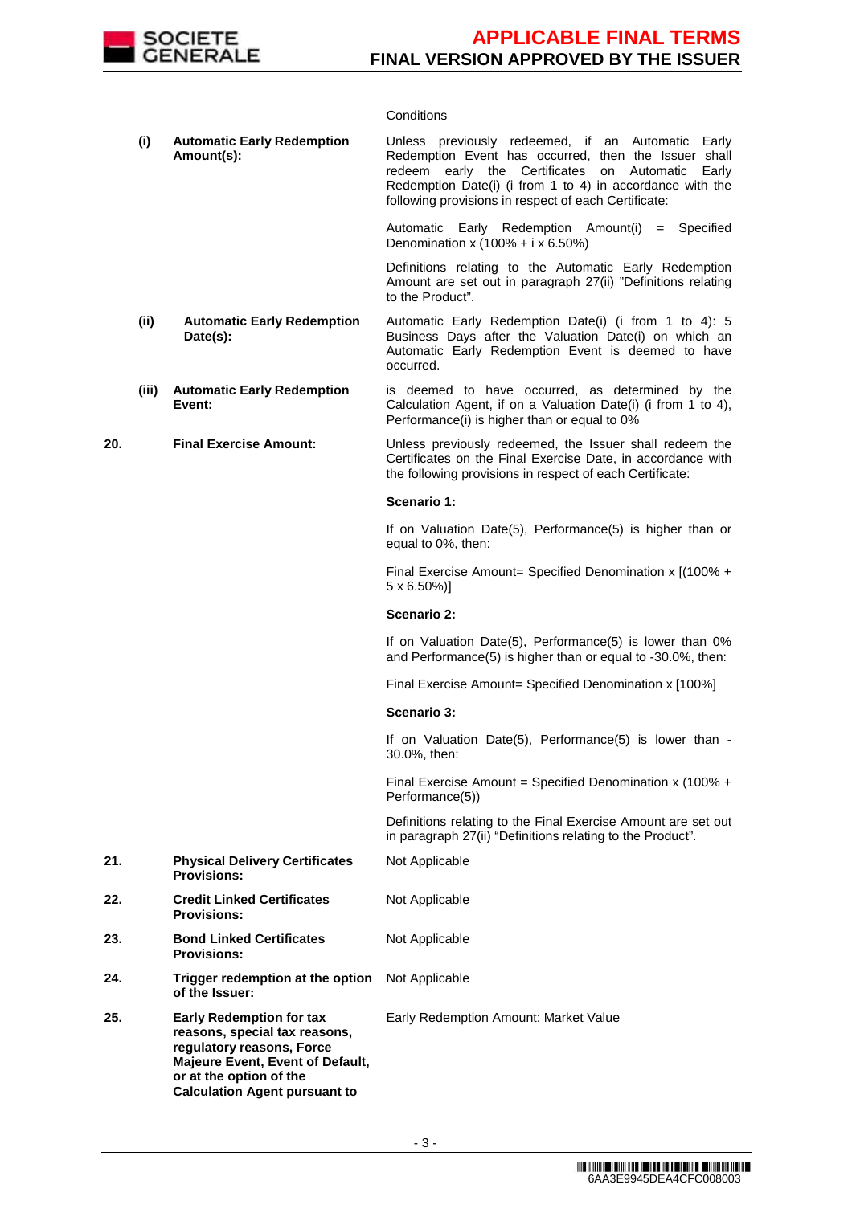| | | | |
|---|---|---|---|
| | | | Conditions |
| | **(i)** | **Automatic Early Redemption Amount(s):** | Unless previously redeemed, if an Automatic Early Redemption Event has occurred, then the Issuer shall redeem early the Certificates on Automatic Early Redemption Date(i) (i from 1 to 4) in accordance with the following provisions in respect of each Certificate:<br><br>Automatic Early Redemption Amount(i) = Specified Denomination x (100% + i x 6.50%)<br><br>Definitions relating to the Automatic Early Redemption Amount are set out in paragraph 27(ii) "Definitions relating to the Product". |
| | **(ii)** | **Automatic Early Redemption Date(s):** | Automatic Early Redemption Date(i) (i from 1 to 4): 5 Business Days after the Valuation Date(i) on which an Automatic Early Redemption Event is deemed to have occurred. |
| | **(iii)** | **Automatic Early Redemption Event:** | is deemed to have occurred, as determined by the Calculation Agent, if on a Valuation Date(i) (i from 1 to 4), Performance(i) is higher than or equal to 0% |
| **20.** | | **Final Exercise Amount:** | Unless previously redeemed, the Issuer shall redeem the Certificates on the Final Exercise Date, in accordance with the following provisions in respect of each Certificate:<br><br>**Scenario 1:**<br><br>If on Valuation Date(5), Performance(5) is higher than or equal to 0%, then:<br><br>Final Exercise Amount= Specified Denomination x [(100% + 5 x 6.50%)]<br><br>**Scenario 2:**<br><br>If on Valuation Date(5), Performance(5) is lower than 0% and Performance(5) is higher than or equal to -30.0%, then:<br><br>Final Exercise Amount= Specified Denomination x [100%]<br><br>**Scenario 3:**<br><br>If on Valuation Date(5), Performance(5) is lower than -30.0%, then:<br><br>Final Exercise Amount = Specified Denomination x (100% + Performance(5))<br><br>Definitions relating to the Final Exercise Amount are set out in paragraph 27(ii) "Definitions relating to the Product". |
| **21.** | | **Physical Delivery Certificates Provisions:** | Not Applicable |
| **22.** | | **Credit Linked Certificates Provisions:** | Not Applicable |
| **23.** | | **Bond Linked Certificates Provisions:** | Not Applicable |
| **24.** | | **Trigger redemption at the option of the Issuer:** | Not Applicable |
| **25.** | | **Early Redemption for tax reasons, special tax reasons, regulatory reasons, Force Majeure Event, Event of Default, or at the option of the Calculation Agent pursuant to** | Early Redemption Amount: Market Value |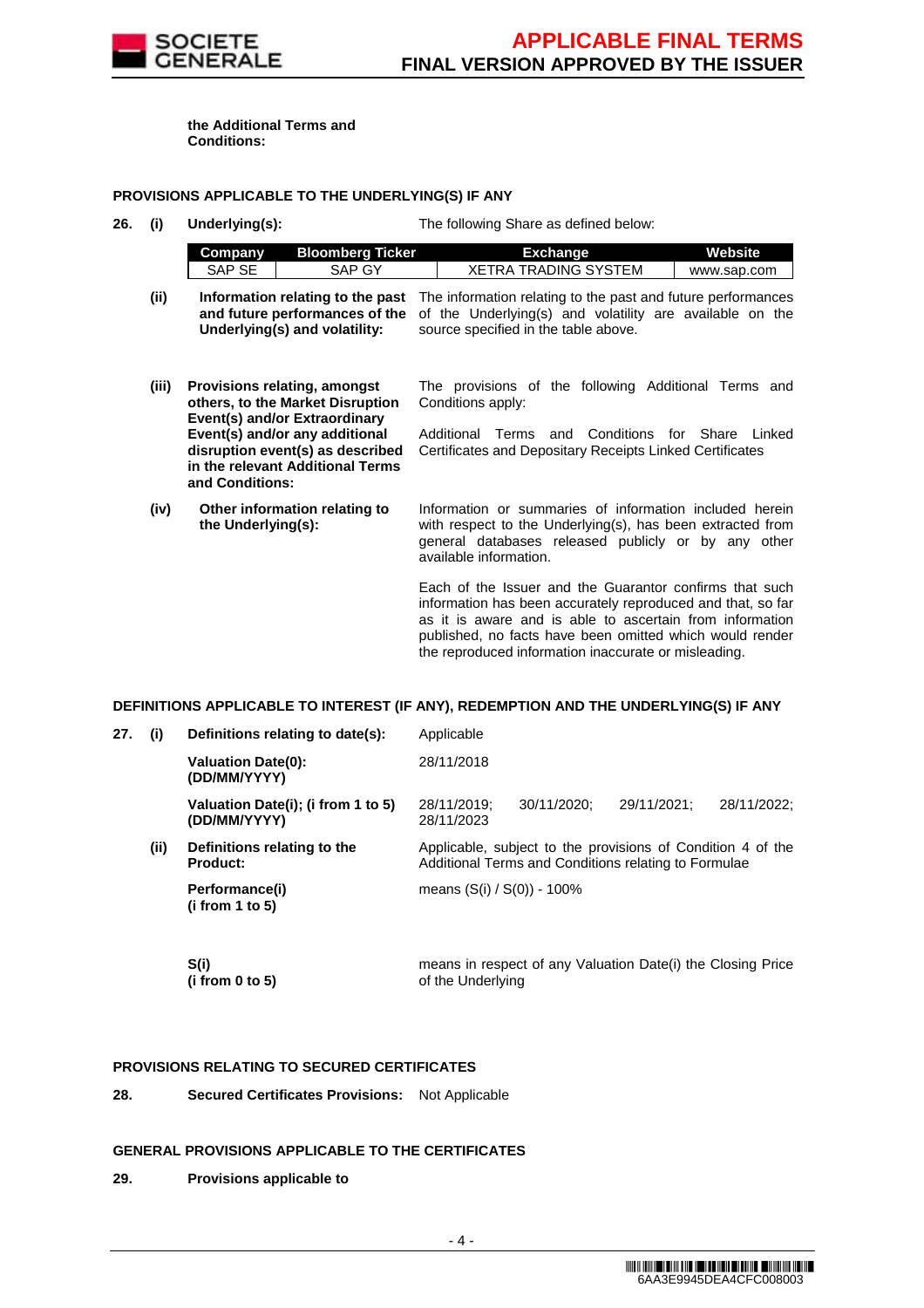**the Additional Terms and Conditions:**

**PROVISIONS APPLICABLE TO THE UNDERLYING(S) IF ANY**

**26. (i) Underlying(s):** The following Share as defined below:

| Company | Bloomberg Ticker | Exchange | Website |
|---|---|---|---|
| SAP SE | SAP GY | XETRA TRADING SYSTEM | www.sap.com |

**(ii) Information relating to the past and future performances of the Underlying(s) and volatility:** The information relating to the past and future performances of the Underlying(s) and volatility are available on the source specified in the table above.

**(iii) Provisions relating, amongst others, to the Market Disruption Event(s) and/or Extraordinary Event(s) and/or any additional disruption event(s) as described in the relevant Additional Terms and Conditions:** The provisions of the following Additional Terms and Conditions apply:

Additional Terms and Conditions for Share Linked Certificates and Depositary Receipts Linked Certificates

**(iv) Other information relating to the Underlying(s):** Information or summaries of information included herein with respect to the Underlying(s), has been extracted from general databases released publicly or by any other available information.

Each of the Issuer and the Guarantor confirms that such information has been accurately reproduced and that, so far as it is aware and is able to ascertain from information published, no facts have been omitted which would render the reproduced information inaccurate or misleading.

**DEFINITIONS APPLICABLE TO INTEREST (IF ANY), REDEMPTION AND THE UNDERLYING(S) IF ANY**

**27. (i) Definitions relating to date(s):** Applicable

**Valuation Date(0): (DD/MM/YYYY)** 28/11/2018

**Valuation Date(i); (i from 1 to 5) (DD/MM/YYYY)** 28/11/2019; 30/11/2020; 29/11/2021; 28/11/2022; 28/11/2023

**(ii) Definitions relating to the Product:** Applicable, subject to the provisions of Condition 4 of the Additional Terms and Conditions relating to Formulae

**Performance(i) (i from 1 to 5)** means (S(i) / S(0)) - 100%

**S(i) (i from 0 to 5)** means in respect of any Valuation Date(i) the Closing Price of the Underlying

**PROVISIONS RELATING TO SECURED CERTIFICATES**

**28. Secured Certificates Provisions:** Not Applicable

**GENERAL PROVISIONS APPLICABLE TO THE CERTIFICATES**

**29. Provisions applicable to**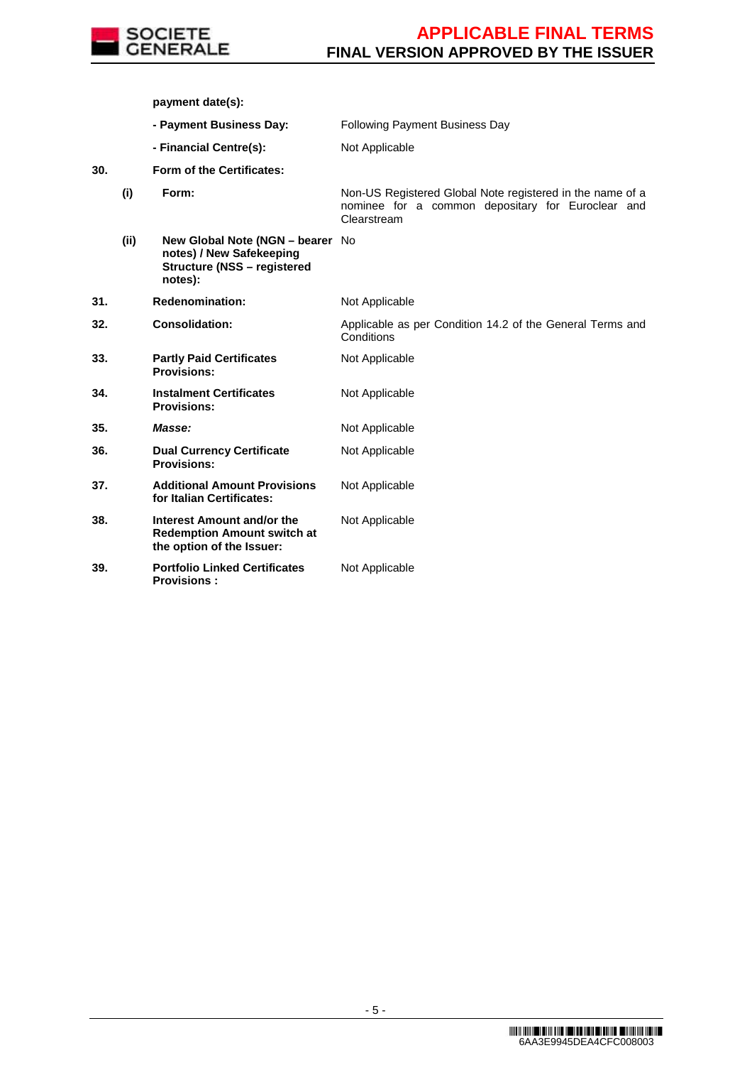| | | | |
|---|---|---|---|
| | | **payment date(s):** | |
| | | **- Payment Business Day:** | Following Payment Business Day |
| | | **- Financial Centre(s):** | Not Applicable |
| **30.** | | **Form of the Certificates:** | |
| | **(i)** | **Form:** | Non-US Registered Global Note registered in the name of a nominee for a common depositary for Euroclear and Clearstream |
| | **(ii)** | **New Global Note (NGN – bearer notes) / New Safekeeping Structure (NSS – registered notes):** | No |
| **31.** | | **Redenomination:** | Not Applicable |
| **32.** | | **Consolidation:** | Applicable as per Condition 14.2 of the General Terms and Conditions |
| **33.** | | **Partly Paid Certificates Provisions:** | Not Applicable |
| **34.** | | **Instalment Certificates Provisions:** | Not Applicable |
| **35.** | | ***Masse:*** | Not Applicable |
| **36.** | | **Dual Currency Certificate Provisions:** | Not Applicable |
| **37.** | | **Additional Amount Provisions for Italian Certificates:** | Not Applicable |
| **38.** | | **Interest Amount and/or the Redemption Amount switch at the option of the Issuer:** | Not Applicable |
| **39.** | | **Portfolio Linked Certificates Provisions :** | Not Applicable |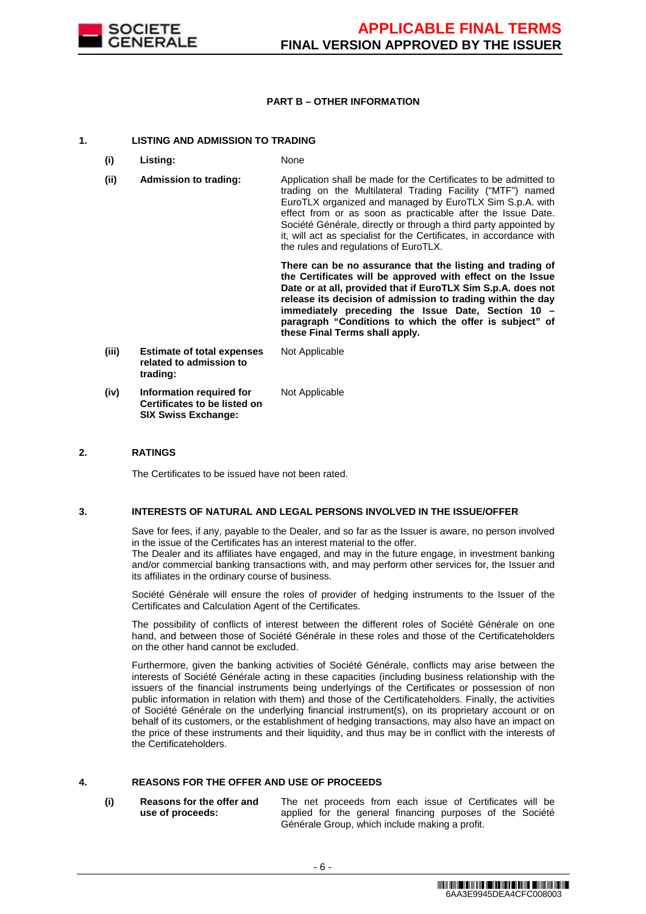## PART B – OTHER INFORMATION

### 1. LISTING AND ADMISSION TO TRADING

| | | |
|---|---|---|
| **(i)** | **Listing:** | None |
| **(ii)** | **Admission to trading:** | Application shall be made for the Certificates to be admitted to trading on the Multilateral Trading Facility ("MTF") named EuroTLX organized and managed by EuroTLX Sim S.p.A. with effect from or as soon as practicable after the Issue Date. Société Générale, directly or through a third party appointed by it, will act as specialist for the Certificates, in accordance with the rules and regulations of EuroTLX.<br><br>**There can be no assurance that the listing and trading of the Certificates will be approved with effect on the Issue Date or at all, provided that if EuroTLX Sim S.p.A. does not release its decision of admission to trading within the day immediately preceding the Issue Date, Section 10 – paragraph "Conditions to which the offer is subject" of these Final Terms shall apply.** |
| **(iii)** | **Estimate of total expenses related to admission to trading:** | Not Applicable |
| **(iv)** | **Information required for Certificates to be listed on SIX Swiss Exchange:** | Not Applicable |

### 2. RATINGS

The Certificates to be issued have not been rated.

### 3. INTERESTS OF NATURAL AND LEGAL PERSONS INVOLVED IN THE ISSUE/OFFER

Save for fees, if any, payable to the Dealer, and so far as the Issuer is aware, no person involved in the issue of the Certificates has an interest material to the offer.
The Dealer and its affiliates have engaged, and may in the future engage, in investment banking and/or commercial banking transactions with, and may perform other services for, the Issuer and its affiliates in the ordinary course of business.

Société Générale will ensure the roles of provider of hedging instruments to the Issuer of the Certificates and Calculation Agent of the Certificates.

The possibility of conflicts of interest between the different roles of Société Générale on one hand, and between those of Société Générale in these roles and those of the Certificateholders on the other hand cannot be excluded.

Furthermore, given the banking activities of Société Générale, conflicts may arise between the interests of Société Générale acting in these capacities (including business relationship with the issuers of the financial instruments being underlyings of the Certificates or possession of non public information in relation with them) and those of the Certificateholders. Finally, the activities of Société Générale on the underlying financial instrument(s), on its proprietary account or on behalf of its customers, or the establishment of hedging transactions, may also have an impact on the price of these instruments and their liquidity, and thus may be in conflict with the interests of the Certificateholders.

### 4. REASONS FOR THE OFFER AND USE OF PROCEEDS

| | | |
|---|---|---|
| **(i)** | **Reasons for the offer and use of proceeds:** | The net proceeds from each issue of Certificates will be applied for the general financing purposes of the Société Générale Group, which include making a profit. |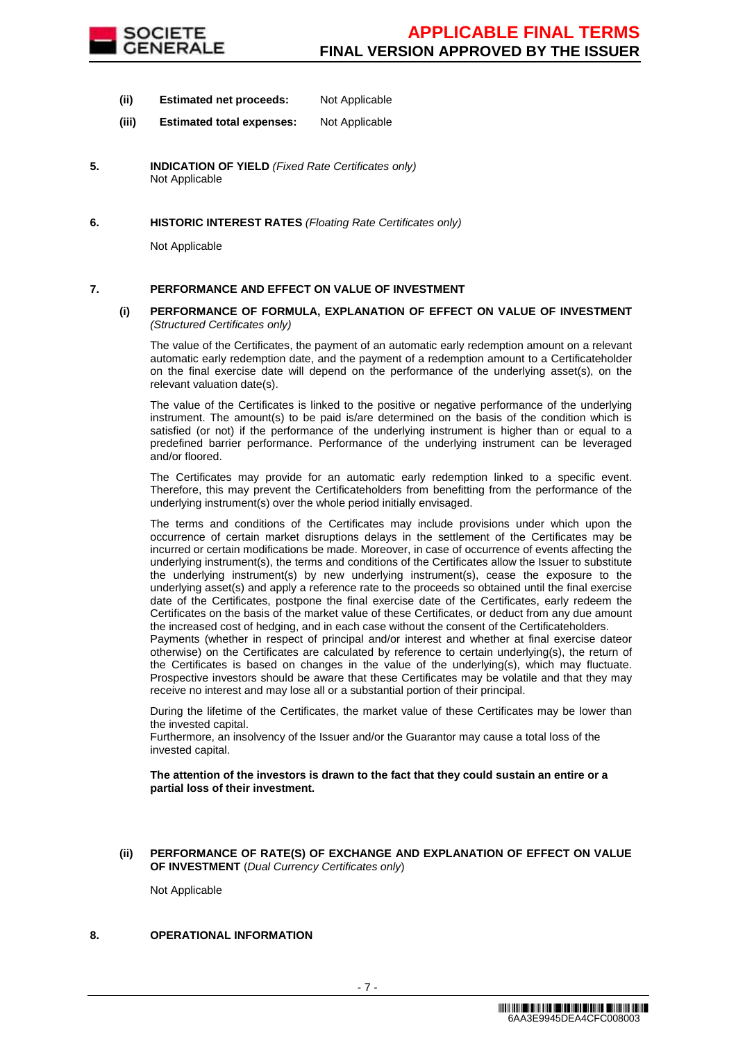(ii) **Estimated net proceeds:** Not Applicable

(iii) **Estimated total expenses:** Not Applicable

**5. INDICATION OF YIELD** *(Fixed Rate Certificates only)*

Not Applicable

**6. HISTORIC INTEREST RATES** *(Floating Rate Certificates only)*

Not Applicable

**7. PERFORMANCE AND EFFECT ON VALUE OF INVESTMENT**

**(i) PERFORMANCE OF FORMULA, EXPLANATION OF EFFECT ON VALUE OF INVESTMENT** *(Structured Certificates only)*

The value of the Certificates, the payment of an automatic early redemption amount on a relevant automatic early redemption date, and the payment of a redemption amount to a Certificateholder on the final exercise date will depend on the performance of the underlying asset(s), on the relevant valuation date(s).

The value of the Certificates is linked to the positive or negative performance of the underlying instrument. The amount(s) to be paid is/are determined on the basis of the condition which is satisfied (or not) if the performance of the underlying instrument is higher than or equal to a predefined barrier performance. Performance of the underlying instrument can be leveraged and/or floored.

The Certificates may provide for an automatic early redemption linked to a specific event. Therefore, this may prevent the Certificateholders from benefitting from the performance of the underlying instrument(s) over the whole period initially envisaged.

The terms and conditions of the Certificates may include provisions under which upon the occurrence of certain market disruptions delays in the settlement of the Certificates may be incurred or certain modifications be made. Moreover, in case of occurrence of events affecting the underlying instrument(s), the terms and conditions of the Certificates allow the Issuer to substitute the underlying instrument(s) by new underlying instrument(s), cease the exposure to the underlying asset(s) and apply a reference rate to the proceeds so obtained until the final exercise date of the Certificates, postpone the final exercise date of the Certificates, early redeem the Certificates on the basis of the market value of these Certificates, or deduct from any due amount the increased cost of hedging, and in each case without the consent of the Certificateholders.
Payments (whether in respect of principal and/or interest and whether at final exercise dateor otherwise) on the Certificates are calculated by reference to certain underlying(s), the return of the Certificates is based on changes in the value of the underlying(s), which may fluctuate. Prospective investors should be aware that these Certificates may be volatile and that they may receive no interest and may lose all or a substantial portion of their principal.

During the lifetime of the Certificates, the market value of these Certificates may be lower than the invested capital.
Furthermore, an insolvency of the Issuer and/or the Guarantor may cause a total loss of the invested capital.

**The attention of the investors is drawn to the fact that they could sustain an entire or a partial loss of their investment.**

**(ii) PERFORMANCE OF RATE(S) OF EXCHANGE AND EXPLANATION OF EFFECT ON VALUE OF INVESTMENT** (*Dual Currency Certificates only*)

Not Applicable

**8. OPERATIONAL INFORMATION**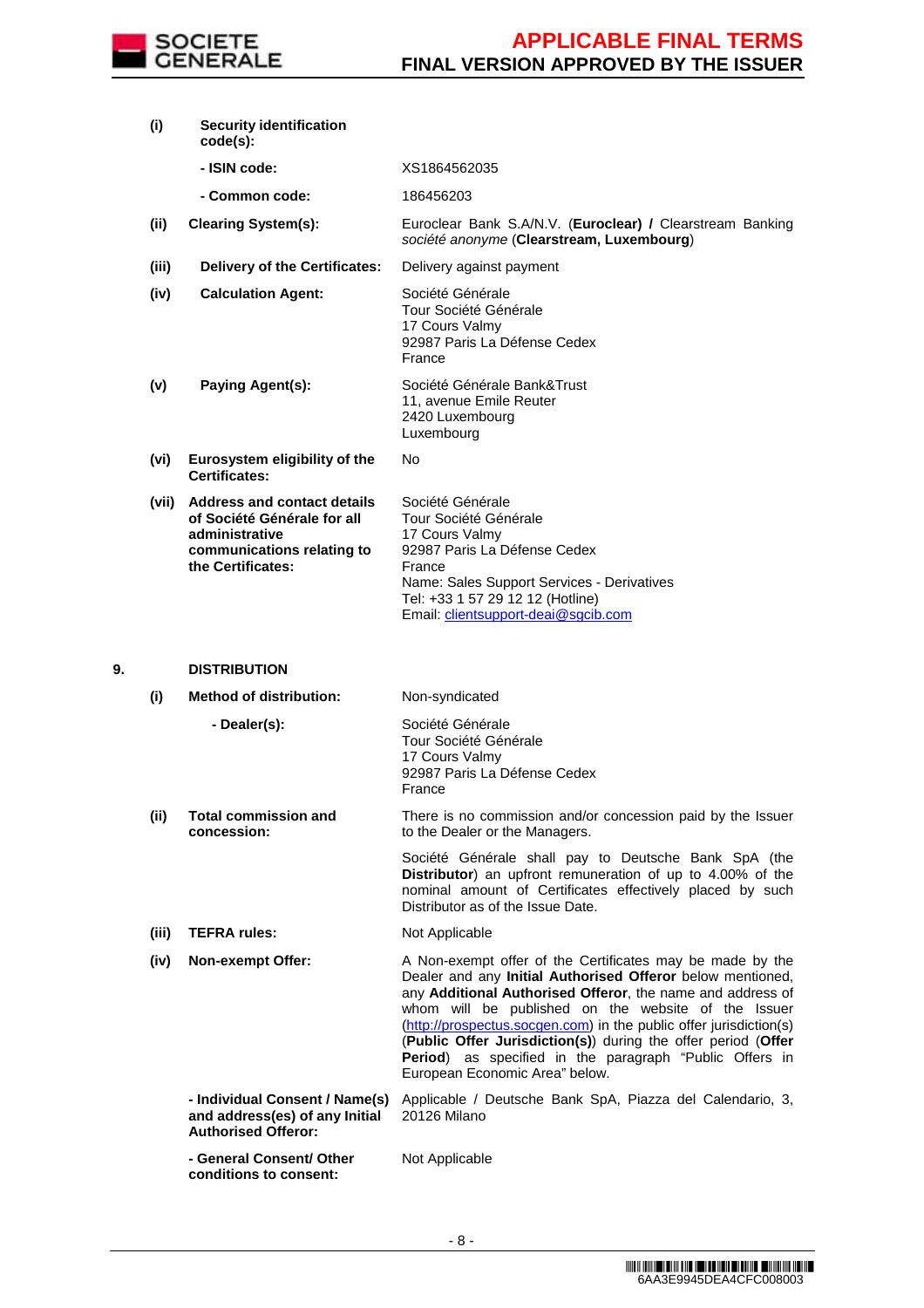| | | |
|---|---|---|
| **(i)** | **Security identification code(s):** | |
| | **- ISIN code:** | XS1864562035 |
| | **- Common code:** | 186456203 |
| **(ii)** | **Clearing System(s):** | Euroclear Bank S.A/N.V. (**Euroclear) /** Clearstream Banking *société anonyme* (**Clearstream, Luxembourg**) |
| **(iii)** | **Delivery of the Certificates:** | Delivery against payment |
| **(iv)** | **Calculation Agent:** | Société Générale<br>Tour Société Générale<br>17 Cours Valmy<br>92987 Paris La Défense Cedex<br>France |
| **(v)** | **Paying Agent(s):** | Société Générale Bank&Trust<br>11, avenue Emile Reuter<br>2420 Luxembourg<br>Luxembourg |
| **(vi)** | **Eurosystem eligibility of the Certificates:** | No |
| **(vii)** | **Address and contact details of Société Générale for all administrative communications relating to the Certificates:** | Société Générale<br>Tour Société Générale<br>17 Cours Valmy<br>92987 Paris La Défense Cedex<br>France<br>Name: Sales Support Services - Derivatives<br>Tel: +33 1 57 29 12 12 (Hotline)<br>Email: clientsupport-deai@sgcib.com |

**9. DISTRIBUTION**

| | | |
|---|---|---|
| **(i)** | **Method of distribution:** | Non-syndicated |
| | **- Dealer(s):** | Société Générale<br>Tour Société Générale<br>17 Cours Valmy<br>92987 Paris La Défense Cedex<br>France |
| **(ii)** | **Total commission and concession:** | There is no commission and/or concession paid by the Issuer to the Dealer or the Managers.<br><br>Société Générale shall pay to Deutsche Bank SpA (the **Distributor**) an upfront remuneration of up to 4.00% of the nominal amount of Certificates effectively placed by such Distributor as of the Issue Date. |
| **(iii)** | **TEFRA rules:** | Not Applicable |
| **(iv)** | **Non-exempt Offer:** | A Non-exempt offer of the Certificates may be made by the Dealer and any **Initial Authorised Offeror** below mentioned, any **Additional Authorised Offeror**, the name and address of whom will be published on the website of the Issuer (http://prospectus.socgen.com) in the public offer jurisdiction(s) (**Public Offer Jurisdiction(s)**) during the offer period (**Offer Period**) as specified in the paragraph "Public Offers in European Economic Area" below. |
| | **- Individual Consent / Name(s) and address(es) of any Initial Authorised Offeror:** | Applicable / Deutsche Bank SpA, Piazza del Calendario, 3, 20126 Milano |
| | **- General Consent/ Other conditions to consent:** | Not Applicable |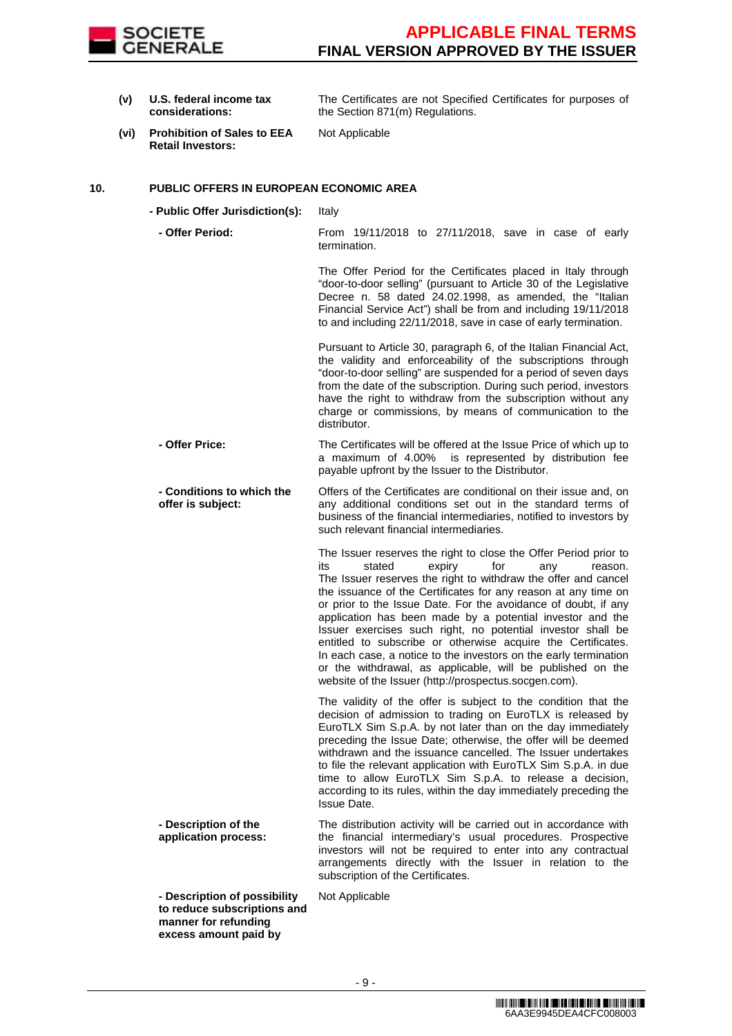| | | |
|---|---|---|
| **(v)** | **U.S. federal income tax considerations:** | The Certificates are not Specified Certificates for purposes of the Section 871(m) Regulations. |
| **(vi)** | **Prohibition of Sales to EEA Retail Investors:** | Not Applicable |

**10. PUBLIC OFFERS IN EUROPEAN ECONOMIC AREA**

| | |
|---|---|
| **- Public Offer Jurisdiction(s):** | Italy |
| **- Offer Period:** | From 19/11/2018 to 27/11/2018, save in case of early termination.<br><br>The Offer Period for the Certificates placed in Italy through "door-to-door selling" (pursuant to Article 30 of the Legislative Decree n. 58 dated 24.02.1998, as amended, the "Italian Financial Service Act") shall be from and including 19/11/2018 to and including 22/11/2018, save in case of early termination.<br><br>Pursuant to Article 30, paragraph 6, of the Italian Financial Act, the validity and enforceability of the subscriptions through "door-to-door selling" are suspended for a period of seven days from the date of the subscription. During such period, investors have the right to withdraw from the subscription without any charge or commissions, by means of communication to the distributor. |
| **- Offer Price:** | The Certificates will be offered at the Issue Price of which up to a maximum of 4.00% is represented by distribution fee payable upfront by the Issuer to the Distributor. |
| **- Conditions to which the offer is subject:** | Offers of the Certificates are conditional on their issue and, on any additional conditions set out in the standard terms of business of the financial intermediaries, notified to investors by such relevant financial intermediaries.<br><br>The Issuer reserves the right to close the Offer Period prior to its stated expiry for any reason. The Issuer reserves the right to withdraw the offer and cancel the issuance of the Certificates for any reason at any time on or prior to the Issue Date. For the avoidance of doubt, if any application has been made by a potential investor and the Issuer exercises such right, no potential investor shall be entitled to subscribe or otherwise acquire the Certificates. In each case, a notice to the investors on the early termination or the withdrawal, as applicable, will be published on the website of the Issuer (http://prospectus.socgen.com).<br><br>The validity of the offer is subject to the condition that the decision of admission to trading on EuroTLX is released by EuroTLX Sim S.p.A. by not later than on the day immediately preceding the Issue Date; otherwise, the offer will be deemed withdrawn and the issuance cancelled. The Issuer undertakes to file the relevant application with EuroTLX Sim S.p.A. in due time to allow EuroTLX Sim S.p.A. to release a decision, according to its rules, within the day immediately preceding the Issue Date. |
| **- Description of the application process:** | The distribution activity will be carried out in accordance with the financial intermediary's usual procedures. Prospective investors will not be required to enter into any contractual arrangements directly with the Issuer in relation to the subscription of the Certificates. |
| **- Description of possibility to reduce subscriptions and manner for refunding excess amount paid by** | Not Applicable |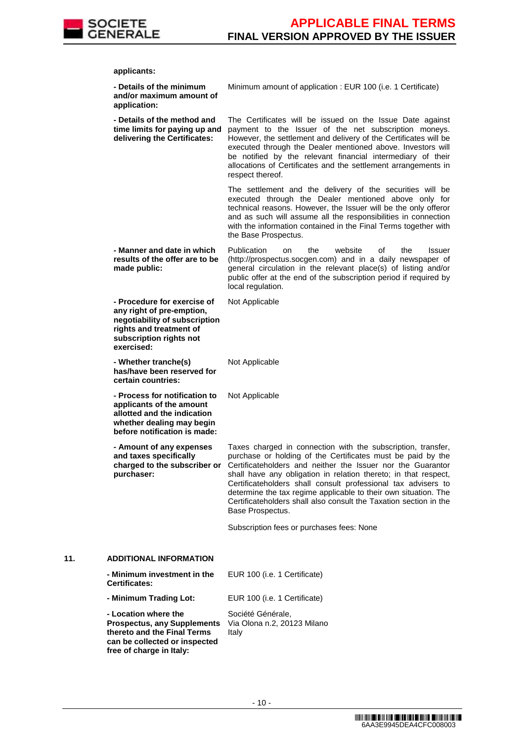**applicants:**

| | |
|---|---|
| **- Details of the minimum and/or maximum amount of application:** | Minimum amount of application : EUR 100 (i.e. 1 Certificate) |
| **- Details of the method and time limits for paying up and delivering the Certificates:** | The Certificates will be issued on the Issue Date against payment to the Issuer of the net subscription moneys. However, the settlement and delivery of the Certificates will be executed through the Dealer mentioned above. Investors will be notified by the relevant financial intermediary of their allocations of Certificates and the settlement arrangements in respect thereof.<br><br>The settlement and the delivery of the securities will be executed through the Dealer mentioned above only for technical reasons. However, the Issuer will be the only offeror and as such will assume all the responsibilities in connection with the information contained in the Final Terms together with the Base Prospectus. |
| **- Manner and date in which results of the offer are to be made public:** | Publication on the website of the Issuer (http://prospectus.socgen.com) and in a daily newspaper of general circulation in the relevant place(s) of listing and/or public offer at the end of the subscription period if required by local regulation. |
| **- Procedure for exercise of any right of pre-emption, negotiability of subscription rights and treatment of subscription rights not exercised:** | Not Applicable |
| **- Whether tranche(s) has/have been reserved for certain countries:** | Not Applicable |
| **- Process for notification to applicants of the amount allotted and the indication whether dealing may begin before notification is made:** | Not Applicable |
| **- Amount of any expenses and taxes specifically charged to the subscriber or purchaser:** | Taxes charged in connection with the subscription, transfer, purchase or holding of the Certificates must be paid by the Certificateholders and neither the Issuer nor the Guarantor shall have any obligation in relation thereto; in that respect, Certificateholders shall consult professional tax advisers to determine the tax regime applicable to their own situation. The Certificateholders shall also consult the Taxation section in the Base Prospectus.<br><br>Subscription fees or purchases fees: None |

## 11. ADDITIONAL INFORMATION

| | |
|---|---|
| **- Minimum investment in the Certificates:** | EUR 100 (i.e. 1 Certificate) |
| **- Minimum Trading Lot:** | EUR 100 (i.e. 1 Certificate) |
| **- Location where the Prospectus, any Supplements thereto and the Final Terms can be collected or inspected free of charge in Italy:** | Société Générale,<br>Via Olona n.2, 20123 Milano<br>Italy |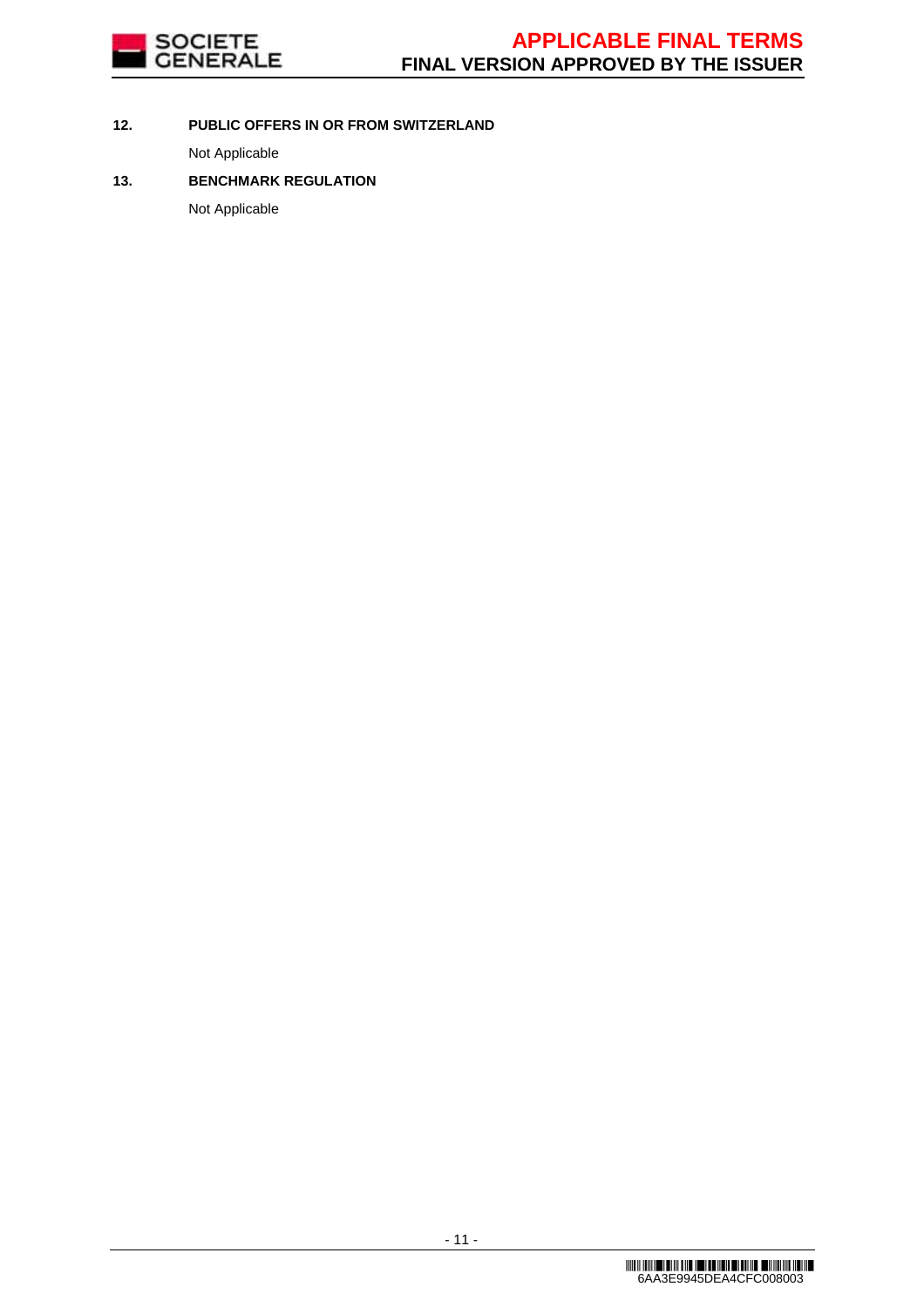**12. PUBLIC OFFERS IN OR FROM SWITZERLAND**

Not Applicable

**13. BENCHMARK REGULATION**

Not Applicable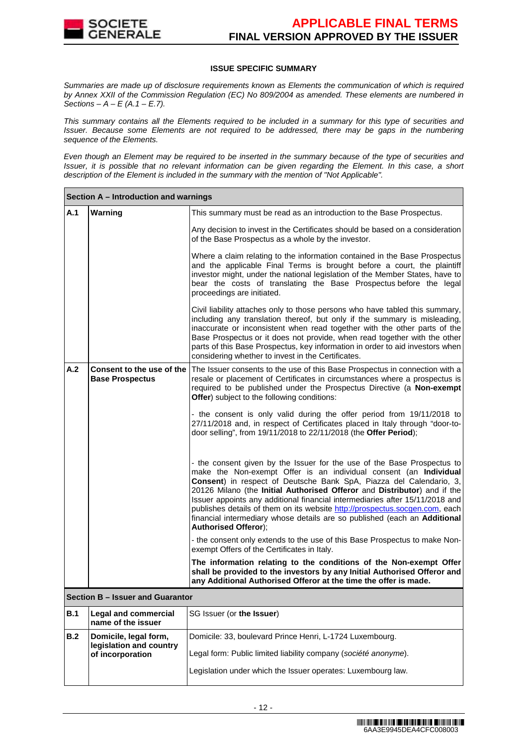**ISSUE SPECIFIC SUMMARY**

*Summaries are made up of disclosure requirements known as Elements the communication of which is required by Annex XXII of the Commission Regulation (EC) No 809/2004 as amended. These elements are numbered in Sections – A – E (A.1 – E.7).*

*This summary contains all the Elements required to be included in a summary for this type of securities and Issuer. Because some Elements are not required to be addressed, there may be gaps in the numbering sequence of the Elements.*

*Even though an Element may be required to be inserted in the summary because of the type of securities and Issuer, it is possible that no relevant information can be given regarding the Element. In this case, a short description of the Element is included in the summary with the mention of "Not Applicable".*

| **Section A – Introduction and warnings** | | |
|---|---|---|
| **A.1** | **Warning** | This summary must be read as an introduction to the Base Prospectus.<br><br>Any decision to invest in the Certificates should be based on a consideration of the Base Prospectus as a whole by the investor.<br><br>Where a claim relating to the information contained in the Base Prospectus and the applicable Final Terms is brought before a court, the plaintiff investor might, under the national legislation of the Member States, have to bear the costs of translating the Base Prospectus before the legal proceedings are initiated.<br><br>Civil liability attaches only to those persons who have tabled this summary, including any translation thereof, but only if the summary is misleading, inaccurate or inconsistent when read together with the other parts of the Base Prospectus or it does not provide, when read together with the other parts of this Base Prospectus, key information in order to aid investors when considering whether to invest in the Certificates. |
| **A.2** | **Consent to the use of the Base Prospectus** | The Issuer consents to the use of this Base Prospectus in connection with a resale or placement of Certificates in circumstances where a prospectus is required to be published under the Prospectus Directive (a **Non-exempt Offer**) subject to the following conditions:<br><br>- the consent is only valid during the offer period from 19/11/2018 to 27/11/2018 and, in respect of Certificates placed in Italy through "door-to-door selling", from 19/11/2018 to 22/11/2018 (the **Offer Period**);<br><br>- the consent given by the Issuer for the use of the Base Prospectus to make the Non-exempt Offer is an individual consent (an **Individual Consent**) in respect of Deutsche Bank SpA, Piazza del Calendario, 3, 20126 Milano (the **Initial Authorised Offeror** and **Distributor**) and if the Issuer appoints any additional financial intermediaries after 15/11/2018 and publishes details of them on its website http://prospectus.socgen.com, each financial intermediary whose details are so published (each an **Additional Authorised Offeror**);<br><br>- the consent only extends to the use of this Base Prospectus to make Non-exempt Offers of the Certificates in Italy.<br><br>**The information relating to the conditions of the Non-exempt Offer shall be provided to the investors by any Initial Authorised Offeror and any Additional Authorised Offeror at the time the offer is made.** |
| **Section B – Issuer and Guarantor** | | |
| **B.1** | **Legal and commercial name of the issuer** | SG Issuer (or **the Issuer**) |
| **B.2** | **Domicile, legal form, legislation and country of incorporation** | Domicile: 33, boulevard Prince Henri, L-1724 Luxembourg.<br><br>Legal form: Public limited liability company (*société anonyme*).<br><br>Legislation under which the Issuer operates: Luxembourg law. |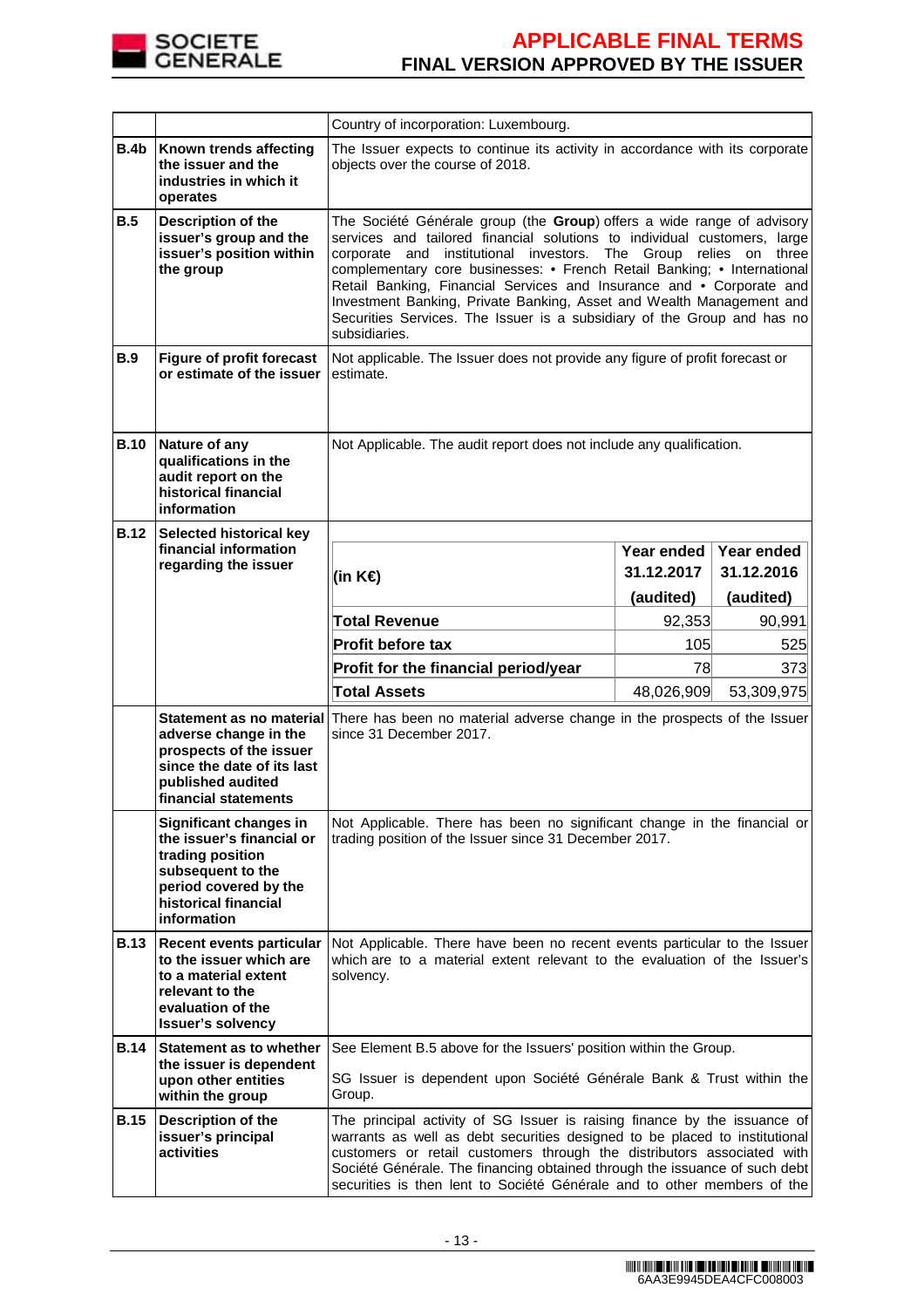| | | |
|---|---|---|
| | | Country of incorporation: Luxembourg. |
| **B.4b** | **Known trends affecting the issuer and the industries in which it operates** | The Issuer expects to continue its activity in accordance with its corporate objects over the course of 2018. |
| **B.5** | **Description of the issuer's group and the issuer's position within the group** | The Société Générale group (the **Group**) offers a wide range of advisory services and tailored financial solutions to individual customers, large corporate and institutional investors. The Group relies on three complementary core businesses: • French Retail Banking; • International Retail Banking, Financial Services and Insurance and • Corporate and Investment Banking, Private Banking, Asset and Wealth Management and Securities Services. The Issuer is a subsidiary of the Group and has no subsidiaries. |
| **B.9** | **Figure of profit forecast or estimate of the issuer** | Not applicable. The Issuer does not provide any figure of profit forecast or estimate. |
| **B.10** | **Nature of any qualifications in the audit report on the historical financial information** | Not Applicable. The audit report does not include any qualification. |
| **B.12** | **Selected historical key financial information regarding the issuer** | see table below |
| | **Statement as no material adverse change in the prospects of the issuer since the date of its last published audited financial statements** | There has been no material adverse change in the prospects of the Issuer since 31 December 2017. |
| | **Significant changes in the issuer's financial or trading position subsequent to the period covered by the historical financial information** | Not Applicable. There has been no significant change in the financial or trading position of the Issuer since 31 December 2017. |
| **B.13** | **Recent events particular to the issuer which are to a material extent relevant to the evaluation of the Issuer's solvency** | Not Applicable. There have been no recent events particular to the Issuer which are to a material extent relevant to the evaluation of the Issuer's solvency. |
| **B.14** | **Statement as to whether the issuer is dependent upon other entities within the group** | See Element B.5 above for the Issuers' position within the Group.<br><br>SG Issuer is dependent upon Société Générale Bank & Trust within the Group. |
| **B.15** | **Description of the issuer's principal activities** | The principal activity of SG Issuer is raising finance by the issuance of warrants as well as debt securities designed to be placed to institutional customers or retail customers through the distributors associated with Société Générale. The financing obtained through the issuance of such debt securities is then lent to Société Générale and to other members of the |

B.12 table:

| (in K€) | Year ended 31.12.2017 (audited) | Year ended 31.12.2016 (audited) |
|---|---|---|
| **Total Revenue** | 92,353 | 90,991 |
| **Profit before tax** | 105 | 525 |
| **Profit for the financial period/year** | 78 | 373 |
| **Total Assets** | 48,026,909 | 53,309,975 |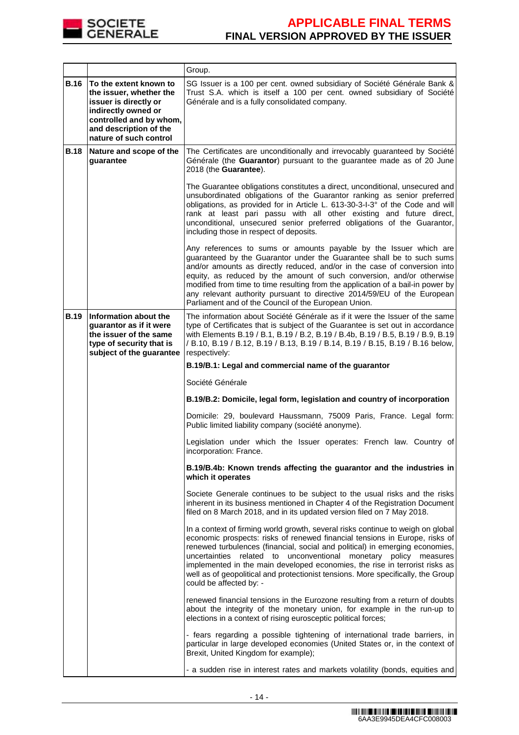| | | |
|---|---|---|
| | | Group. |
| **B.16** | **To the extent known to the issuer, whether the issuer is directly or indirectly owned or controlled and by whom, and description of the nature of such control** | SG Issuer is a 100 per cent. owned subsidiary of Société Générale Bank & Trust S.A. which is itself a 100 per cent. owned subsidiary of Société Générale and is a fully consolidated company. |
| **B.18** | **Nature and scope of the guarantee** | The Certificates are unconditionally and irrevocably guaranteed by Société Générale (the **Guarantor**) pursuant to the guarantee made as of 20 June 2018 (the **Guarantee**).<br><br>The Guarantee obligations constitutes a direct, unconditional, unsecured and unsubordinated obligations of the Guarantor ranking as senior preferred obligations, as provided for in Article L. 613-30-3-I-3° of the Code and will rank at least pari passu with all other existing and future direct, unconditional, unsecured senior preferred obligations of the Guarantor, including those in respect of deposits.<br><br>Any references to sums or amounts payable by the Issuer which are guaranteed by the Guarantor under the Guarantee shall be to such sums and/or amounts as directly reduced, and/or in the case of conversion into equity, as reduced by the amount of such conversion, and/or otherwise modified from time to time resulting from the application of a bail-in power by any relevant authority pursuant to directive 2014/59/EU of the European Parliament and of the Council of the European Union. |
| **B.19** | **Information about the guarantor as if it were the issuer of the same type of security that is subject of the guarantee** | The information about Société Générale as if it were the Issuer of the same type of Certificates that is subject of the Guarantee is set out in accordance with Elements B.19 / B.1, B.19 / B.2, B.19 / B.4b, B.19 / B.5, B.19 / B.9, B.19 / B.10, B.19 / B.12, B.19 / B.13, B.19 / B.14, B.19 / B.15, B.19 / B.16 below, respectively:<br><br>**B.19/B.1: Legal and commercial name of the guarantor**<br><br>Société Générale<br><br>**B.19/B.2: Domicile, legal form, legislation and country of incorporation**<br><br>Domicile: 29, boulevard Haussmann, 75009 Paris, France. Legal form: Public limited liability company (société anonyme).<br><br>Legislation under which the Issuer operates: French law. Country of incorporation: France.<br><br>**B.19/B.4b: Known trends affecting the guarantor and the industries in which it operates**<br><br>Societe Generale continues to be subject to the usual risks and the risks inherent in its business mentioned in Chapter 4 of the Registration Document filed on 8 March 2018, and in its updated version filed on 7 May 2018.<br><br>In a context of firming world growth, several risks continue to weigh on global economic prospects: risks of renewed financial tensions in Europe, risks of renewed turbulences (financial, social and political) in emerging economies, uncertainties related to unconventional monetary policy measures implemented in the main developed economies, the rise in terrorist risks as well as of geopolitical and protectionist tensions. More specifically, the Group could be affected by: -<br><br>renewed financial tensions in the Eurozone resulting from a return of doubts about the integrity of the monetary union, for example in the run-up to elections in a context of rising eurosceptic political forces;<br><br>- fears regarding a possible tightening of international trade barriers, in particular in large developed economies (United States or, in the context of Brexit, United Kingdom for example);<br><br>- a sudden rise in interest rates and markets volatility (bonds, equities and |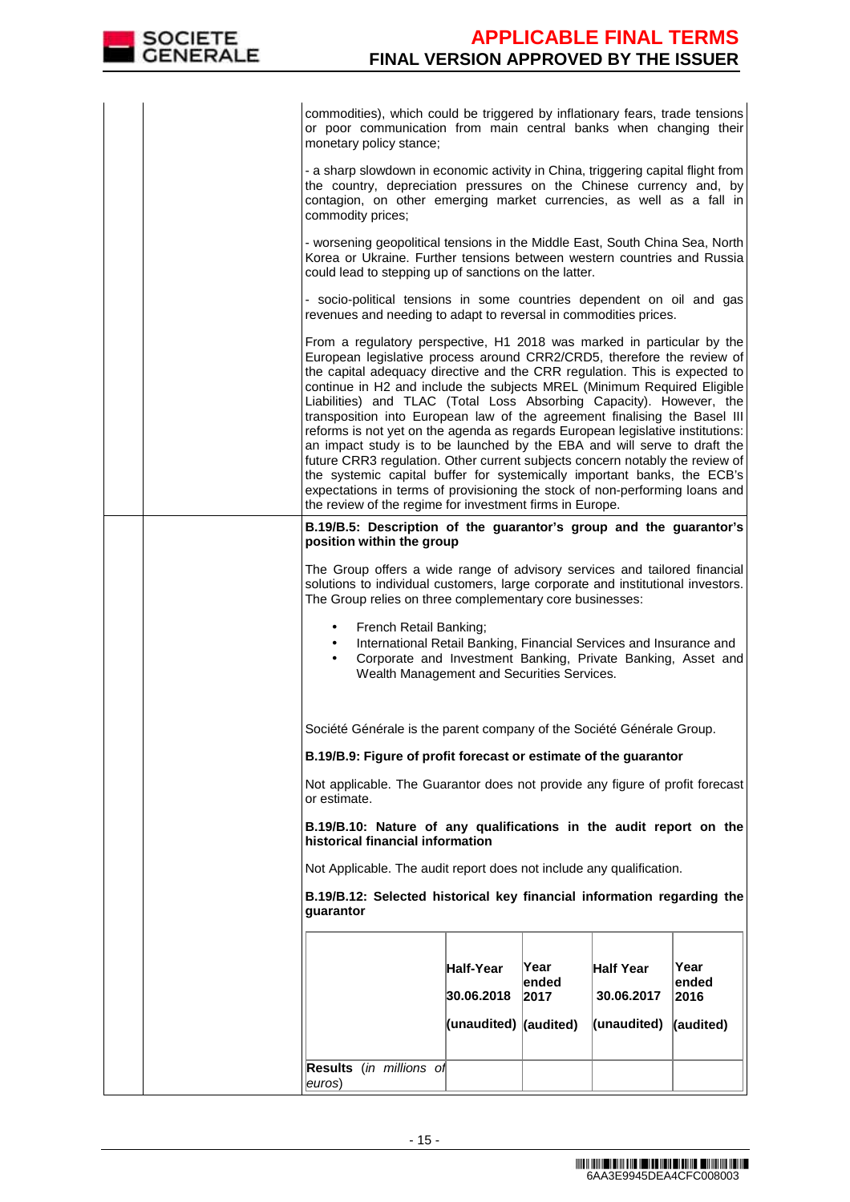commodities), which could be triggered by inflationary fears, trade tensions or poor communication from main central banks when changing their monetary policy stance;

- a sharp slowdown in economic activity in China, triggering capital flight from the country, depreciation pressures on the Chinese currency and, by contagion, on other emerging market currencies, as well as a fall in commodity prices;

- worsening geopolitical tensions in the Middle East, South China Sea, North Korea or Ukraine. Further tensions between western countries and Russia could lead to stepping up of sanctions on the latter.

- socio-political tensions in some countries dependent on oil and gas revenues and needing to adapt to reversal in commodities prices.

From a regulatory perspective, H1 2018 was marked in particular by the European legislative process around CRR2/CRD5, therefore the review of the capital adequacy directive and the CRR regulation. This is expected to continue in H2 and include the subjects MREL (Minimum Required Eligible Liabilities) and TLAC (Total Loss Absorbing Capacity). However, the transposition into European law of the agreement finalising the Basel III reforms is not yet on the agenda as regards European legislative institutions: an impact study is to be launched by the EBA and will serve to draft the future CRR3 regulation. Other current subjects concern notably the review of the systemic capital buffer for systemically important banks, the ECB's expectations in terms of provisioning the stock of non-performing loans and the review of the regime for investment firms in Europe.

**B.19/B.5: Description of the guarantor's group and the guarantor's position within the group**

The Group offers a wide range of advisory services and tailored financial solutions to individual customers, large corporate and institutional investors. The Group relies on three complementary core businesses:

- French Retail Banking;
- International Retail Banking, Financial Services and Insurance and
- Corporate and Investment Banking, Private Banking, Asset and Wealth Management and Securities Services.

Société Générale is the parent company of the Société Générale Group.

**B.19/B.9: Figure of profit forecast or estimate of the guarantor**

Not applicable. The Guarantor does not provide any figure of profit forecast or estimate.

**B.19/B.10: Nature of any qualifications in the audit report on the historical financial information**

Not Applicable. The audit report does not include any qualification.

**B.19/B.12: Selected historical key financial information regarding the guarantor**

| | **Half-Year 30.06.2018 (unaudited)** | **Year ended 2017 (audited)** | **Half Year 30.06.2017 (unaudited)** | **Year ended 2016 (audited)** |
|---|---|---|---|---|
| **Results** (*in millions of euros*) | | | | |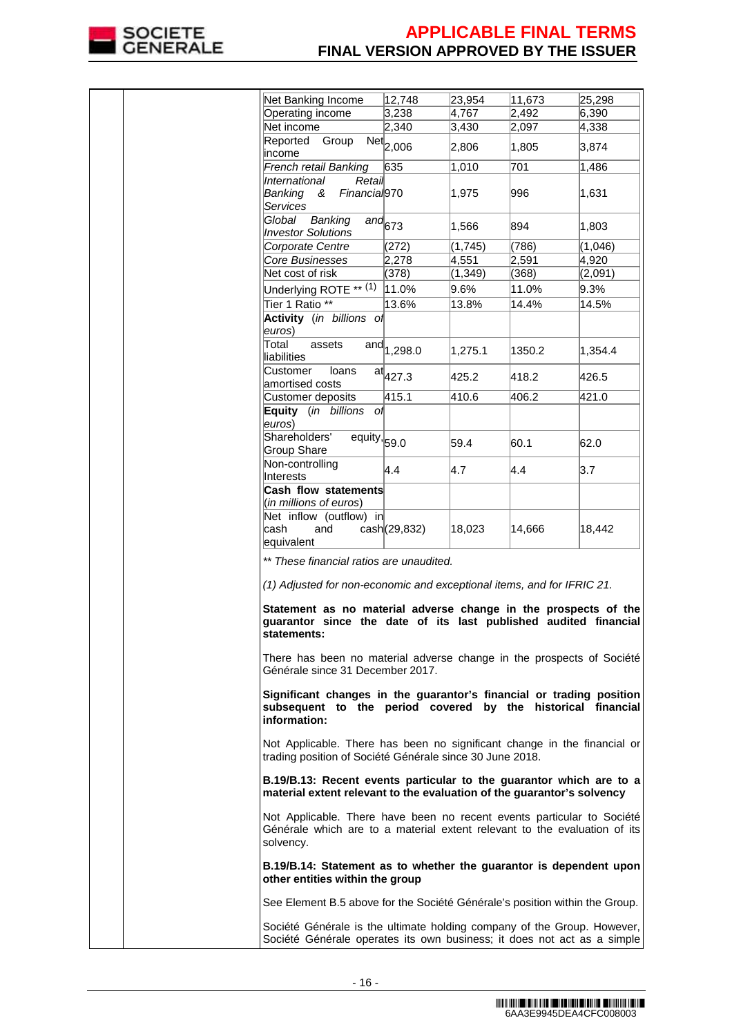| | | | | |
|---|---|---|---|---|
| Net Banking Income | 12,748 | 23,954 | 11,673 | 25,298 |
| Operating income | 3,238 | 4,767 | 2,492 | 6,390 |
| Net income | 2,340 | 3,430 | 2,097 | 4,338 |
| Reported Group Net income | 2,006 | 2,806 | 1,805 | 3,874 |
| *French retail Banking* | 635 | 1,010 | 701 | 1,486 |
| *International Retail Banking & Financial Services* | 970 | 1,975 | 996 | 1,631 |
| *Global Banking and Investor Solutions* | 673 | 1,566 | 894 | 1,803 |
| *Corporate Centre* | (272) | (1,745) | (786) | (1,046) |
| *Core Businesses* | 2,278 | 4,551 | 2,591 | 4,920 |
| Net cost of risk | (378) | (1,349) | (368) | (2,091) |
| Underlying ROTE ** (1) | 11.0% | 9.6% | 11.0% | 9.3% |
| Tier 1 Ratio ** | 13.6% | 13.8% | 14.4% | 14.5% |
| **Activity** *(in billions of euros)* | | | | |
| Total assets and liabilities | 1,298.0 | 1,275.1 | 1350.2 | 1,354.4 |
| Customer loans at amortised costs | 427.3 | 425.2 | 418.2 | 426.5 |
| Customer deposits | 415.1 | 410.6 | 406.2 | 421.0 |
| **Equity** *(in billions of euros)* | | | | |
| Shareholders' equity, Group Share | 59.0 | 59.4 | 60.1 | 62.0 |
| Non-controlling Interests | 4.4 | 4.7 | 4.4 | 3.7 |
| **Cash flow statements** *(in millions of euros)* | | | | |
| Net inflow (outflow) in cash and cash equivalent | (29,832) | 18,023 | 14,666 | 18,442 |

*** These financial ratios are unaudited.*

*(1) Adjusted for non-economic and exceptional items, and for IFRIC 21.*

**Statement as no material adverse change in the prospects of the guarantor since the date of its last published audited financial statements:**

There has been no material adverse change in the prospects of Société Générale since 31 December 2017.

**Significant changes in the guarantor's financial or trading position subsequent to the period covered by the historical financial information:**

Not Applicable. There has been no significant change in the financial or trading position of Société Générale since 30 June 2018.

**B.19/B.13: Recent events particular to the guarantor which are to a material extent relevant to the evaluation of the guarantor's solvency**

Not Applicable. There have been no recent events particular to Société Générale which are to a material extent relevant to the evaluation of its solvency.

**B.19/B.14: Statement as to whether the guarantor is dependent upon other entities within the group**

See Element B.5 above for the Société Générale's position within the Group.

Société Générale is the ultimate holding company of the Group. However, Société Générale operates its own business; it does not act as a simple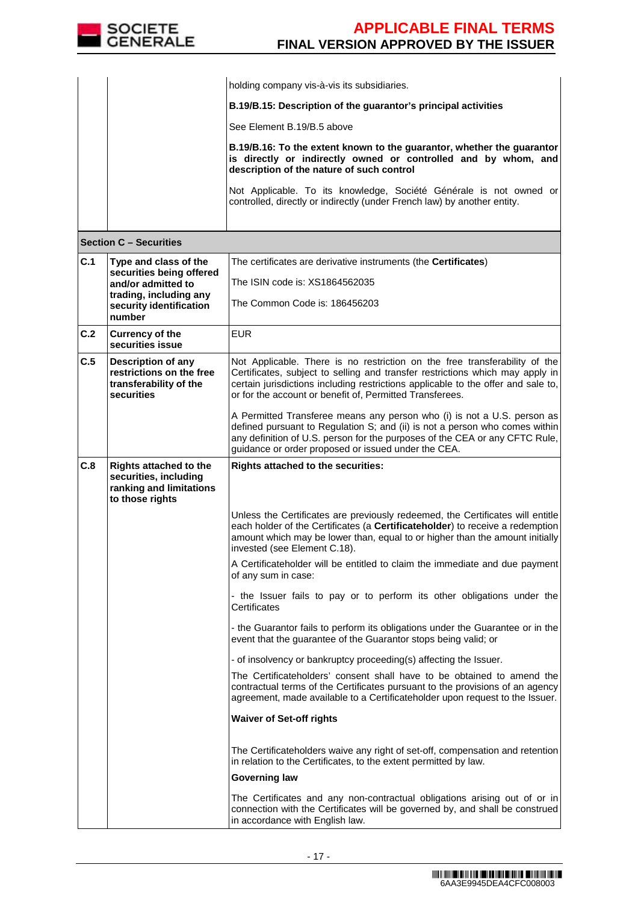| | | |
|---|---|---|
| | | holding company vis-à-vis its subsidiaries.<br><br>**B.19/B.15: Description of the guarantor's principal activities**<br><br>See Element B.19/B.5 above<br><br>**B.19/B.16: To the extent known to the guarantor, whether the guarantor is directly or indirectly owned or controlled and by whom, and description of the nature of such control**<br><br>Not Applicable. To its knowledge, Société Générale is not owned or controlled, directly or indirectly (under French law) by another entity. |
| **Section C – Securities** | | |
| **C.1** | **Type and class of the securities being offered and/or admitted to trading, including any security identification number** | The certificates are derivative instruments (the **Certificates**)<br><br>The ISIN code is: XS1864562035<br><br>The Common Code is: 186456203 |
| **C.2** | **Currency of the securities issue** | EUR |
| **C.5** | **Description of any restrictions on the free transferability of the securities** | Not Applicable. There is no restriction on the free transferability of the Certificates, subject to selling and transfer restrictions which may apply in certain jurisdictions including restrictions applicable to the offer and sale to, or for the account or benefit of, Permitted Transferees.<br><br>A Permitted Transferee means any person who (i) is not a U.S. person as defined pursuant to Regulation S; and (ii) is not a person who comes within any definition of U.S. person for the purposes of the CEA or any CFTC Rule, guidance or order proposed or issued under the CEA. |
| **C.8** | **Rights attached to the securities, including ranking and limitations to those rights** | **Rights attached to the securities:**<br><br>Unless the Certificates are previously redeemed, the Certificates will entitle each holder of the Certificates (a **Certificateholder**) to receive a redemption amount which may be lower than, equal to or higher than the amount initially invested (see Element C.18).<br><br>A Certificateholder will be entitled to claim the immediate and due payment of any sum in case:<br><br>- the Issuer fails to pay or to perform its other obligations under the Certificates<br><br>- the Guarantor fails to perform its obligations under the Guarantee or in the event that the guarantee of the Guarantor stops being valid; or<br><br>- of insolvency or bankruptcy proceeding(s) affecting the Issuer.<br><br>The Certificateholders' consent shall have to be obtained to amend the contractual terms of the Certificates pursuant to the provisions of an agency agreement, made available to a Certificateholder upon request to the Issuer.<br><br>**Waiver of Set-off rights**<br><br>The Certificateholders waive any right of set-off, compensation and retention in relation to the Certificates, to the extent permitted by law.<br><br>**Governing law**<br><br>The Certificates and any non-contractual obligations arising out of or in connection with the Certificates will be governed by, and shall be construed in accordance with English law. |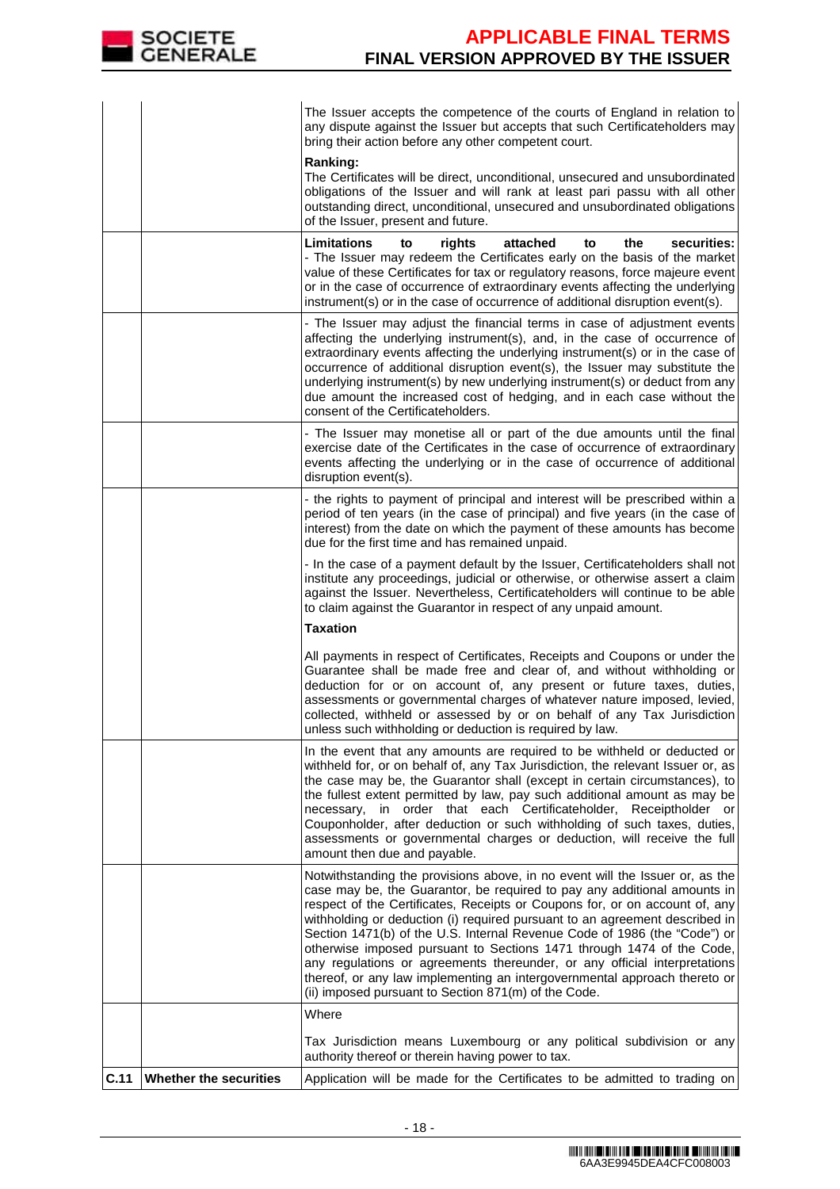| | | |
|---|---|---|
| | | The Issuer accepts the competence of the courts of England in relation to any dispute against the Issuer but accepts that such Certificateholders may bring their action before any other competent court.<br><br>**Ranking:**<br>The Certificates will be direct, unconditional, unsecured and unsubordinated obligations of the Issuer and will rank at least pari passu with all other outstanding direct, unconditional, unsecured and unsubordinated obligations of the Issuer, present and future. |
| | | **Limitations to rights attached to the securities:**<br>- The Issuer may redeem the Certificates early on the basis of the market value of these Certificates for tax or regulatory reasons, force majeure event or in the case of occurrence of extraordinary events affecting the underlying instrument(s) or in the case of occurrence of additional disruption event(s). |
| | | - The Issuer may adjust the financial terms in case of adjustment events affecting the underlying instrument(s), and, in the case of occurrence of extraordinary events affecting the underlying instrument(s) or in the case of occurrence of additional disruption event(s), the Issuer may substitute the underlying instrument(s) by new underlying instrument(s) or deduct from any due amount the increased cost of hedging, and in each case without the consent of the Certificateholders. |
| | | - The Issuer may monetise all or part of the due amounts until the final exercise date of the Certificates in the case of occurrence of extraordinary events affecting the underlying or in the case of occurrence of additional disruption event(s). |
| | | - the rights to payment of principal and interest will be prescribed within a period of ten years (in the case of principal) and five years (in the case of interest) from the date on which the payment of these amounts has become due for the first time and has remained unpaid.<br><br>- In the case of a payment default by the Issuer, Certificateholders shall not institute any proceedings, judicial or otherwise, or otherwise assert a claim against the Issuer. Nevertheless, Certificateholders will continue to be able to claim against the Guarantor in respect of any unpaid amount.<br><br>**Taxation**<br><br>All payments in respect of Certificates, Receipts and Coupons or under the Guarantee shall be made free and clear of, and without withholding or deduction for or on account of, any present or future taxes, duties, assessments or governmental charges of whatever nature imposed, levied, collected, withheld or assessed by or on behalf of any Tax Jurisdiction unless such withholding or deduction is required by law. |
| | | In the event that any amounts are required to be withheld or deducted or withheld for, or on behalf of, any Tax Jurisdiction, the relevant Issuer or, as the case may be, the Guarantor shall (except in certain circumstances), to the fullest extent permitted by law, pay such additional amount as may be necessary, in order that each Certificateholder, Receiptholder or Couponholder, after deduction or such withholding of such taxes, duties, assessments or governmental charges or deduction, will receive the full amount then due and payable. |
| | | Notwithstanding the provisions above, in no event will the Issuer or, as the case may be, the Guarantor, be required to pay any additional amounts in respect of the Certificates, Receipts or Coupons for, or on account of, any withholding or deduction (i) required pursuant to an agreement described in Section 1471(b) of the U.S. Internal Revenue Code of 1986 (the "Code") or otherwise imposed pursuant to Sections 1471 through 1474 of the Code, any regulations or agreements thereunder, or any official interpretations thereof, or any law implementing an intergovernmental approach thereto or (ii) imposed pursuant to Section 871(m) of the Code. |
| | | Where<br><br>Tax Jurisdiction means Luxembourg or any political subdivision or any authority thereof or therein having power to tax. |
| **C.11** | **Whether the securities** | Application will be made for the Certificates to be admitted to trading on |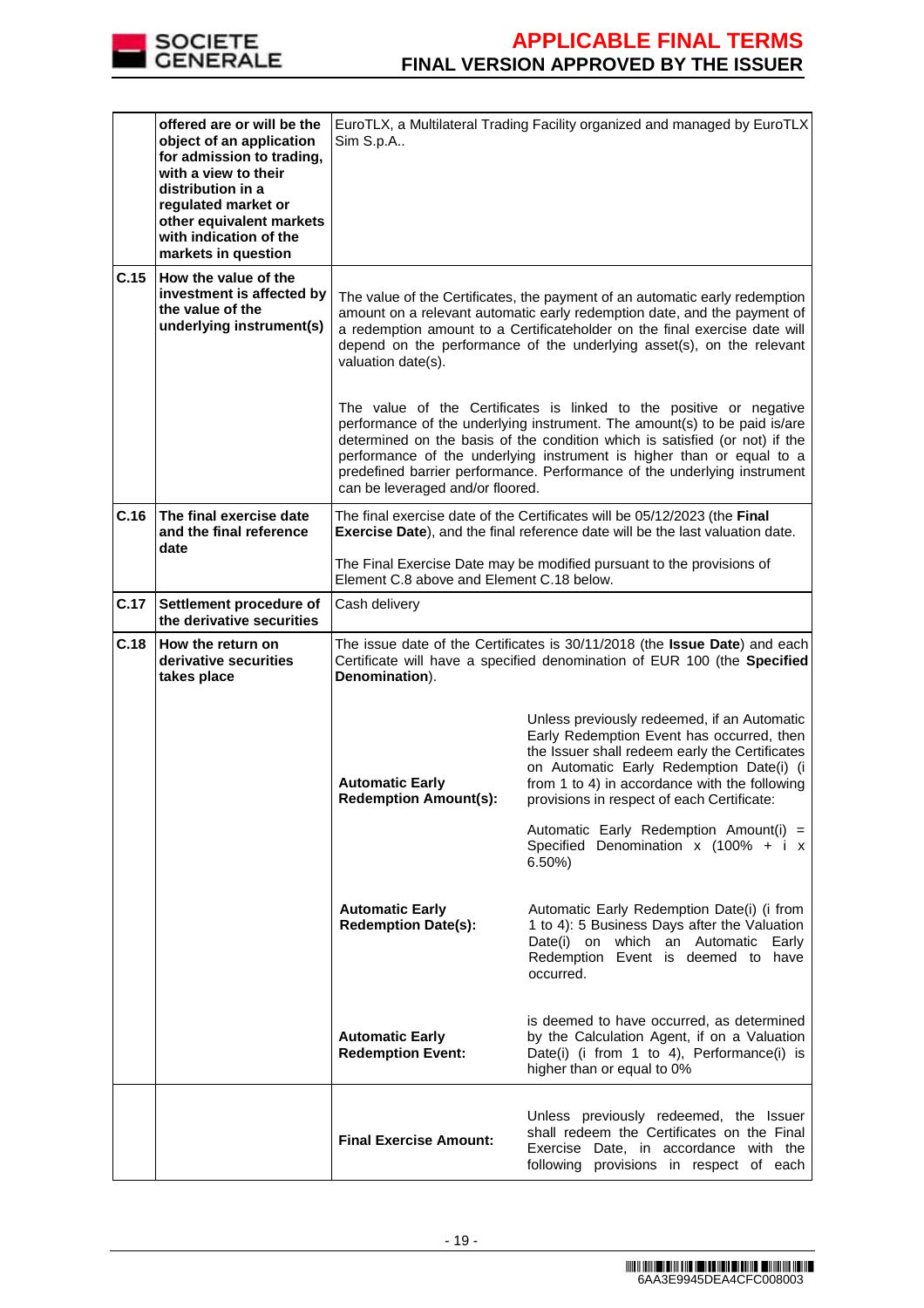| | | | |
|---|---|---|---|
| | **offered are or will be the object of an application for admission to trading, with a view to their distribution in a regulated market or other equivalent markets with indication of the markets in question** | EuroTLX, a Multilateral Trading Facility organized and managed by EuroTLX Sim S.p.A.. | |
| **C.15** | **How the value of the investment is affected by the value of the underlying instrument(s)** | The value of the Certificates, the payment of an automatic early redemption amount on a relevant automatic early redemption date, and the payment of a redemption amount to a Certificateholder on the final exercise date will depend on the performance of the underlying asset(s), on the relevant valuation date(s).<br><br>The value of the Certificates is linked to the positive or negative performance of the underlying instrument. The amount(s) to be paid is/are determined on the basis of the condition which is satisfied (or not) if the performance of the underlying instrument is higher than or equal to a predefined barrier performance. Performance of the underlying instrument can be leveraged and/or floored. | |
| **C.16** | **The final exercise date and the final reference date** | The final exercise date of the Certificates will be 05/12/2023 (the **Final Exercise Date**), and the final reference date will be the last valuation date.<br><br>The Final Exercise Date may be modified pursuant to the provisions of Element C.8 above and Element C.18 below. | |
| **C.17** | **Settlement procedure of the derivative securities** | Cash delivery | |
| **C.18** | **How the return on derivative securities takes place** | The issue date of the Certificates is 30/11/2018 (the **Issue Date**) and each Certificate will have a specified denomination of EUR 100 (the **Specified Denomination**). | |
| | | **Automatic Early Redemption Amount(s):** | Unless previously redeemed, if an Automatic Early Redemption Event has occurred, then the Issuer shall redeem early the Certificates on Automatic Early Redemption Date(i) (i from 1 to 4) in accordance with the following provisions in respect of each Certificate:<br><br>Automatic Early Redemption Amount(i) = Specified Denomination x (100% + i x 6.50%) |
| | | **Automatic Early Redemption Date(s):** | Automatic Early Redemption Date(i) (i from 1 to 4): 5 Business Days after the Valuation Date(i) on which an Automatic Early Redemption Event is deemed to have occurred. |
| | | **Automatic Early Redemption Event:** | is deemed to have occurred, as determined by the Calculation Agent, if on a Valuation Date(i) (i from 1 to 4), Performance(i) is higher than or equal to 0% |
| | | **Final Exercise Amount:** | Unless previously redeemed, the Issuer shall redeem the Certificates on the Final Exercise Date, in accordance with the following provisions in respect of each |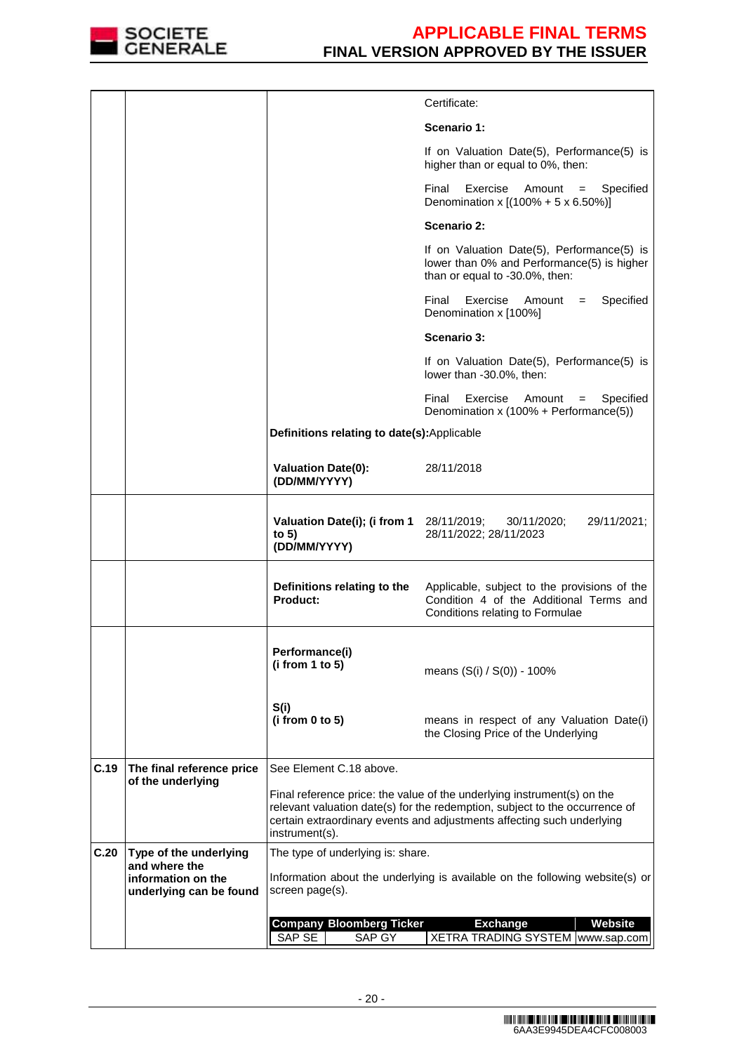| | | | |
|---|---|---|---|
| | | | Certificate:<br><br>**Scenario 1:**<br><br>If on Valuation Date(5), Performance(5) is higher than or equal to 0%, then:<br><br>Final Exercise Amount = Specified Denomination x [(100% + 5 x 6.50%)]<br><br>**Scenario 2:**<br><br>If on Valuation Date(5), Performance(5) is lower than 0% and Performance(5) is higher than or equal to -30.0%, then:<br><br>Final Exercise Amount = Specified Denomination x [100%]<br><br>**Scenario 3:**<br><br>If on Valuation Date(5), Performance(5) is lower than -30.0%, then:<br><br>Final Exercise Amount = Specified Denomination x (100% + Performance(5)) |
| | | **Definitions relating to date(s):** Applicable | |
| | | **Valuation Date(0): (DD/MM/YYYY)** | 28/11/2018 |
| | | **Valuation Date(i); (i from 1 to 5) (DD/MM/YYYY)** | 28/11/2019; 30/11/2020; 29/11/2021; 28/11/2022; 28/11/2023 |
| | | **Definitions relating to the Product:** | Applicable, subject to the provisions of the Condition 4 of the Additional Terms and Conditions relating to Formulae |
| | | **Performance(i) (i from 1 to 5)** | means (S(i) / S(0)) - 100% |
| | | **S(i) (i from 0 to 5)** | means in respect of any Valuation Date(i) the Closing Price of the Underlying |
| **C.19** | **The final reference price of the underlying** | See Element C.18 above.<br><br>Final reference price: the value of the underlying instrument(s) on the relevant valuation date(s) for the redemption, subject to the occurrence of certain extraordinary events and adjustments affecting such underlying instrument(s). | |
| **C.20** | **Type of the underlying and where the information on the underlying can be found** | The type of underlying is: share.<br><br>Information about the underlying is available on the following website(s) or screen page(s). | |

| Company | Bloomberg Ticker | Exchange | Website |
|---|---|---|---|
| SAP SE | SAP GY | XETRA TRADING SYSTEM | www.sap.com |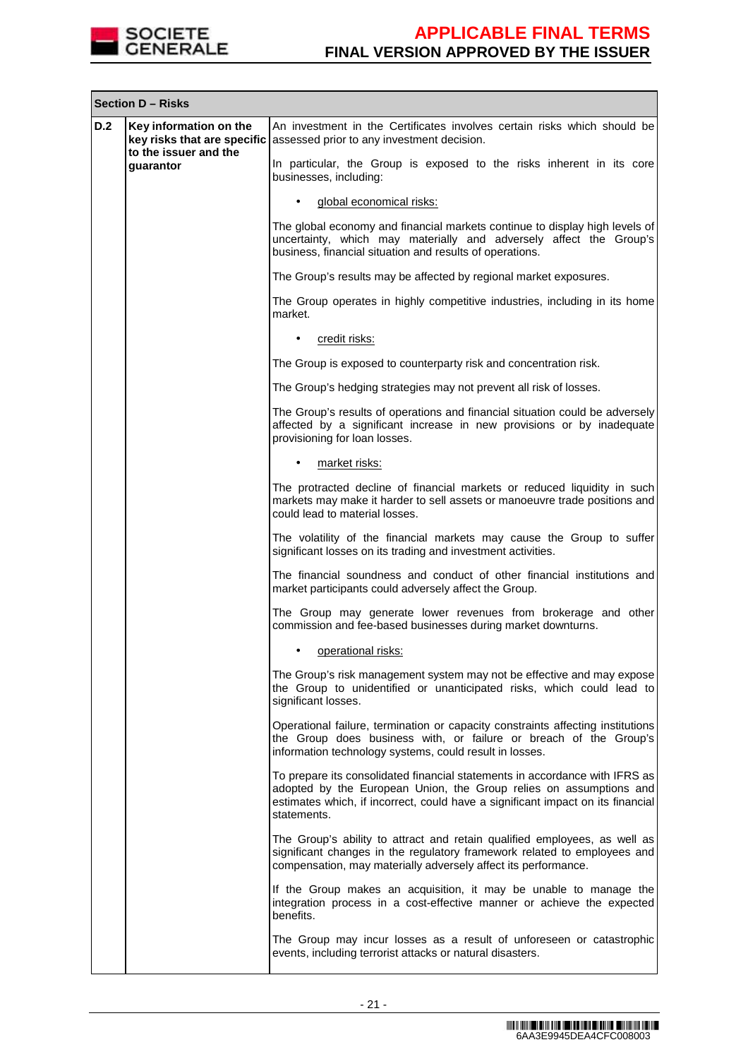| Section D – Risks | | |
|---|---|---|
| **D.2** | **Key information on the key risks that are specific to the issuer and the guarantor** | An investment in the Certificates involves certain risks which should be assessed prior to any investment decision.<br><br>In particular, the Group is exposed to the risks inherent in its core businesses, including:<br><br>• global economical risks:<br><br>The global economy and financial markets continue to display high levels of uncertainty, which may materially and adversely affect the Group's business, financial situation and results of operations.<br><br>The Group's results may be affected by regional market exposures.<br><br>The Group operates in highly competitive industries, including in its home market.<br><br>• credit risks:<br><br>The Group is exposed to counterparty risk and concentration risk.<br><br>The Group's hedging strategies may not prevent all risk of losses.<br><br>The Group's results of operations and financial situation could be adversely affected by a significant increase in new provisions or by inadequate provisioning for loan losses.<br><br>• market risks:<br><br>The protracted decline of financial markets or reduced liquidity in such markets may make it harder to sell assets or manoeuvre trade positions and could lead to material losses.<br><br>The volatility of the financial markets may cause the Group to suffer significant losses on its trading and investment activities.<br><br>The financial soundness and conduct of other financial institutions and market participants could adversely affect the Group.<br><br>The Group may generate lower revenues from brokerage and other commission and fee-based businesses during market downturns.<br><br>• operational risks:<br><br>The Group's risk management system may not be effective and may expose the Group to unidentified or unanticipated risks, which could lead to significant losses.<br><br>Operational failure, termination or capacity constraints affecting institutions the Group does business with, or failure or breach of the Group's information technology systems, could result in losses.<br><br>To prepare its consolidated financial statements in accordance with IFRS as adopted by the European Union, the Group relies on assumptions and estimates which, if incorrect, could have a significant impact on its financial statements.<br><br>The Group's ability to attract and retain qualified employees, as well as significant changes in the regulatory framework related to employees and compensation, may materially adversely affect its performance.<br><br>If the Group makes an acquisition, it may be unable to manage the integration process in a cost-effective manner or achieve the expected benefits.<br><br>The Group may incur losses as a result of unforeseen or catastrophic events, including terrorist attacks or natural disasters. |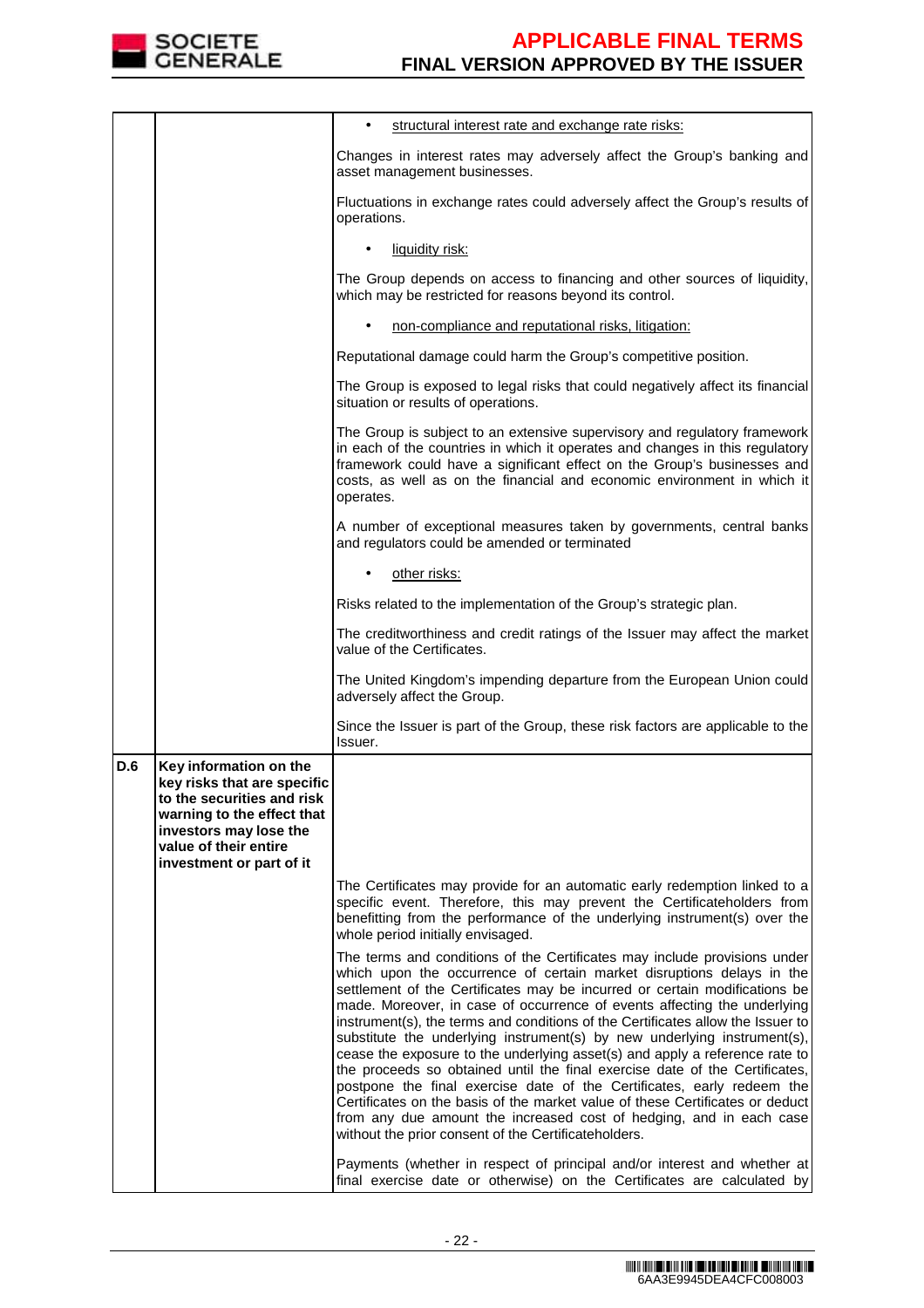| | | |
|---|---|---|
| | | • <u>structural interest rate and exchange rate risks:</u><br><br>Changes in interest rates may adversely affect the Group's banking and asset management businesses.<br><br>Fluctuations in exchange rates could adversely affect the Group's results of operations.<br><br>• <u>liquidity risk:</u><br><br>The Group depends on access to financing and other sources of liquidity, which may be restricted for reasons beyond its control.<br><br>• <u>non-compliance and reputational risks, litigation:</u><br><br>Reputational damage could harm the Group's competitive position.<br><br>The Group is exposed to legal risks that could negatively affect its financial situation or results of operations.<br><br>The Group is subject to an extensive supervisory and regulatory framework in each of the countries in which it operates and changes in this regulatory framework could have a significant effect on the Group's businesses and costs, as well as on the financial and economic environment in which it operates.<br><br>A number of exceptional measures taken by governments, central banks and regulators could be amended or terminated<br><br>• <u>other risks:</u><br><br>Risks related to the implementation of the Group's strategic plan.<br><br>The creditworthiness and credit ratings of the Issuer may affect the market value of the Certificates.<br><br>The United Kingdom's impending departure from the European Union could adversely affect the Group.<br><br>Since the Issuer is part of the Group, these risk factors are applicable to the Issuer. |
| **D.6** | **Key information on the key risks that are specific to the securities and risk warning to the effect that investors may lose the value of their entire investment or part of it** | |
| | | The Certificates may provide for an automatic early redemption linked to a specific event. Therefore, this may prevent the Certificateholders from benefitting from the performance of the underlying instrument(s) over the whole period initially envisaged.<br><br>The terms and conditions of the Certificates may include provisions under which upon the occurrence of certain market disruptions delays in the settlement of the Certificates may be incurred or certain modifications be made. Moreover, in case of occurrence of events affecting the underlying instrument(s), the terms and conditions of the Certificates allow the Issuer to substitute the underlying instrument(s) by new underlying instrument(s), cease the exposure to the underlying asset(s) and apply a reference rate to the proceeds so obtained until the final exercise date of the Certificates, postpone the final exercise date of the Certificates, early redeem the Certificates on the basis of the market value of these Certificates or deduct from any due amount the increased cost of hedging, and in each case without the prior consent of the Certificateholders.<br><br>Payments (whether in respect of principal and/or interest and whether at final exercise date or otherwise) on the Certificates are calculated by |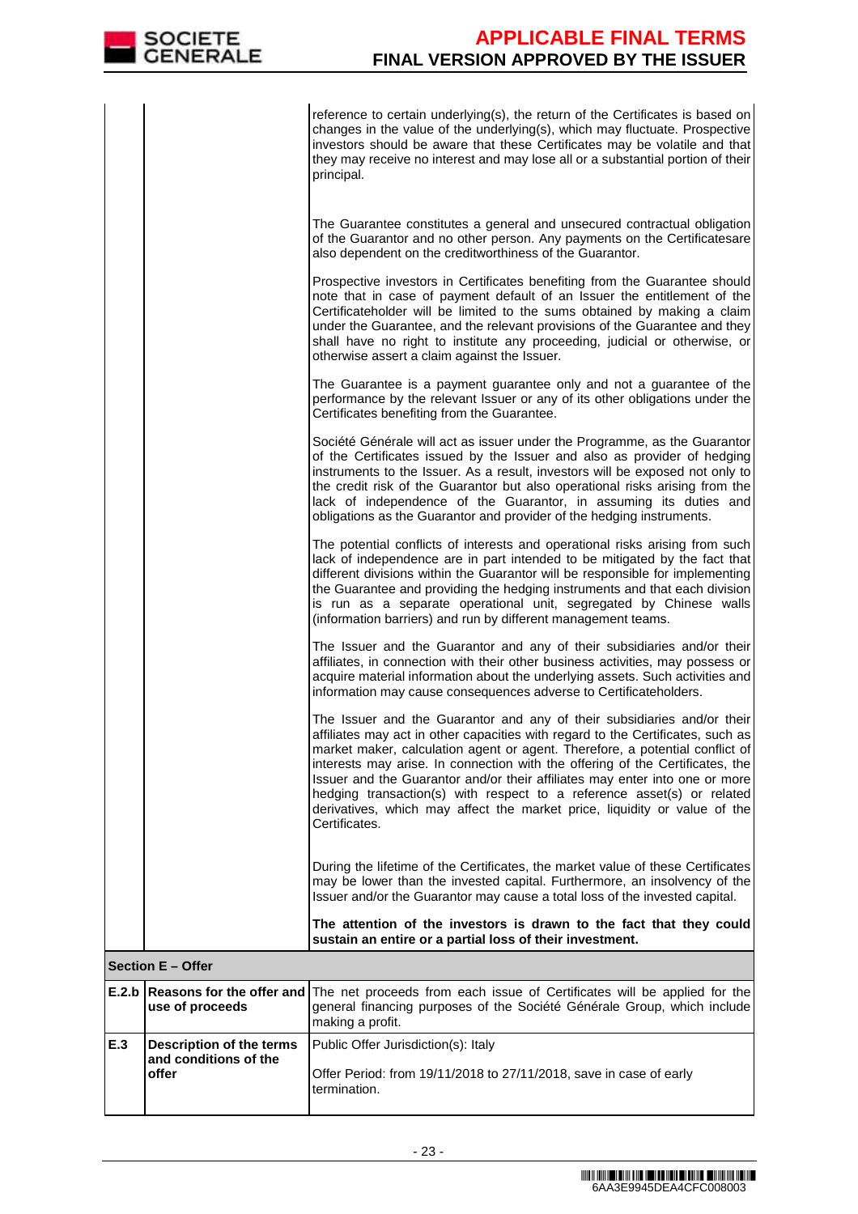| | | |
|---|---|---|
| | | reference to certain underlying(s), the return of the Certificates is based on changes in the value of the underlying(s), which may fluctuate. Prospective investors should be aware that these Certificates may be volatile and that they may receive no interest and may lose all or a substantial portion of their principal.<br><br>The Guarantee constitutes a general and unsecured contractual obligation of the Guarantor and no other person. Any payments on the Certificatesare also dependent on the creditworthiness of the Guarantor.<br><br>Prospective investors in Certificates benefiting from the Guarantee should note that in case of payment default of an Issuer the entitlement of the Certificateholder will be limited to the sums obtained by making a claim under the Guarantee, and the relevant provisions of the Guarantee and they shall have no right to institute any proceeding, judicial or otherwise, or otherwise assert a claim against the Issuer.<br><br>The Guarantee is a payment guarantee only and not a guarantee of the performance by the relevant Issuer or any of its other obligations under the Certificates benefiting from the Guarantee.<br><br>Société Générale will act as issuer under the Programme, as the Guarantor of the Certificates issued by the Issuer and also as provider of hedging instruments to the Issuer. As a result, investors will be exposed not only to the credit risk of the Guarantor but also operational risks arising from the lack of independence of the Guarantor, in assuming its duties and obligations as the Guarantor and provider of the hedging instruments.<br><br>The potential conflicts of interests and operational risks arising from such lack of independence are in part intended to be mitigated by the fact that different divisions within the Guarantor will be responsible for implementing the Guarantee and providing the hedging instruments and that each division is run as a separate operational unit, segregated by Chinese walls (information barriers) and run by different management teams.<br><br>The Issuer and the Guarantor and any of their subsidiaries and/or their affiliates, in connection with their other business activities, may possess or acquire material information about the underlying assets. Such activities and information may cause consequences adverse to Certificateholders.<br><br>The Issuer and the Guarantor and any of their subsidiaries and/or their affiliates may act in other capacities with regard to the Certificates, such as market maker, calculation agent or agent. Therefore, a potential conflict of interests may arise. In connection with the offering of the Certificates, the Issuer and the Guarantor and/or their affiliates may enter into one or more hedging transaction(s) with respect to a reference asset(s) or related derivatives, which may affect the market price, liquidity or value of the Certificates.<br><br>During the lifetime of the Certificates, the market value of these Certificates may be lower than the invested capital. Furthermore, an insolvency of the Issuer and/or the Guarantor may cause a total loss of the invested capital.<br><br>**The attention of the investors is drawn to the fact that they could sustain an entire or a partial loss of their investment.** |
| **Section E – Offer** | | |
| **E.2.b** | **Reasons for the offer and use of proceeds** | The net proceeds from each issue of Certificates will be applied for the general financing purposes of the Société Générale Group, which include making a profit. |
| **E.3** | **Description of the terms and conditions of the offer** | Public Offer Jurisdiction(s): Italy<br><br>Offer Period: from 19/11/2018 to 27/11/2018, save in case of early termination. |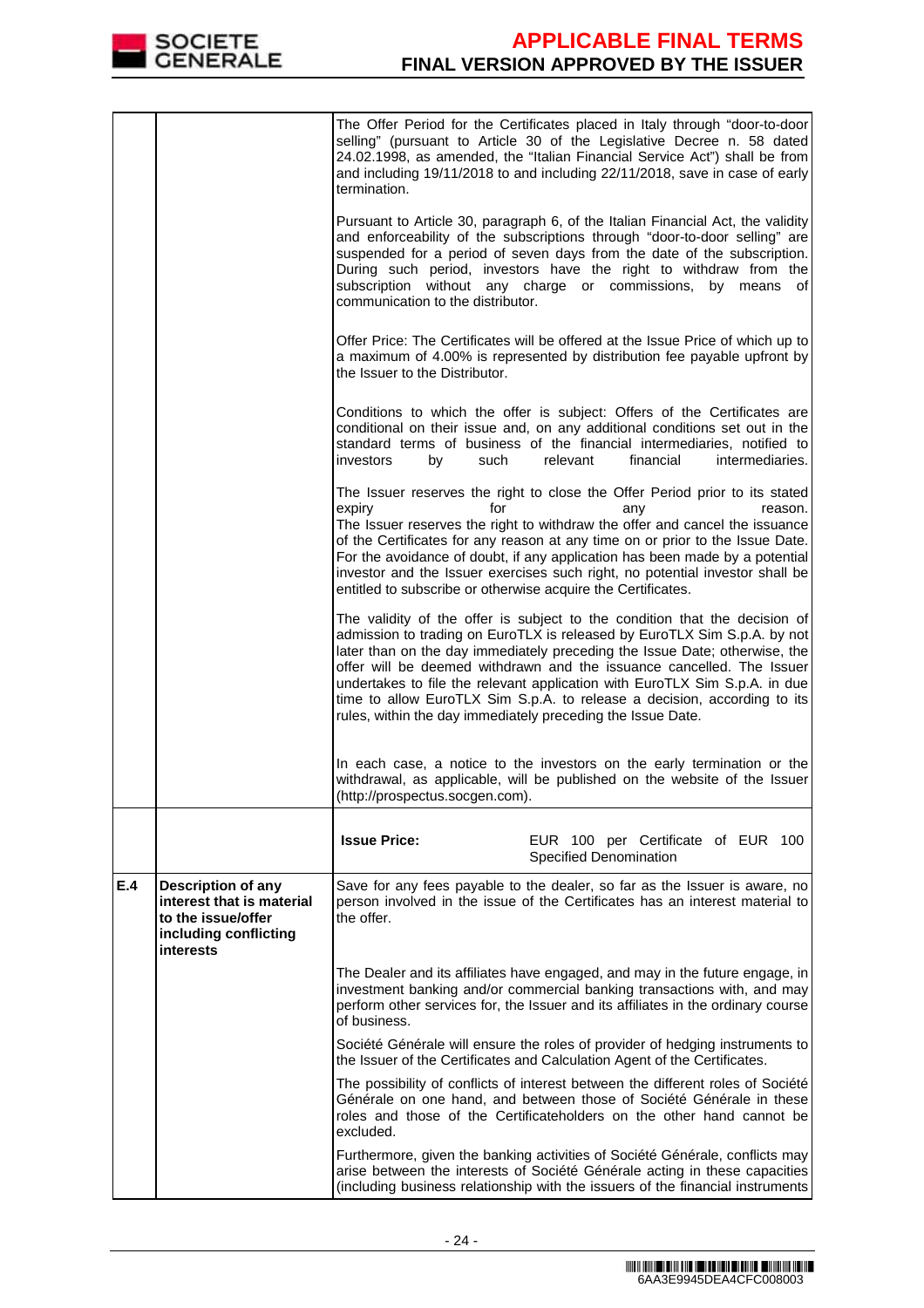| | | |
|---|---|---|
| | | The Offer Period for the Certificates placed in Italy through "door-to-door selling" (pursuant to Article 30 of the Legislative Decree n. 58 dated 24.02.1998, as amended, the "Italian Financial Service Act") shall be from and including 19/11/2018 to and including 22/11/2018, save in case of early termination.<br><br>Pursuant to Article 30, paragraph 6, of the Italian Financial Act, the validity and enforceability of the subscriptions through "door-to-door selling" are suspended for a period of seven days from the date of the subscription. During such period, investors have the right to withdraw from the subscription without any charge or commissions, by means of communication to the distributor.<br><br>Offer Price: The Certificates will be offered at the Issue Price of which up to a maximum of 4.00% is represented by distribution fee payable upfront by the Issuer to the Distributor.<br><br>Conditions to which the offer is subject: Offers of the Certificates are conditional on their issue and, on any additional conditions set out in the standard terms of business of the financial intermediaries, notified to investors by such relevant financial intermediaries.<br><br>The Issuer reserves the right to close the Offer Period prior to its stated expiry for any reason.<br>The Issuer reserves the right to withdraw the offer and cancel the issuance of the Certificates for any reason at any time on or prior to the Issue Date. For the avoidance of doubt, if any application has been made by a potential investor and the Issuer exercises such right, no potential investor shall be entitled to subscribe or otherwise acquire the Certificates.<br><br>The validity of the offer is subject to the condition that the decision of admission to trading on EuroTLX is released by EuroTLX Sim S.p.A. by not later than on the day immediately preceding the Issue Date; otherwise, the offer will be deemed withdrawn and the issuance cancelled. The Issuer undertakes to file the relevant application with EuroTLX Sim S.p.A. in due time to allow EuroTLX Sim S.p.A. to release a decision, according to its rules, within the day immediately preceding the Issue Date.<br><br>In each case, a notice to the investors on the early termination or the withdrawal, as applicable, will be published on the website of the Issuer (http://prospectus.socgen.com). |
| | | **Issue Price:** EUR 100 per Certificate of EUR 100 Specified Denomination |
| **E.4** | **Description of any interest that is material to the issue/offer including conflicting interests** | Save for any fees payable to the dealer, so far as the Issuer is aware, no person involved in the issue of the Certificates has an interest material to the offer.<br><br>The Dealer and its affiliates have engaged, and may in the future engage, in investment banking and/or commercial banking transactions with, and may perform other services for, the Issuer and its affiliates in the ordinary course of business.<br><br>Société Générale will ensure the roles of provider of hedging instruments to the Issuer of the Certificates and Calculation Agent of the Certificates.<br><br>The possibility of conflicts of interest between the different roles of Société Générale on one hand, and between those of Société Générale in these roles and those of the Certificateholders on the other hand cannot be excluded.<br><br>Furthermore, given the banking activities of Société Générale, conflicts may arise between the interests of Société Générale acting in these capacities (including business relationship with the issuers of the financial instruments |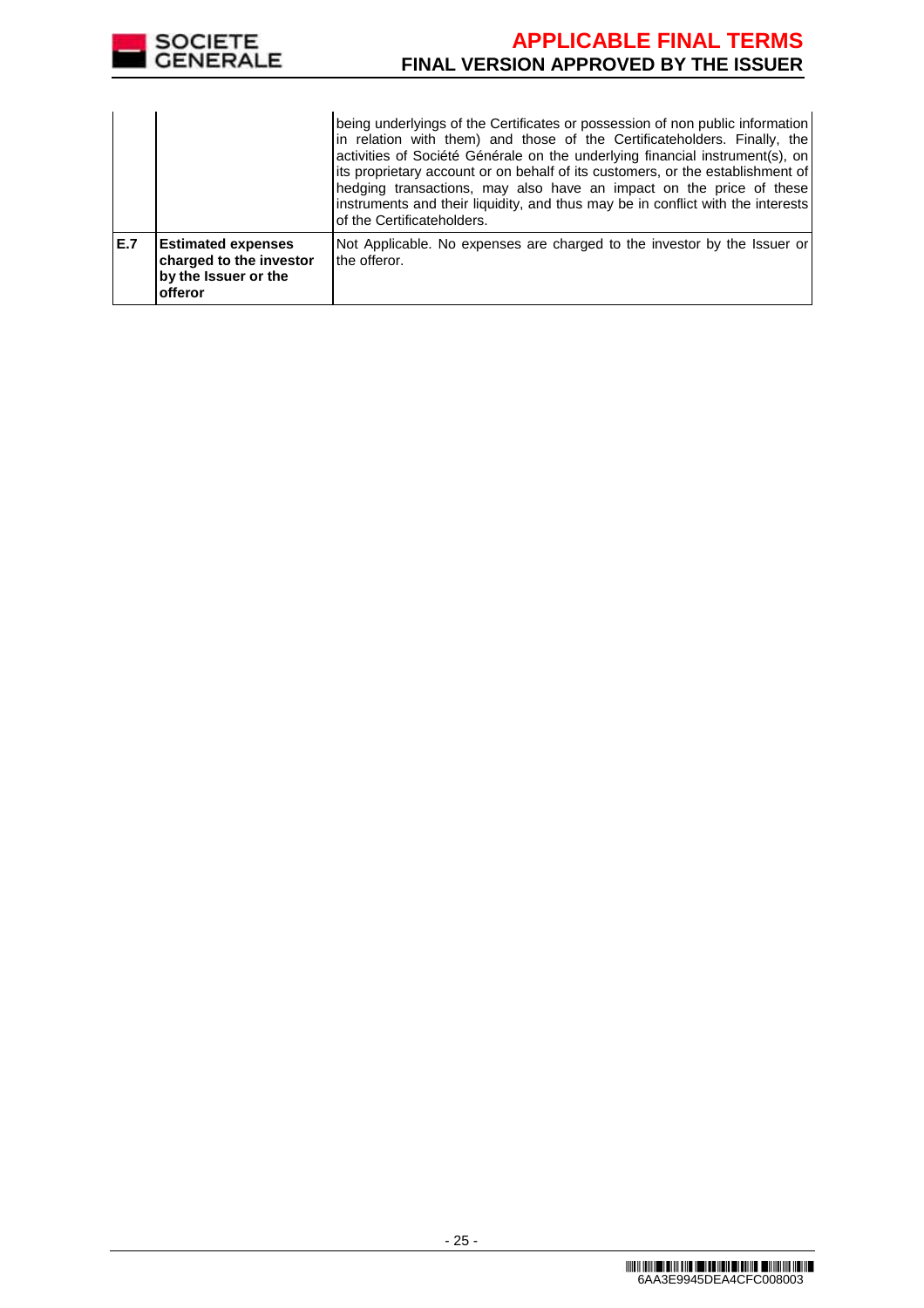|  |  |  |
|---|---|---|
|  |  | being underlyings of the Certificates or possession of non public information in relation with them) and those of the Certificateholders. Finally, the activities of Société Générale on the underlying financial instrument(s), on its proprietary account or on behalf of its customers, or the establishment of hedging transactions, may also have an impact on the price of these instruments and their liquidity, and thus may be in conflict with the interests of the Certificateholders. |
| **E.7** | **Estimated expenses charged to the investor by the Issuer or the offeror** | Not Applicable. No expenses are charged to the investor by the Issuer or the offeror. |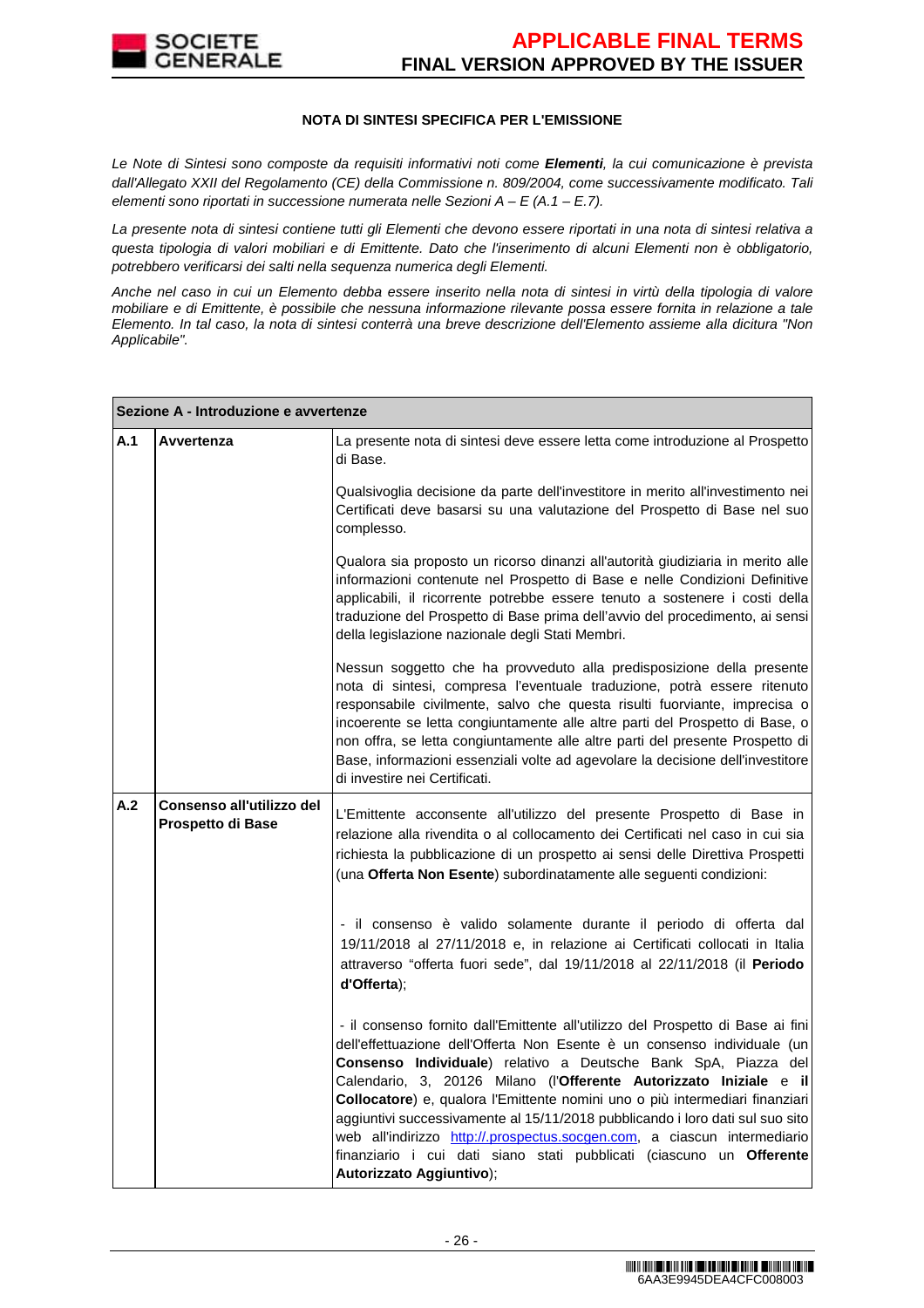**NOTA DI SINTESI SPECIFICA PER L'EMISSIONE**

*Le Note di Sintesi sono composte da requisiti informativi noti come **Elementi**, la cui comunicazione è prevista dall'Allegato XXII del Regolamento (CE) della Commissione n. 809/2004, come successivamente modificato. Tali elementi sono riportati in successione numerata nelle Sezioni A – E (A.1 – E.7).*

*La presente nota di sintesi contiene tutti gli Elementi che devono essere riportati in una nota di sintesi relativa a questa tipologia di valori mobiliari e di Emittente. Dato che l'inserimento di alcuni Elementi non è obbligatorio, potrebbero verificarsi dei salti nella sequenza numerica degli Elementi.*

*Anche nel caso in cui un Elemento debba essere inserito nella nota di sintesi in virtù della tipologia di valore mobiliare e di Emittente, è possibile che nessuna informazione rilevante possa essere fornita in relazione a tale Elemento. In tal caso, la nota di sintesi conterrà una breve descrizione dell'Elemento assieme alla dicitura "Non Applicabile".*

| **Sezione A - Introduzione e avvertenze** | | |
|---|---|---|
| **A.1** | **Avvertenza** | La presente nota di sintesi deve essere letta come introduzione al Prospetto di Base.<br><br>Qualsivoglia decisione da parte dell'investitore in merito all'investimento nei Certificati deve basarsi su una valutazione del Prospetto di Base nel suo complesso.<br><br>Qualora sia proposto un ricorso dinanzi all'autorità giudiziaria in merito alle informazioni contenute nel Prospetto di Base e nelle Condizioni Definitive applicabili, il ricorrente potrebbe essere tenuto a sostenere i costi della traduzione del Prospetto di Base prima dell'avvio del procedimento, ai sensi della legislazione nazionale degli Stati Membri.<br><br>Nessun soggetto che ha provveduto alla predisposizione della presente nota di sintesi, compresa l'eventuale traduzione, potrà essere ritenuto responsabile civilmente, salvo che questa risulti fuorviante, imprecisa o incoerente se letta congiuntamente alle altre parti del Prospetto di Base, o non offra, se letta congiuntamente alle altre parti del presente Prospetto di Base, informazioni essenziali volte ad agevolare la decisione dell'investitore di investire nei Certificati. |
| **A.2** | **Consenso all'utilizzo del Prospetto di Base** | L'Emittente acconsente all'utilizzo del presente Prospetto di Base in relazione alla rivendita o al collocamento dei Certificati nel caso in cui sia richiesta la pubblicazione di un prospetto ai sensi delle Direttiva Prospetti (una **Offerta Non Esente**) subordinatamente alle seguenti condizioni:<br><br>- il consenso è valido solamente durante il periodo di offerta dal 19/11/2018 al 27/11/2018 e, in relazione ai Certificati collocati in Italia attraverso "offerta fuori sede", dal 19/11/2018 al 22/11/2018 (il **Periodo d'Offerta**);<br><br>- il consenso fornito dall'Emittente all'utilizzo del Prospetto di Base ai fini dell'effettuazione dell'Offerta Non Esente è un consenso individuale (un **Consenso Individuale**) relativo a Deutsche Bank SpA, Piazza del Calendario, 3, 20126 Milano (l'**Offerente Autorizzato Iniziale** e **il Collocatore**) e, qualora l'Emittente nomini uno o più intermediari finanziari aggiuntivi successivamente al 15/11/2018 pubblicando i loro dati sul suo sito web all'indirizzo http://.prospectus.socgen.com, a ciascun intermediario finanziario i cui dati siano stati pubblicati (ciascuno un **Offerente Autorizzato Aggiuntivo**); |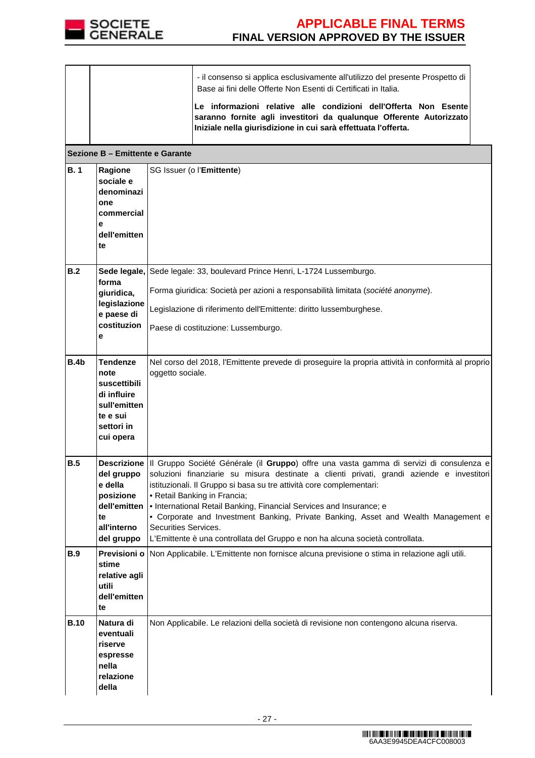| | | |
|---|---|---|
| | | - il consenso si applica esclusivamente all'utilizzo del presente Prospetto di Base ai fini delle Offerte Non Esenti di Certificati in Italia.<br><br>**Le informazioni relative alle condizioni dell'Offerta Non Esente saranno fornite agli investitori da qualunque Offerente Autorizzato Iniziale nella giurisdizione in cui sarà effettuata l'offerta.** |

| **Sezione B – Emittente e Garante** | | |
|---|---|---|
| **B. 1** | **Ragione sociale e denominazione commerciale dell'emittente** | SG Issuer (o l'**Emittente**) |
| **B.2** | **Sede legale, forma giuridica, legislazione e paese di costituzione** | Sede legale: 33, boulevard Prince Henri, L-1724 Lussemburgo.<br><br>Forma giuridica: Società per azioni a responsabilità limitata (*société anonyme*).<br><br>Legislazione di riferimento dell'Emittente: diritto lussemburghese.<br><br>Paese di costituzione: Lussemburgo. |
| **B.4b** | **Tendenze note suscettibili di influire sull'emittente e sui settori in cui opera** | Nel corso del 2018, l'Emittente prevede di proseguire la propria attività in conformità al proprio oggetto sociale. |
| **B.5** | **Descrizione del gruppo e della posizione dell'emittente all'interno del gruppo** | Il Gruppo Société Générale (il **Gruppo**) offre una vasta gamma di servizi di consulenza e soluzioni finanziarie su misura destinate a clienti privati, grandi aziende e investitori istituzionali. Il Gruppo si basa su tre attività core complementari:<br>• Retail Banking in Francia;<br>• International Retail Banking, Financial Services and Insurance; e<br>• Corporate and Investment Banking, Private Banking, Asset and Wealth Management e Securities Services.<br>L'Emittente è una controllata del Gruppo e non ha alcuna società controllata. |
| **B.9** | **Previsioni o stime relative agli utili dell'emittente** | Non Applicabile. L'Emittente non fornisce alcuna previsione o stima in relazione agli utili. |
| **B.10** | **Natura di eventuali riserve espresse nella relazione della** | Non Applicabile. Le relazioni della società di revisione non contengono alcuna riserva. |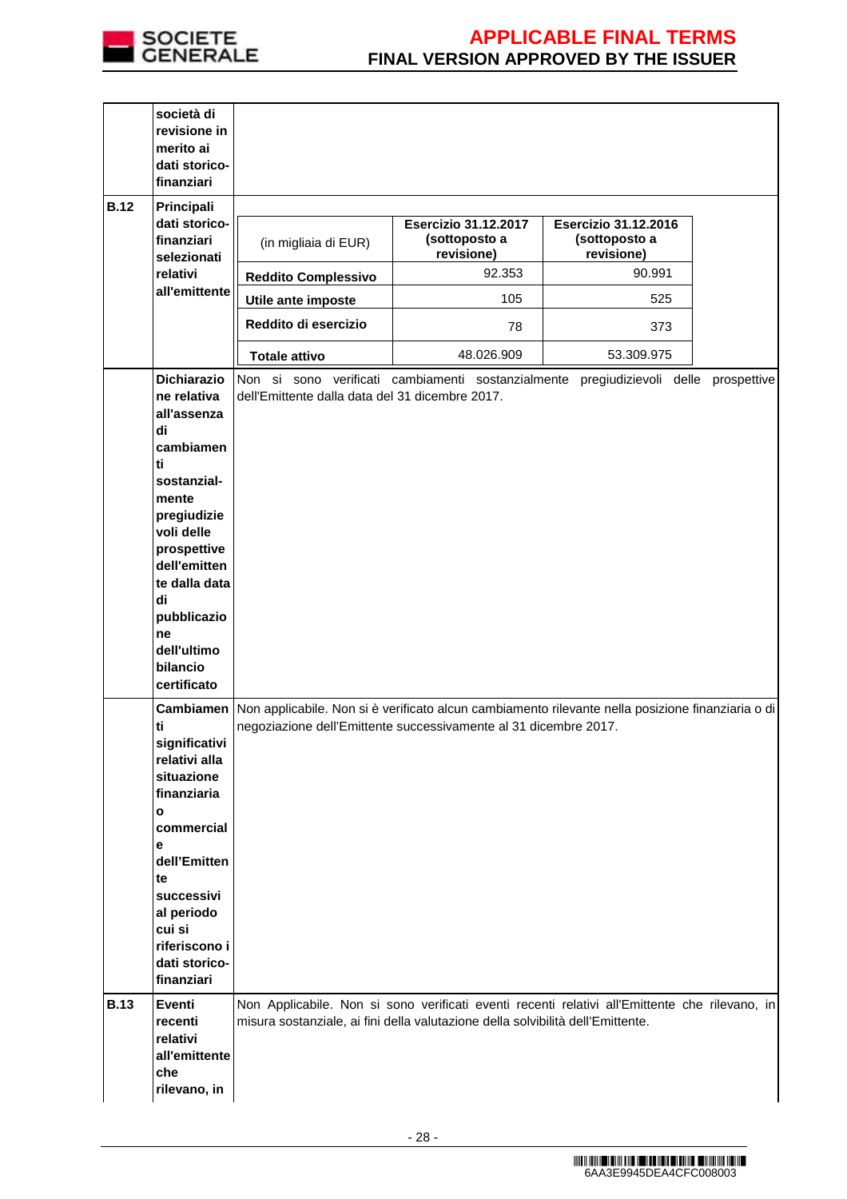| | | |
|---|---|---|
| | **società di revisione in merito ai dati storico-finanziari** | |
| **B.12** | **Principali dati storico-finanziari selezionati relativi all'emittente** | (see table below) |
| | **Dichiarazione relativa all'assenza di cambiamenti sostanzial-mente pregiudizievoli delle prospettive dell'emittente dalla data di pubblicazione dell'ultimo bilancio certificato** | Non si sono verificati cambiamenti sostanzialmente pregiudizievoli delle prospettive dell'Emittente dalla data del 31 dicembre 2017. |
| | **Cambiamenti significativi relativi alla situazione finanziaria o commerciale dell'Emittente successivi al periodo cui si riferiscono i dati storico-finanziari** | Non applicabile. Non si è verificato alcun cambiamento rilevante nella posizione finanziaria o di negoziazione dell'Emittente successivamente al 31 dicembre 2017. |
| **B.13** | **Eventi recenti relativi all'emittente che rilevano, in** | Non Applicabile. Non si sono verificati eventi recenti relativi all'Emittente che rilevano, in misura sostanziale, ai fini della valutazione della solvibilità dell'Emittente. |

| (in migliaia di EUR) | Esercizio 31.12.2017 (sottoposto a revisione) | Esercizio 31.12.2016 (sottoposto a revisione) |
|---|---|---|
| **Reddito Complessivo** | 92.353 | 90.991 |
| **Utile ante imposte** | 105 | 525 |
| **Reddito di esercizio** | 78 | 373 |
| **Totale attivo** | 48.026.909 | 53.309.975 |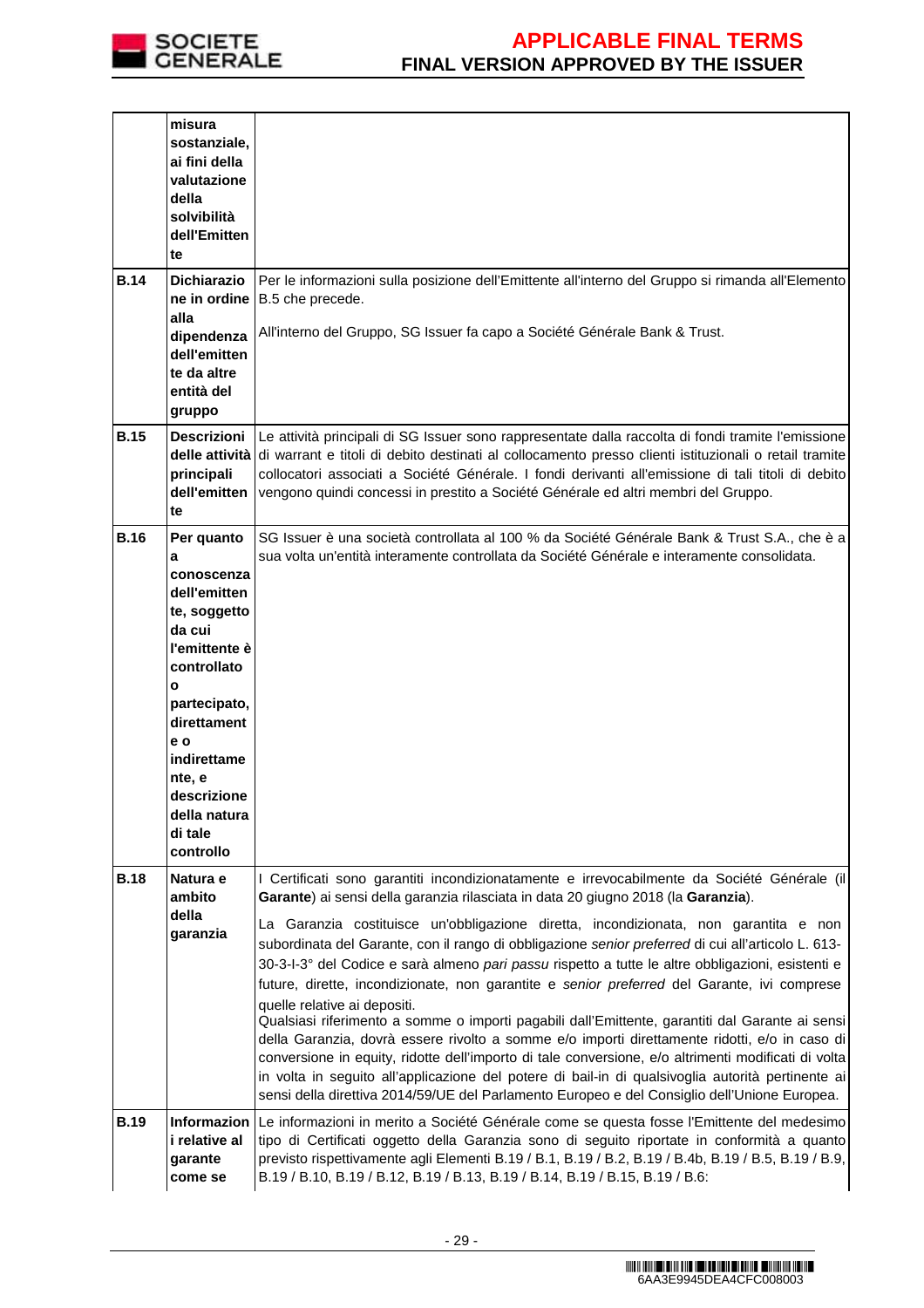| | | |
|---|---|---|
| | **misura sostanziale, ai fini della valutazione della solvibilità dell'Emittente** | |
| **B.14** | **Dichiarazione in ordine alla dipendenza dell'emittente da altre entità del gruppo** | Per le informazioni sulla posizione dell'Emittente all'interno del Gruppo si rimanda all'Elemento B.5 che precede.<br><br>All'interno del Gruppo, SG Issuer fa capo a Société Générale Bank & Trust. |
| **B.15** | **Descrizioni delle attività principali dell'emittente** | Le attività principali di SG Issuer sono rappresentate dalla raccolta di fondi tramite l'emissione di warrant e titoli di debito destinati al collocamento presso clienti istituzionali o retail tramite collocatori associati a Société Générale. I fondi derivanti all'emissione di tali titoli di debito vengono quindi concessi in prestito a Société Générale ed altri membri del Gruppo. |
| **B.16** | **Per quanto a conoscenza dell'emittente, soggetto da cui l'emittente è controllato o partecipato, direttamente o indirettamente, e descrizione della natura di tale controllo** | SG Issuer è una società controllata al 100 % da Société Générale Bank & Trust S.A., che è a sua volta un'entità interamente controllata da Société Générale e interamente consolidata. |
| **B.18** | **Natura e ambito della garanzia** | I Certificati sono garantiti incondizionatamente e irrevocabilmente da Société Générale (il **Garante**) ai sensi della garanzia rilasciata in data 20 giugno 2018 (la **Garanzia**).<br><br>La Garanzia costituisce un'obbligazione diretta, incondizionata, non garantita e non subordinata del Garante, con il rango di obbligazione *senior preferred* di cui all'articolo L. 613-30-3-I-3° del Codice e sarà almeno *pari passu* rispetto a tutte le altre obbligazioni, esistenti e future, dirette, incondizionate, non garantite e *senior preferred* del Garante, ivi comprese quelle relative ai depositi.<br>Qualsiasi riferimento a somme o importi pagabili dall'Emittente, garantiti dal Garante ai sensi della Garanzia, dovrà essere rivolto a somme e/o importi direttamente ridotti, e/o in caso di conversione in equity, ridotte dell'importo di tale conversione, e/o altrimenti modificati di volta in volta in seguito all'applicazione del potere di bail-in di qualsivoglia autorità pertinente ai sensi della direttiva 2014/59/UE del Parlamento Europeo e del Consiglio dell'Unione Europea. |
| **B.19** | **Informazioni relative al garante come se** | Le informazioni in merito a Société Générale come se questa fosse l'Emittente del medesimo tipo di Certificati oggetto della Garanzia sono di seguito riportate in conformità a quanto previsto rispettivamente agli Elementi B.19 / B.1, B.19 / B.2, B.19 / B.4b, B.19 / B.5, B.19 / B.9, B.19 / B.10, B.19 / B.12, B.19 / B.13, B.19 / B.14, B.19 / B.15, B.19 / B.6: |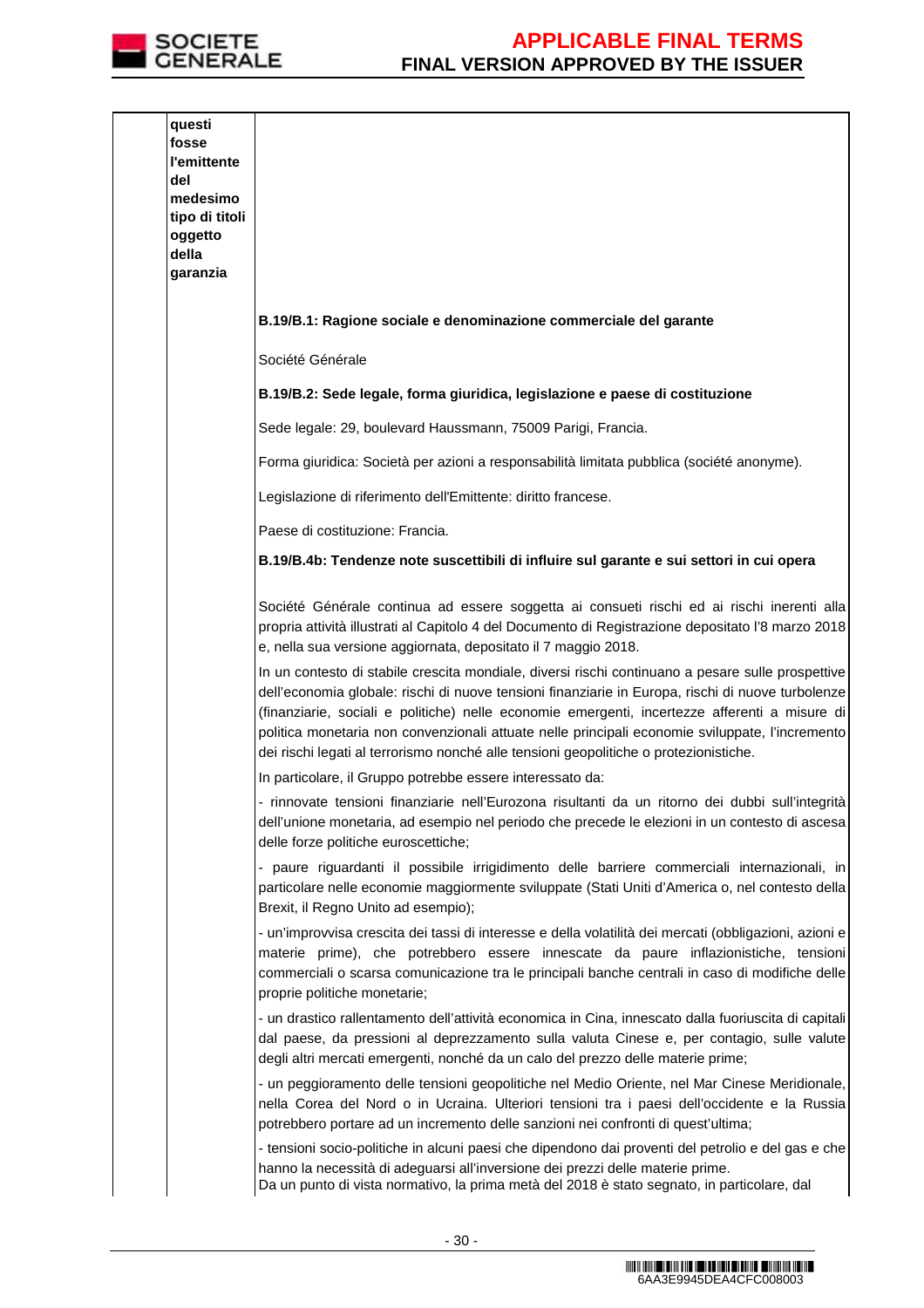| | | |
|---|---|---|
| | **questi fosse l'emittente del medesimo tipo di titoli oggetto della garanzia** | |
| | | **B.19/B.1: Ragione sociale e denominazione commerciale del garante**<br><br>Société Générale<br><br>**B.19/B.2: Sede legale, forma giuridica, legislazione e paese di costituzione**<br><br>Sede legale: 29, boulevard Haussmann, 75009 Parigi, Francia.<br><br>Forma giuridica: Società per azioni a responsabilità limitata pubblica (société anonyme).<br><br>Legislazione di riferimento dell'Emittente: diritto francese.<br><br>Paese di costituzione: Francia.<br><br>**B.19/B.4b: Tendenze note suscettibili di influire sul garante e sui settori in cui opera**<br><br>Société Générale continua ad essere soggetta ai consueti rischi ed ai rischi inerenti alla propria attività illustrati al Capitolo 4 del Documento di Registrazione depositato l'8 marzo 2018 e, nella sua versione aggiornata, depositato il 7 maggio 2018.<br><br>In un contesto di stabile crescita mondiale, diversi rischi continuano a pesare sulle prospettive dell'economia globale: rischi di nuove tensioni finanziarie in Europa, rischi di nuove turbolenze (finanziarie, sociali e politiche) nelle economie emergenti, incertezze afferenti a misure di politica monetaria non convenzionali attuate nelle principali economie sviluppate, l'incremento dei rischi legati al terrorismo nonché alle tensioni geopolitiche o protezionistiche.<br><br>In particolare, il Gruppo potrebbe essere interessato da:<br><br>- rinnovate tensioni finanziarie nell'Eurozona risultanti da un ritorno dei dubbi sull'integrità dell'unione monetaria, ad esempio nel periodo che precede le elezioni in un contesto di ascesa delle forze politiche euroscettiche;<br><br>- paure riguardanti il possibile irrigidimento delle barriere commerciali internazionali, in particolare nelle economie maggiormente sviluppate (Stati Uniti d'America o, nel contesto della Brexit, il Regno Unito ad esempio);<br><br>- un'improvvisa crescita dei tassi di interesse e della volatilità dei mercati (obbligazioni, azioni e materie prime), che potrebbero essere innescate da paure inflazionistiche, tensioni commerciali o scarsa comunicazione tra le principali banche centrali in caso di modifiche delle proprie politiche monetarie;<br><br>- un drastico rallentamento dell'attività economica in Cina, innescato dalla fuoriuscita di capitali dal paese, da pressioni al deprezzamento sulla valuta Cinese e, per contagio, sulle valute degli altri mercati emergenti, nonché da un calo del prezzo delle materie prime;<br><br>- un peggioramento delle tensioni geopolitiche nel Medio Oriente, nel Mar Cinese Meridionale, nella Corea del Nord o in Ucraina. Ulteriori tensioni tra i paesi dell'occidente e la Russia potrebbero portare ad un incremento delle sanzioni nei confronti di quest'ultima;<br><br>- tensioni socio-politiche in alcuni paesi che dipendono dai proventi del petrolio e del gas e che hanno la necessità di adeguarsi all'inversione dei prezzi delle materie prime.<br>Da un punto di vista normativo, la prima metà del 2018 è stato segnato, in particolare, dal |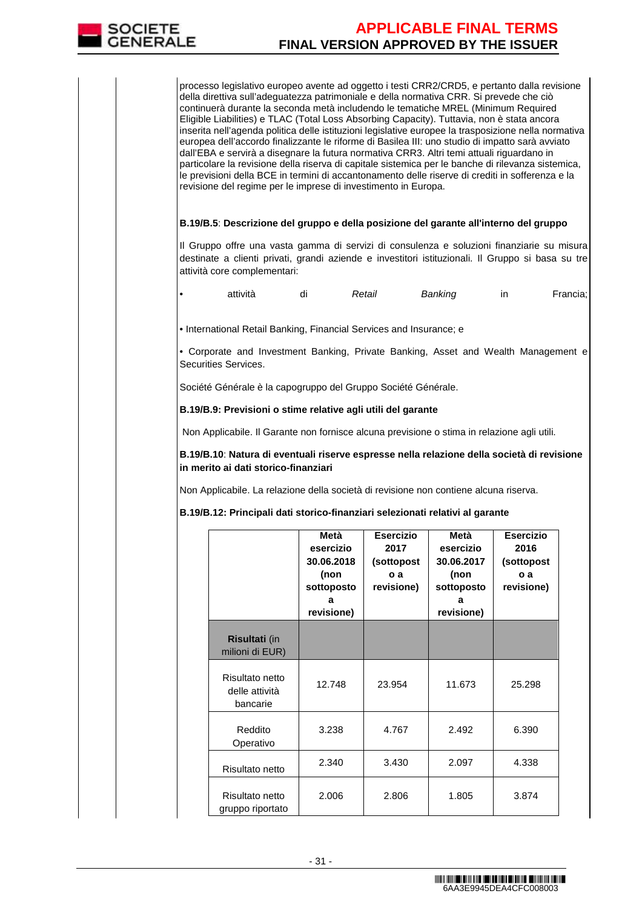processo legislativo europeo avente ad oggetto i testi CRR2/CRD5, e pertanto dalla revisione della direttiva sull'adeguatezza patrimoniale e della normativa CRR. Si prevede che ciò continuerà durante la seconda metà includendo le tematiche MREL (Minimum Required Eligible Liabilities) e TLAC (Total Loss Absorbing Capacity). Tuttavia, non è stata ancora inserita nell'agenda politica delle istituzioni legislative europee la trasposizione nella normativa europea dell'accordo finalizzante le riforme di Basilea III: uno studio di impatto sarà avviato dall'EBA e servirà a disegnare la futura normativa CRR3. Altri temi attuali riguardano in particolare la revisione della riserva di capitale sistemica per le banche di rilevanza sistemica, le previsioni della BCE in termini di accantonamento delle riserve di crediti in sofferenza e la revisione del regime per le imprese di investimento in Europa.

**B.19/B.5**: **Descrizione del gruppo e della posizione del garante all'interno del gruppo**

Il Gruppo offre una vasta gamma di servizi di consulenza e soluzioni finanziarie su misura destinate a clienti privati, grandi aziende e investitori istituzionali. Il Gruppo si basa su tre attività core complementari:

- attività di *Retail Banking* in Francia;
- International Retail Banking, Financial Services and Insurance; e
- Corporate and Investment Banking, Private Banking, Asset and Wealth Management e Securities Services.

Société Générale è la capogruppo del Gruppo Société Générale.

**B.19/B.9: Previsioni o stime relative agli utili del garante**

Non Applicabile. Il Garante non fornisce alcuna previsione o stima in relazione agli utili.

**B.19/B.10**: **Natura di eventuali riserve espresse nella relazione della società di revisione in merito ai dati storico-finanziari**

Non Applicabile. La relazione della società di revisione non contiene alcuna riserva.

**B.19/B.12: Principali dati storico-finanziari selezionati relativi al garante**

| | **Metà esercizio 30.06.2018 (non sottoposto a revisione)** | **Esercizio 2017 (sottoposto a revisione)** | **Metà esercizio 30.06.2017 (non sottoposto a revisione)** | **Esercizio 2016 (sottoposto a revisione)** |
|---|---|---|---|---|
| **Risultati** (in milioni di EUR) | | | | |
| Risultato netto delle attività bancarie | 12.748 | 23.954 | 11.673 | 25.298 |
| Reddito Operativo | 3.238 | 4.767 | 2.492 | 6.390 |
| Risultato netto | 2.340 | 3.430 | 2.097 | 4.338 |
| Risultato netto gruppo riportato | 2.006 | 2.806 | 1.805 | 3.874 |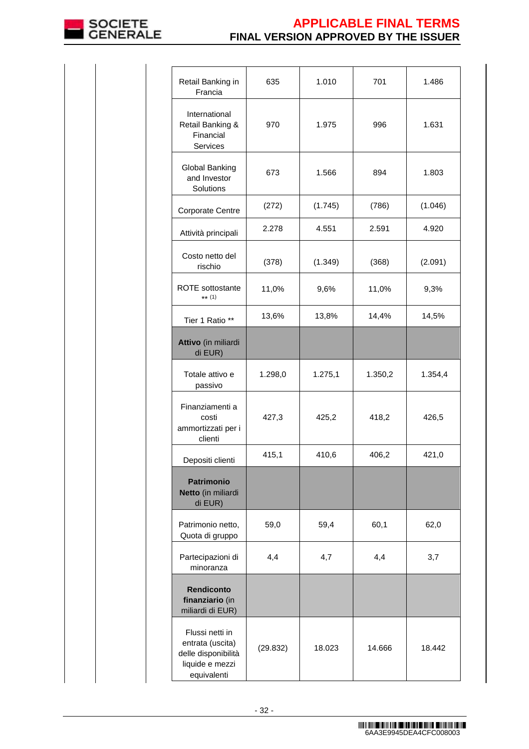| | | | | |
|---|---|---|---|---|
| Retail Banking in Francia | 635 | 1.010 | 701 | 1.486 |
| International Retail Banking & Financial Services | 970 | 1.975 | 996 | 1.631 |
| Global Banking and Investor Solutions | 673 | 1.566 | 894 | 1.803 |
| Corporate Centre | (272) | (1.745) | (786) | (1.046) |
| Attività principali | 2.278 | 4.551 | 2.591 | 4.920 |
| Costo netto del rischio | (378) | (1.349) | (368) | (2.091) |
| ROTE sottostante ** (1) | 11,0% | 9,6% | 11,0% | 9,3% |
| Tier 1 Ratio ** | 13,6% | 13,8% | 14,4% | 14,5% |
| **Attivo** (in miliardi di EUR) | | | | |
| Totale attivo e passivo | 1.298,0 | 1.275,1 | 1.350,2 | 1.354,4 |
| Finanziamenti a costi ammortizzati per i clienti | 427,3 | 425,2 | 418,2 | 426,5 |
| Depositi clienti | 415,1 | 410,6 | 406,2 | 421,0 |
| **Patrimonio Netto** (in miliardi di EUR) | | | | |
| Patrimonio netto, Quota di gruppo | 59,0 | 59,4 | 60,1 | 62,0 |
| Partecipazioni di minoranza | 4,4 | 4,7 | 4,4 | 3,7 |
| **Rendiconto finanziario** (in miliardi di EUR) | | | | |
| Flussi netti in entrata (uscita) delle disponibilità liquide e mezzi equivalenti | (29.832) | 18.023 | 14.666 | 18.442 |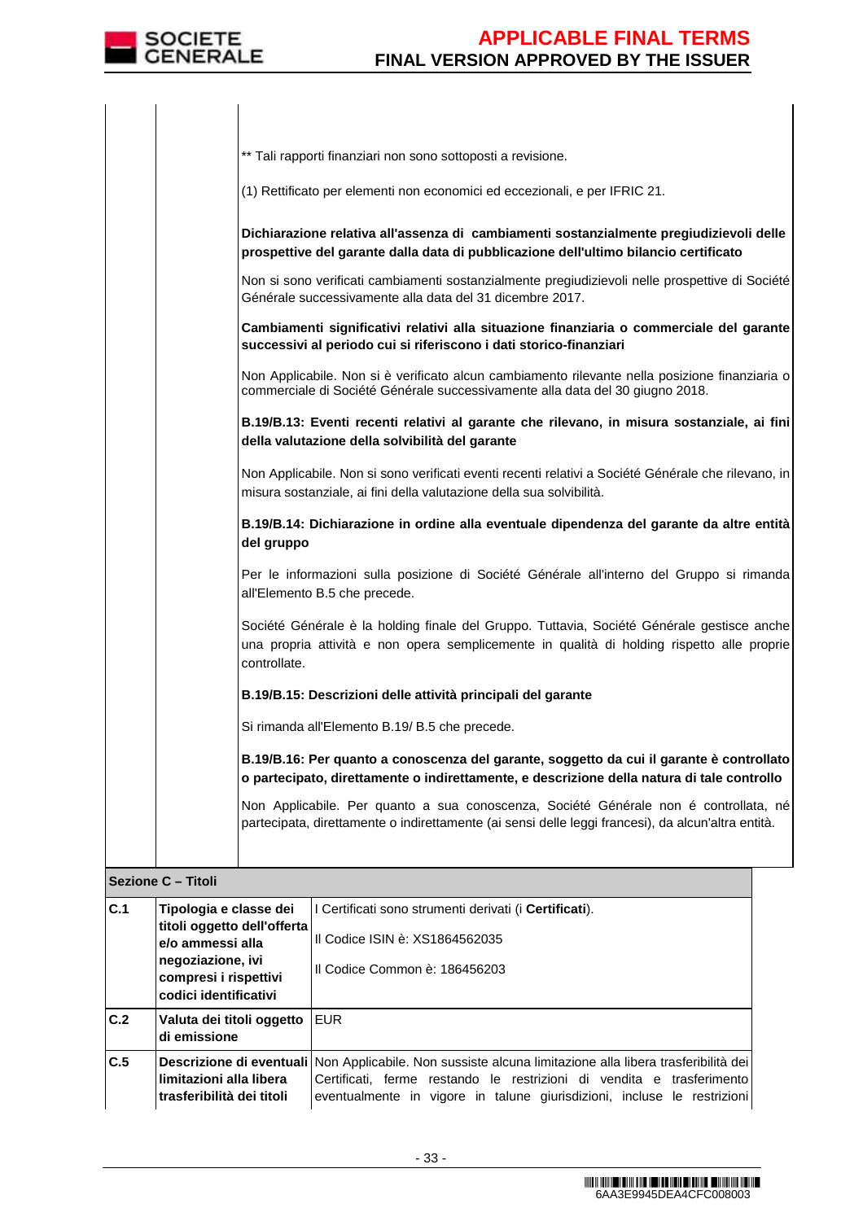|  |  |  |
|---|---|---|
|  |  | ** Tali rapporti finanziari non sono sottoposti a revisione.<br><br>(1) Rettificato per elementi non economici ed eccezionali, e per IFRIC 21.<br><br>**Dichiarazione relativa all'assenza di cambiamenti sostanzialmente pregiudizievoli delle prospettive del garante dalla data di pubblicazione dell'ultimo bilancio certificato**<br><br>Non si sono verificati cambiamenti sostanzialmente pregiudizievoli nelle prospettive di Société Générale successivamente alla data del 31 dicembre 2017.<br><br>**Cambiamenti significativi relativi alla situazione finanziaria o commerciale del garante successivi al periodo cui si riferiscono i dati storico-finanziari**<br><br>Non Applicabile. Non si è verificato alcun cambiamento rilevante nella posizione finanziaria o commerciale di Société Générale successivamente alla data del 30 giugno 2018.<br><br>**B.19/B.13: Eventi recenti relativi al garante che rilevano, in misura sostanziale, ai fini della valutazione della solvibilità del garante**<br><br>Non Applicabile. Non si sono verificati eventi recenti relativi a Société Générale che rilevano, in misura sostanziale, ai fini della valutazione della sua solvibilità.<br><br>**B.19/B.14: Dichiarazione in ordine alla eventuale dipendenza del garante da altre entità del gruppo**<br><br>Per le informazioni sulla posizione di Société Générale all'interno del Gruppo si rimanda all'Elemento B.5 che precede.<br><br>Société Générale è la holding finale del Gruppo. Tuttavia, Société Générale gestisce anche una propria attività e non opera semplicemente in qualità di holding rispetto alle proprie controllate.<br><br>**B.19/B.15: Descrizioni delle attività principali del garante**<br><br>Si rimanda all'Elemento B.19/ B.5 che precede.<br><br>**B.19/B.16: Per quanto a conoscenza del garante, soggetto da cui il garante è controllato o partecipato, direttamente o indirettamente, e descrizione della natura di tale controllo**<br><br>Non Applicabile. Per quanto a sua conoscenza, Société Générale non é controllata, né partecipata, direttamente o indirettamente (ai sensi delle leggi francesi), da alcun'altra entità. |

**Sezione C – Titoli**

|  |  |  |
|---|---|---|
| **C.1** | **Tipologia e classe dei titoli oggetto dell'offerta e/o ammessi alla negoziazione, ivi compresi i rispettivi codici identificativi** | I Certificati sono strumenti derivati (i **Certificati**).<br><br>Il Codice ISIN è: XS1864562035<br><br>Il Codice Common è: 186456203 |
| **C.2** | **Valuta dei titoli oggetto di emissione** | EUR |
| **C.5** | **Descrizione di eventuali limitazioni alla libera trasferibilità dei titoli** | Non Applicabile. Non sussiste alcuna limitazione alla libera trasferibilità dei Certificati, ferme restando le restrizioni di vendita e trasferimento eventualmente in vigore in talune giurisdizioni, incluse le restrizioni |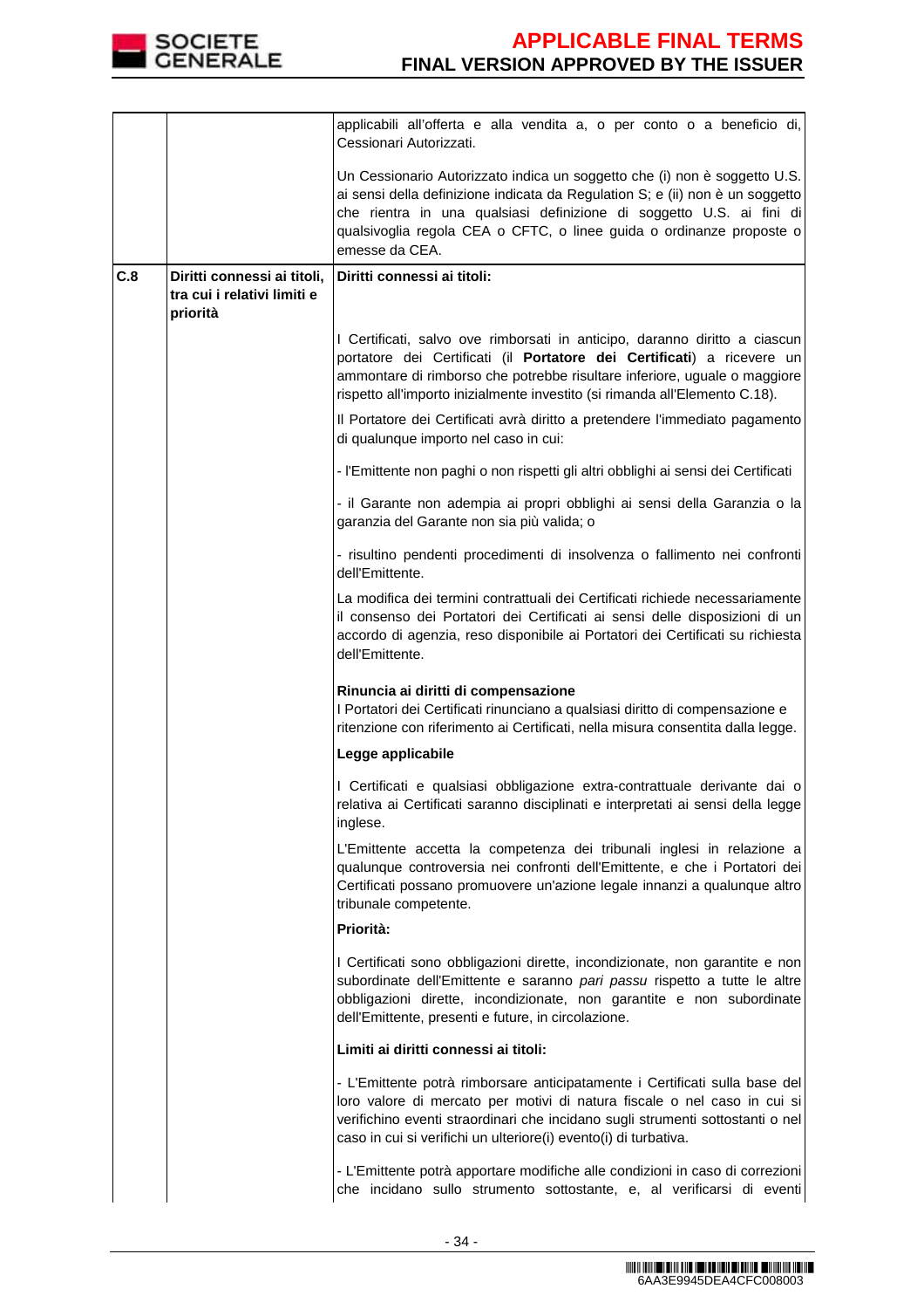| | | |
|---|---|---|
| | | applicabili all'offerta e alla vendita a, o per conto o a beneficio di, Cessionari Autorizzati.<br><br>Un Cessionario Autorizzato indica un soggetto che (i) non è soggetto U.S. ai sensi della definizione indicata da Regulation S; e (ii) non è un soggetto che rientra in una qualsiasi definizione di soggetto U.S. ai fini di qualsivoglia regola CEA o CFTC, o linee guida o ordinanze proposte o emesse da CEA. |
| **C.8** | **Diritti connessi ai titoli, tra cui i relativi limiti e priorità** | **Diritti connessi ai titoli:**<br><br>I Certificati, salvo ove rimborsati in anticipo, daranno diritto a ciascun portatore dei Certificati (il **Portatore dei Certificati**) a ricevere un ammontare di rimborso che potrebbe risultare inferiore, uguale o maggiore rispetto all'importo inizialmente investito (si rimanda all'Elemento C.18).<br><br>Il Portatore dei Certificati avrà diritto a pretendere l'immediato pagamento di qualunque importo nel caso in cui:<br><br>- l'Emittente non paghi o non rispetti gli altri obblighi ai sensi dei Certificati<br><br>- il Garante non adempia ai propri obblighi ai sensi della Garanzia o la garanzia del Garante non sia più valida; o<br><br>- risultino pendenti procedimenti di insolvenza o fallimento nei confronti dell'Emittente.<br><br>La modifica dei termini contrattuali dei Certificati richiede necessariamente il consenso dei Portatori dei Certificati ai sensi delle disposizioni di un accordo di agenzia, reso disponibile ai Portatori dei Certificati su richiesta dell'Emittente.<br><br>**Rinuncia ai diritti di compensazione**<br>I Portatori dei Certificati rinunciano a qualsiasi diritto di compensazione e ritenzione con riferimento ai Certificati, nella misura consentita dalla legge.<br><br>**Legge applicabile**<br><br>I Certificati e qualsiasi obbligazione extra-contrattuale derivante dai o relativa ai Certificati saranno disciplinati e interpretati ai sensi della legge inglese.<br><br>L'Emittente accetta la competenza dei tribunali inglesi in relazione a qualunque controversia nei confronti dell'Emittente, e che i Portatori dei Certificati possano promuovere un'azione legale innanzi a qualunque altro tribunale competente.<br><br>**Priorità:**<br><br>I Certificati sono obbligazioni dirette, incondizionate, non garantite e non subordinate dell'Emittente e saranno *pari passu* rispetto a tutte le altre obbligazioni dirette, incondizionate, non garantite e non subordinate dell'Emittente, presenti e future, in circolazione.<br><br>**Limiti ai diritti connessi ai titoli:**<br><br>- L'Emittente potrà rimborsare anticipatamente i Certificati sulla base del loro valore di mercato per motivi di natura fiscale o nel caso in cui si verifichino eventi straordinari che incidano sugli strumenti sottostanti o nel caso in cui si verifichi un ulteriore(i) evento(i) di turbativa.<br><br>- L'Emittente potrà apportare modifiche alle condizioni in caso di correzioni che incidano sullo strumento sottostante, e, al verificarsi di eventi |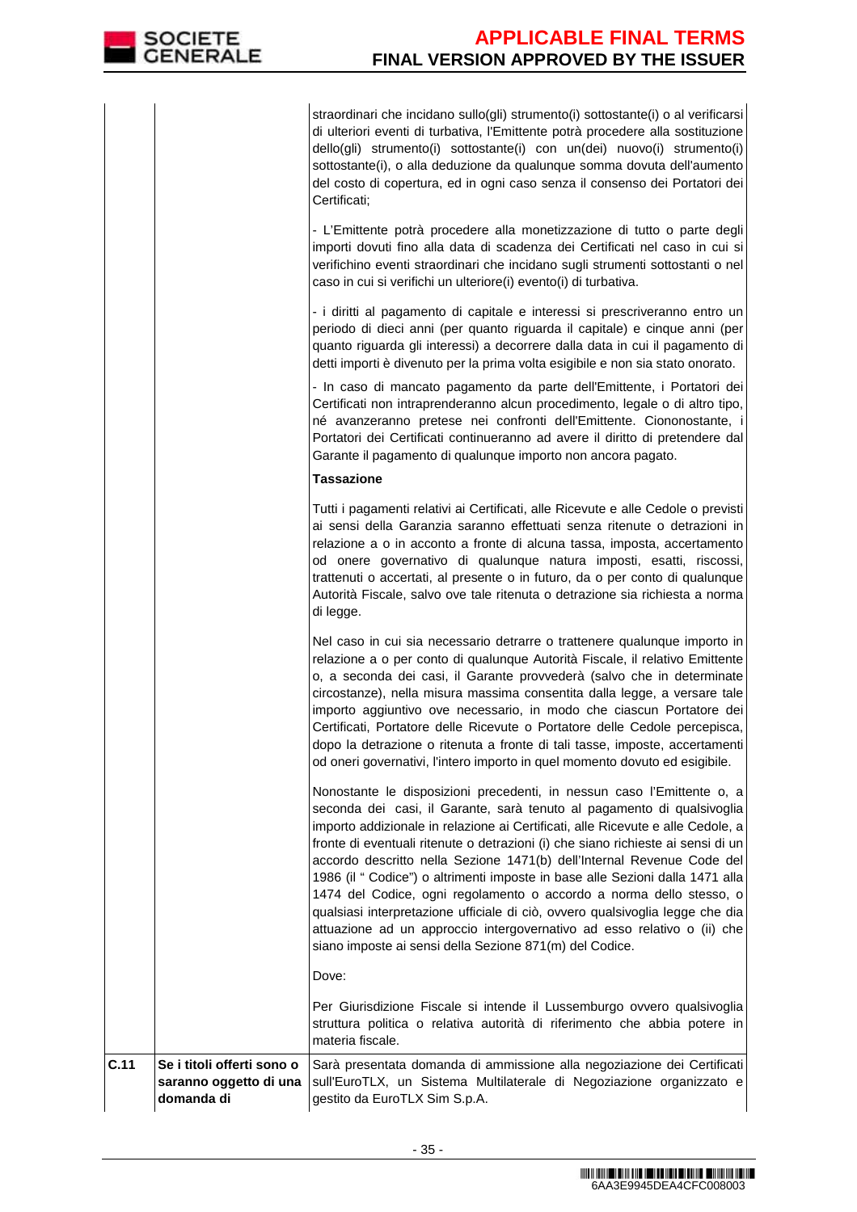| | | |
|---|---|---|
| | | straordinari che incidano sullo(gli) strumento(i) sottostante(i) o al verificarsi di ulteriori eventi di turbativa, l'Emittente potrà procedere alla sostituzione dello(gli) strumento(i) sottostante(i) con un(dei) nuovo(i) strumento(i) sottostante(i), o alla deduzione da qualunque somma dovuta dell'aumento del costo di copertura, ed in ogni caso senza il consenso dei Portatori dei Certificati;<br><br>- L'Emittente potrà procedere alla monetizzazione di tutto o parte degli importi dovuti fino alla data di scadenza dei Certificati nel caso in cui si verifichino eventi straordinari che incidano sugli strumenti sottostanti o nel caso in cui si verifichi un ulteriore(i) evento(i) di turbativa.<br><br>- i diritti al pagamento di capitale e interessi si prescriveranno entro un periodo di dieci anni (per quanto riguarda il capitale) e cinque anni (per quanto riguarda gli interessi) a decorrere dalla data in cui il pagamento di detti importi è divenuto per la prima volta esigibile e non sia stato onorato.<br><br>- In caso di mancato pagamento da parte dell'Emittente, i Portatori dei Certificati non intraprenderanno alcun procedimento, legale o di altro tipo, né avanzeranno pretese nei confronti dell'Emittente. Ciononostante, i Portatori dei Certificati continueranno ad avere il diritto di pretendere dal Garante il pagamento di qualunque importo non ancora pagato.<br><br>**Tassazione**<br><br>Tutti i pagamenti relativi ai Certificati, alle Ricevute e alle Cedole o previsti ai sensi della Garanzia saranno effettuati senza ritenute o detrazioni in relazione a o in acconto a fronte di alcuna tassa, imposta, accertamento od onere governativo di qualunque natura imposti, esatti, riscossi, trattenuti o accertati, al presente o in futuro, da o per conto di qualunque Autorità Fiscale, salvo ove tale ritenuta o detrazione sia richiesta a norma di legge.<br><br>Nel caso in cui sia necessario detrarre o trattenere qualunque importo in relazione a o per conto di qualunque Autorità Fiscale, il relativo Emittente o, a seconda dei casi, il Garante provvederà (salvo che in determinate circostanze), nella misura massima consentita dalla legge, a versare tale importo aggiuntivo ove necessario, in modo che ciascun Portatore dei Certificati, Portatore delle Ricevute o Portatore delle Cedole percepisca, dopo la detrazione o ritenuta a fronte di tali tasse, imposte, accertamenti od oneri governativi, l'intero importo in quel momento dovuto ed esigibile.<br><br>Nonostante le disposizioni precedenti, in nessun caso l'Emittente o, a seconda dei casi, il Garante, sarà tenuto al pagamento di qualsivoglia importo addizionale in relazione ai Certificati, alle Ricevute e alle Cedole, a fronte di eventuali ritenute o detrazioni (i) che siano richieste ai sensi di un accordo descritto nella Sezione 1471(b) dell'Internal Revenue Code del 1986 (il " Codice") o altrimenti imposte in base alle Sezioni dalla 1471 alla 1474 del Codice, ogni regolamento o accordo a norma dello stesso, o qualsiasi interpretazione ufficiale di ciò, ovvero qualsivoglia legge che dia attuazione ad un approccio intergovernativo ad esso relativo o (ii) che siano imposte ai sensi della Sezione 871(m) del Codice.<br><br>Dove:<br><br>Per Giurisdizione Fiscale si intende il Lussemburgo ovvero qualsivoglia struttura politica o relativa autorità di riferimento che abbia potere in materia fiscale. |
| **C.11** | **Se i titoli offerti sono o saranno oggetto di una domanda di** | Sarà presentata domanda di ammissione alla negoziazione dei Certificati sull'EuroTLX, un Sistema Multilaterale di Negoziazione organizzato e gestito da EuroTLX Sim S.p.A. |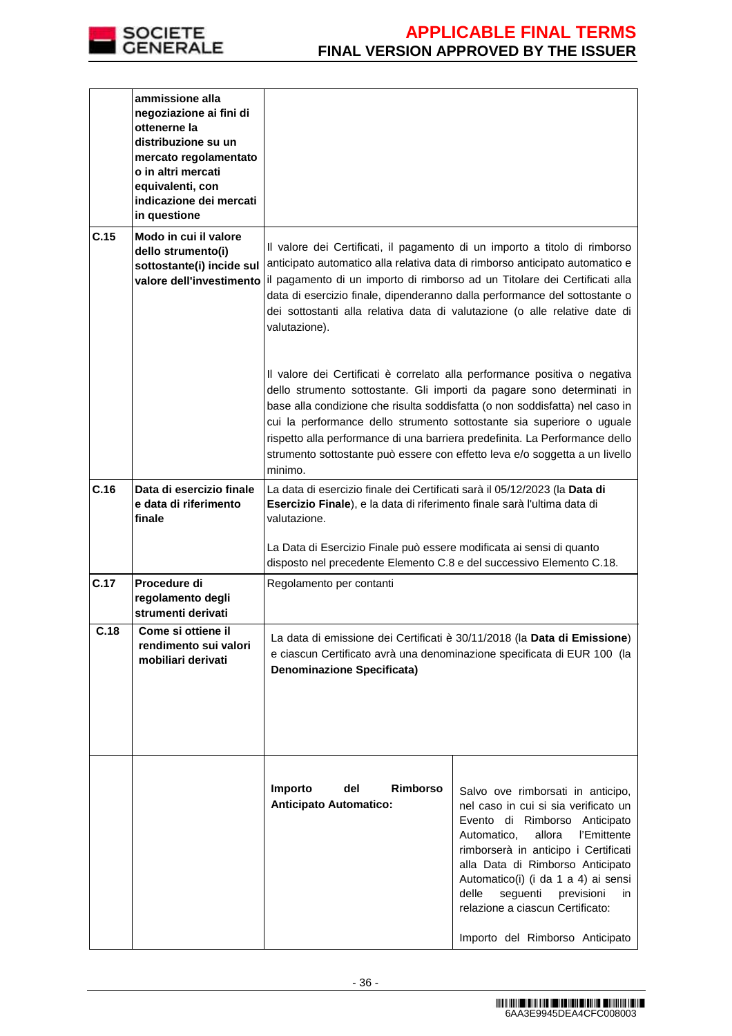| | | |
|---|---|---|
| | **ammissione alla negoziazione ai fini di ottenerne la distribuzione su un mercato regolamentato o in altri mercati equivalenti, con indicazione dei mercati in questione** | |
| **C.15** | **Modo in cui il valore dello strumento(i) sottostante(i) incide sul valore dell'investimento** | Il valore dei Certificati, il pagamento di un importo a titolo di rimborso anticipato automatico alla relativa data di rimborso anticipato automatico e il pagamento di un importo di rimborso ad un Titolare dei Certificati alla data di esercizio finale, dipenderanno dalla performance del sottostante o dei sottostanti alla relativa data di valutazione (o alle relative date di valutazione).<br><br>Il valore dei Certificati è correlato alla performance positiva o negativa dello strumento sottostante. Gli importi da pagare sono determinati in base alla condizione che risulta soddisfatta (o non soddisfatta) nel caso in cui la performance dello strumento sottostante sia superiore o uguale rispetto alla performance di una barriera predefinita. La Performance dello strumento sottostante può essere con effetto leva e/o soggetta a un livello minimo. |
| **C.16** | **Data di esercizio finale e data di riferimento finale** | La data di esercizio finale dei Certificati sarà il 05/12/2023 (la **Data di Esercizio Finale**), e la data di riferimento finale sarà l'ultima data di valutazione.<br><br>La Data di Esercizio Finale può essere modificata ai sensi di quanto disposto nel precedente Elemento C.8 e del successivo Elemento C.18. |
| **C.17** | **Procedure di regolamento degli strumenti derivati** | Regolamento per contanti |
| **C.18** | **Come si ottiene il rendimento sui valori mobiliari derivati** | La data di emissione dei Certificati è 30/11/2018 (la **Data di Emissione**) e ciascun Certificato avrà una denominazione specificata di EUR 100 (la **Denominazione Specificata)** |

| | | | |
|---|---|---|---|
| | | **Importo del Rimborso Anticipato Automatico:** | Salvo ove rimborsati in anticipo, nel caso in cui si sia verificato un Evento di Rimborso Anticipato Automatico, allora l'Emittente rimborserà in anticipo i Certificati alla Data di Rimborso Anticipato Automatico(i) (i da 1 a 4) ai sensi delle seguenti previsioni in relazione a ciascun Certificato:<br><br>Importo del Rimborso Anticipato |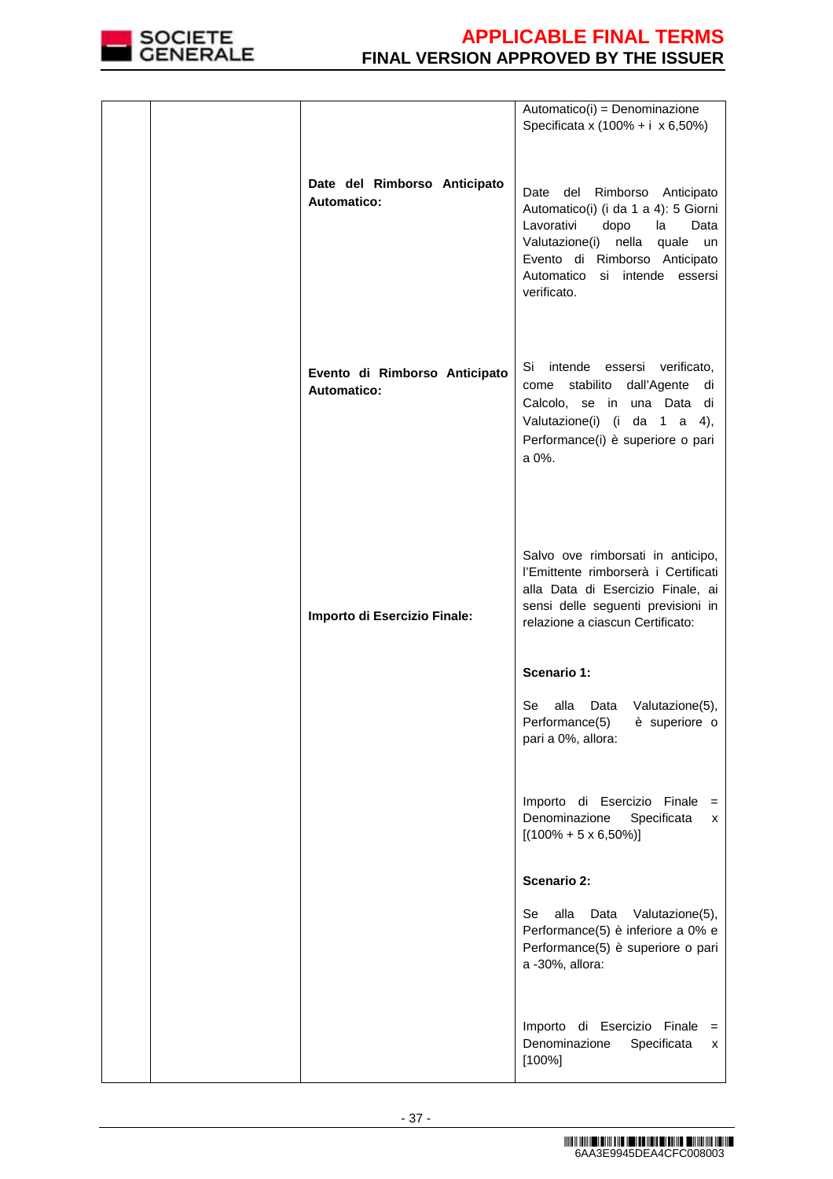| | | | |
|---|---|---|---|
| | | | Automatico(i) = Denominazione Specificata x (100% + i x 6,50%) |
| | | **Date del Rimborso Anticipato Automatico:** | Date del Rimborso Anticipato Automatico(i) (i da 1 a 4): 5 Giorni Lavorativi dopo la Data Valutazione(i) nella quale un Evento di Rimborso Anticipato Automatico si intende essersi verificato. |
| | | **Evento di Rimborso Anticipato Automatico:** | Si intende essersi verificato, come stabilito dall'Agente di Calcolo, se in una Data di Valutazione(i) (i da 1 a 4), Performance(i) è superiore o pari a 0%. |
| | | **Importo di Esercizio Finale:** | Salvo ove rimborsati in anticipo, l'Emittente rimborserà i Certificati alla Data di Esercizio Finale, ai sensi delle seguenti previsioni in relazione a ciascun Certificato:<br><br>**Scenario 1:**<br><br>Se alla Data Valutazione(5), Performance(5) è superiore o pari a 0%, allora:<br><br>Importo di Esercizio Finale = Denominazione Specificata x [(100% + 5 x 6,50%)]<br><br>**Scenario 2:**<br><br>Se alla Data Valutazione(5), Performance(5) è inferiore a 0% e Performance(5) è superiore o pari a -30%, allora:<br><br>Importo di Esercizio Finale = Denominazione Specificata x [100%] |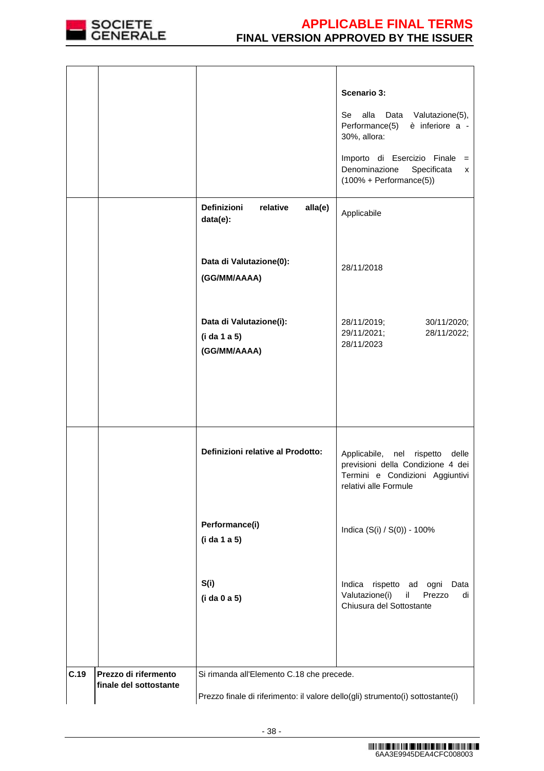| | | | |
|---|---|---|---|
| | | | **Scenario 3:**<br><br>Se alla Data Valutazione(5), Performance(5) è inferiore a -30%, allora:<br><br>Importo di Esercizio Finale = Denominazione Specificata x (100% + Performance(5)) |
| | | **Definizioni relative alla(e) data(e):**<br><br>**Data di Valutazione(0): (GG/MM/AAAA)**<br><br>**Data di Valutazione(i): (i da 1 a 5) (GG/MM/AAAA)** | Applicabile<br><br>28/11/2018<br><br>28/11/2019; 30/11/2020; 29/11/2021; 28/11/2022; 28/11/2023 |
| | | **Definizioni relative al Prodotto:**<br><br>**Performance(i) (i da 1 a 5)**<br><br>**S(i) (i da 0 a 5)** | Applicabile, nel rispetto delle previsioni della Condizione 4 dei Termini e Condizioni Aggiuntivi relativi alle Formule<br><br>Indica (S(i) / S(0)) - 100%<br><br>Indica rispetto ad ogni Data Valutazione(i) il Prezzo di Chiusura del Sottostante |
| **C.19** | **Prezzo di rifermento finale del sottostante** | Si rimanda all'Elemento C.18 che precede.<br><br>Prezzo finale di riferimento: il valore dello(gli) strumento(i) sottostante(i) | |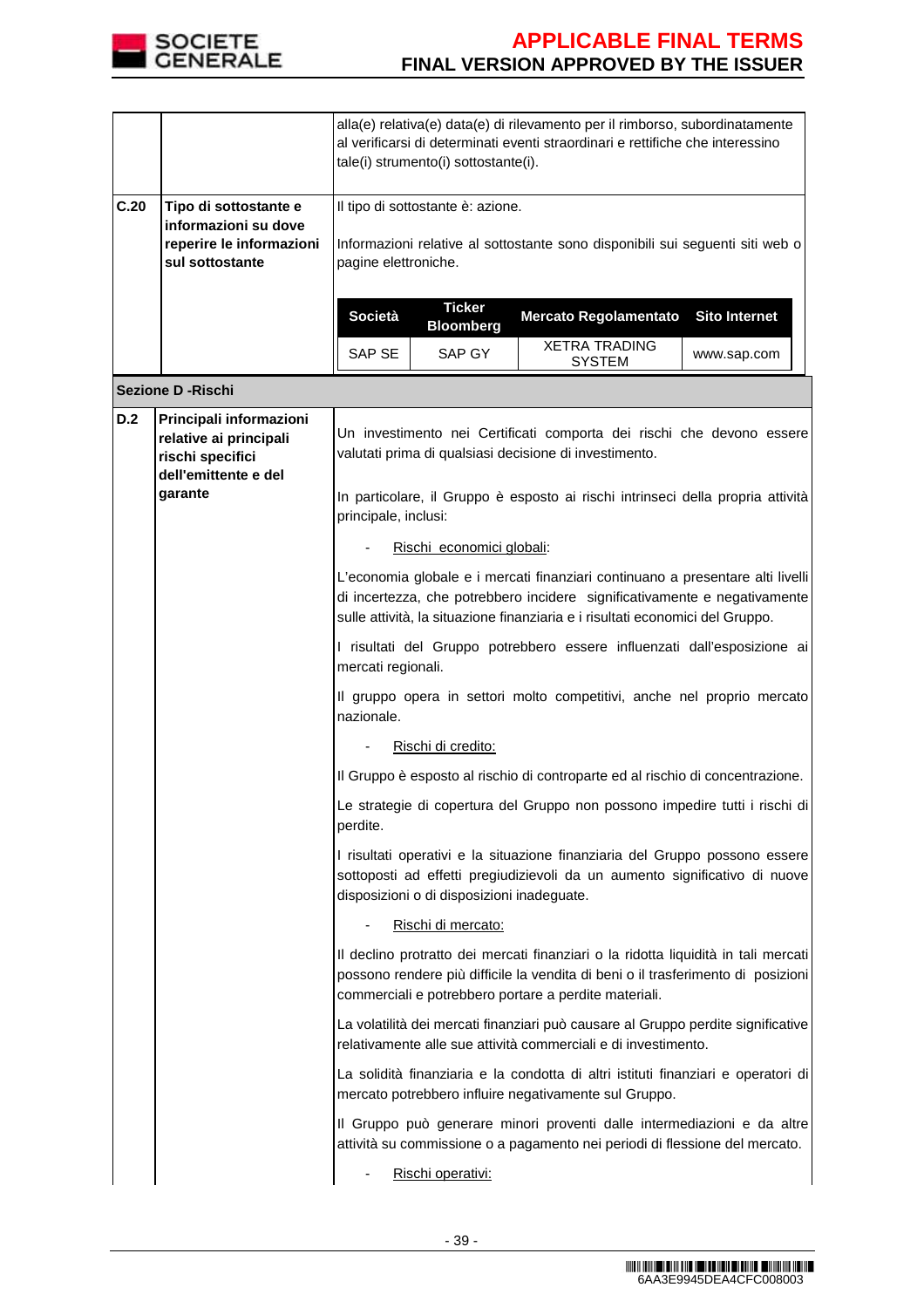| | | |
|---|---|---|
| | | alla(e) relativa(e) data(e) di rilevamento per il rimborso, subordinatamente al verificarsi di determinati eventi straordinari e rettifiche che interessino tale(i) strumento(i) sottostante(i). |
| **C.20** | **Tipo di sottostante e informazioni su dove reperire le informazioni sul sottostante** | Il tipo di sottostante è: azione.<br><br>Informazioni relative al sottostante sono disponibili sui seguenti siti web o pagine elettroniche. |

| Società | Ticker Bloomberg | Mercato Regolamentato | Sito Internet |
|---|---|---|---|
| SAP SE | SAP GY | XETRA TRADING SYSTEM | www.sap.com |

**Sezione D -Rischi**

| | | |
|---|---|---|
| **D.2** | **Principali informazioni relative ai principali rischi specifici dell'emittente e del garante** | Un investimento nei Certificati comporta dei rischi che devono essere valutati prima di qualsiasi decisione di investimento.<br><br>In particolare, il Gruppo è esposto ai rischi intrinseci della propria attività principale, inclusi:<br><br>- Rischi economici globali:<br><br>L'economia globale e i mercati finanziari continuano a presentare alti livelli di incertezza, che potrebbero incidere significativamente e negativamente sulle attività, la situazione finanziaria e i risultati economici del Gruppo.<br><br>I risultati del Gruppo potrebbero essere influenzati dall'esposizione ai mercati regionali.<br><br>Il gruppo opera in settori molto competitivi, anche nel proprio mercato nazionale.<br><br>- Rischi di credito:<br><br>Il Gruppo è esposto al rischio di controparte ed al rischio di concentrazione.<br><br>Le strategie di copertura del Gruppo non possono impedire tutti i rischi di perdite.<br><br>I risultati operativi e la situazione finanziaria del Gruppo possono essere sottoposti ad effetti pregiudizievoli da un aumento significativo di nuove disposizioni o di disposizioni inadeguate.<br><br>- Rischi di mercato:<br><br>Il declino protratto dei mercati finanziari o la ridotta liquidità in tali mercati possono rendere più difficile la vendita di beni o il trasferimento di posizioni commerciali e potrebbero portare a perdite materiali.<br><br>La volatilità dei mercati finanziari può causare al Gruppo perdite significative relativamente alle sue attività commerciali e di investimento.<br><br>La solidità finanziaria e la condotta di altri istituti finanziari e operatori di mercato potrebbero influire negativamente sul Gruppo.<br><br>Il Gruppo può generare minori proventi dalle intermediazioni e da altre attività su commissione o a pagamento nei periodi di flessione del mercato.<br><br>- Rischi operativi: |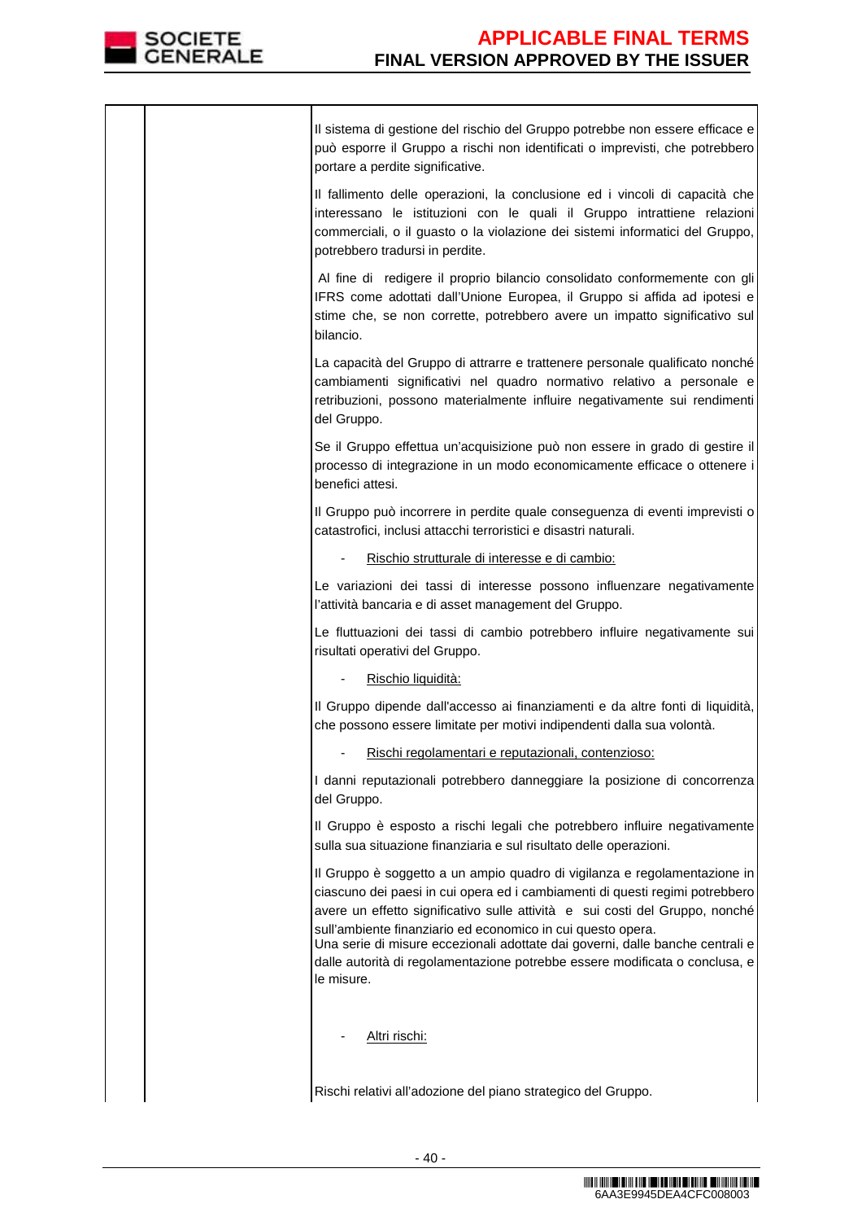| | | |
|---|---|---|
| | | Il sistema di gestione del rischio del Gruppo potrebbe non essere efficace e può esporre il Gruppo a rischi non identificati o imprevisti, che potrebbero portare a perdite significative.<br><br>Il fallimento delle operazioni, la conclusione ed i vincoli di capacità che interessano le istituzioni con le quali il Gruppo intrattiene relazioni commerciali, o il guasto o la violazione dei sistemi informatici del Gruppo, potrebbero tradursi in perdite.<br><br>Al fine di redigere il proprio bilancio consolidato conformemente con gli IFRS come adottati dall'Unione Europea, il Gruppo si affida ad ipotesi e stime che, se non corrette, potrebbero avere un impatto significativo sul bilancio.<br><br>La capacità del Gruppo di attrarre e trattenere personale qualificato nonché cambiamenti significativi nel quadro normativo relativo a personale e retribuzioni, possono materialmente influire negativamente sui rendimenti del Gruppo.<br><br>Se il Gruppo effettua un'acquisizione può non essere in grado di gestire il processo di integrazione in un modo economicamente efficace o ottenere i benefici attesi.<br><br>Il Gruppo può incorrere in perdite quale conseguenza di eventi imprevisti o catastrofici, inclusi attacchi terroristici e disastri naturali.<br><br>- <u>Rischio strutturale di interesse e di cambio:</u><br><br>Le variazioni dei tassi di interesse possono influenzare negativamente l'attività bancaria e di asset management del Gruppo.<br><br>Le fluttuazioni dei tassi di cambio potrebbero influire negativamente sui risultati operativi del Gruppo.<br><br>- <u>Rischio liquidità:</u><br><br>Il Gruppo dipende dall'accesso ai finanziamenti e da altre fonti di liquidità, che possono essere limitate per motivi indipendenti dalla sua volontà.<br><br>- <u>Rischi regolamentari e reputazionali, contenzioso:</u><br><br>I danni reputazionali potrebbero danneggiare la posizione di concorrenza del Gruppo.<br><br>Il Gruppo è esposto a rischi legali che potrebbero influire negativamente sulla sua situazione finanziaria e sul risultato delle operazioni.<br><br>Il Gruppo è soggetto a un ampio quadro di vigilanza e regolamentazione in ciascuno dei paesi in cui opera ed i cambiamenti di questi regimi potrebbero avere un effetto significativo sulle attività e sui costi del Gruppo, nonché sull'ambiente finanziario ed economico in cui questo opera.<br>Una serie di misure eccezionali adottate dai governi, dalle banche centrali e dalle autorità di regolamentazione potrebbe essere modificata o conclusa, e le misure.<br><br>- <u>Altri rischi:</u><br><br>Rischi relativi all'adozione del piano strategico del Gruppo. |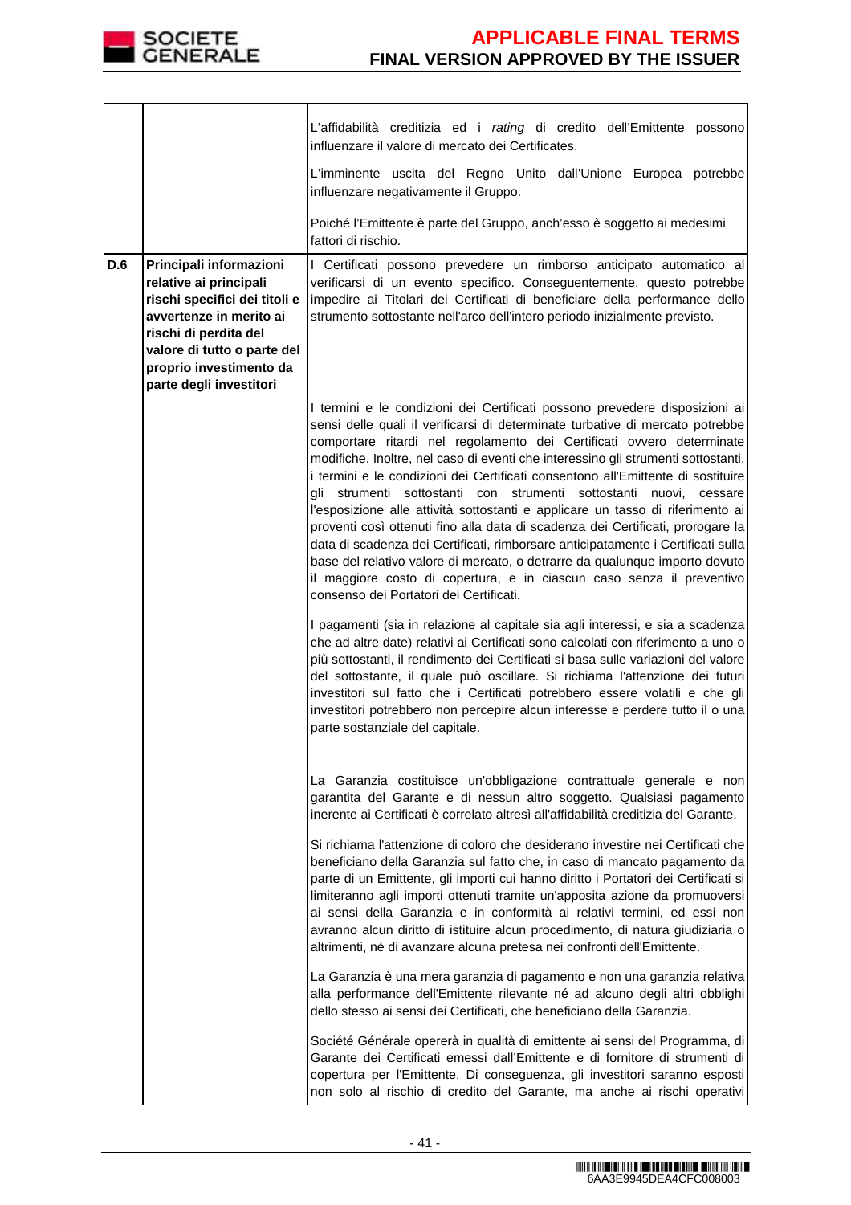| | | |
|---|---|---|
| | | L'affidabilità creditizia ed i *rating* di credito dell'Emittente possono influenzare il valore di mercato dei Certificates.<br><br>L'imminente uscita del Regno Unito dall'Unione Europea potrebbe influenzare negativamente il Gruppo.<br><br>Poiché l'Emittente è parte del Gruppo, anch'esso è soggetto ai medesimi fattori di rischio. |
| **D.6** | **Principali informazioni relative ai principali rischi specifici dei titoli e avvertenze in merito ai rischi di perdita del valore di tutto o parte del proprio investimento da parte degli investitori** | I Certificati possono prevedere un rimborso anticipato automatico al verificarsi di un evento specifico. Conseguentemente, questo potrebbe impedire ai Titolari dei Certificati di beneficiare della performance dello strumento sottostante nell'arco dell'intero periodo inizialmente previsto.<br><br>I termini e le condizioni dei Certificati possono prevedere disposizioni ai sensi delle quali il verificarsi di determinate turbative di mercato potrebbe comportare ritardi nel regolamento dei Certificati ovvero determinate modifiche. Inoltre, nel caso di eventi che interessino gli strumenti sottostanti, i termini e le condizioni dei Certificati consentono all'Emittente di sostituire gli strumenti sottostanti con strumenti sottostanti nuovi, cessare l'esposizione alle attività sottostanti e applicare un tasso di riferimento ai proventi così ottenuti fino alla data di scadenza dei Certificati, prorogare la data di scadenza dei Certificati, rimborsare anticipatamente i Certificati sulla base del relativo valore di mercato, o detrarre da qualunque importo dovuto il maggiore costo di copertura, e in ciascun caso senza il preventivo consenso dei Portatori dei Certificati.<br><br>I pagamenti (sia in relazione al capitale sia agli interessi, e sia a scadenza che ad altre date) relativi ai Certificati sono calcolati con riferimento a uno o più sottostanti, il rendimento dei Certificati si basa sulle variazioni del valore del sottostante, il quale può oscillare. Si richiama l'attenzione dei futuri investitori sul fatto che i Certificati potrebbero essere volatili e che gli investitori potrebbero non percepire alcun interesse e perdere tutto il o una parte sostanziale del capitale.<br><br>La Garanzia costituisce un'obbligazione contrattuale generale e non garantita del Garante e di nessun altro soggetto. Qualsiasi pagamento inerente ai Certificati è correlato altresì all'affidabilità creditizia del Garante.<br><br>Si richiama l'attenzione di coloro che desiderano investire nei Certificati che beneficiano della Garanzia sul fatto che, in caso di mancato pagamento da parte di un Emittente, gli importi cui hanno diritto i Portatori dei Certificati si limiteranno agli importi ottenuti tramite un'apposita azione da promuoversi ai sensi della Garanzia e in conformità ai relativi termini, ed essi non avranno alcun diritto di istituire alcun procedimento, di natura giudiziaria o altrimenti, né di avanzare alcuna pretesa nei confronti dell'Emittente.<br><br>La Garanzia è una mera garanzia di pagamento e non una garanzia relativa alla performance dell'Emittente rilevante né ad alcuno degli altri obblighi dello stesso ai sensi dei Certificati, che beneficiano della Garanzia.<br><br>Société Générale opererà in qualità di emittente ai sensi del Programma, di Garante dei Certificati emessi dall'Emittente e di fornitore di strumenti di copertura per l'Emittente. Di conseguenza, gli investitori saranno esposti non solo al rischio di credito del Garante, ma anche ai rischi operativi |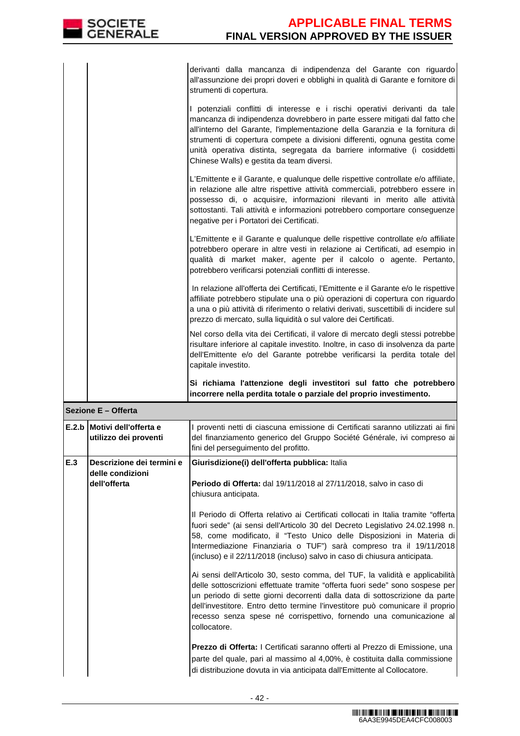| | | |
|---|---|---|
| | | derivanti dalla mancanza di indipendenza del Garante con riguardo all'assunzione dei propri doveri e obblighi in qualità di Garante e fornitore di strumenti di copertura.<br><br>I potenziali conflitti di interesse e i rischi operativi derivanti da tale mancanza di indipendenza dovrebbero in parte essere mitigati dal fatto che all'interno del Garante, l'implementazione della Garanzia e la fornitura di strumenti di copertura compete a divisioni differenti, ognuna gestita come unità operativa distinta, segregata da barriere informative (i cosiddetti Chinese Walls) e gestita da team diversi.<br><br>L'Emittente e il Garante, e qualunque delle rispettive controllate e/o affiliate, in relazione alle altre rispettive attività commerciali, potrebbero essere in possesso di, o acquisire, informazioni rilevanti in merito alle attività sottostanti. Tali attività e informazioni potrebbero comportare conseguenze negative per i Portatori dei Certificati.<br><br>L'Emittente e il Garante e qualunque delle rispettive controllate e/o affiliate potrebbero operare in altre vesti in relazione ai Certificati, ad esempio in qualità di market maker, agente per il calcolo o agente. Pertanto, potrebbero verificarsi potenziali conflitti di interesse.<br><br>In relazione all'offerta dei Certificati, l'Emittente e il Garante e/o le rispettive affiliate potrebbero stipulate una o più operazioni di copertura con riguardo a una o più attività di riferimento o relativi derivati, suscettibili di incidere sul prezzo di mercato, sulla liquidità o sul valore dei Certificati.<br><br>Nel corso della vita dei Certificati, il valore di mercato degli stessi potrebbe risultare inferiore al capitale investito. Inoltre, in caso di insolvenza da parte dell'Emittente e/o del Garante potrebbe verificarsi la perdita totale del capitale investito.<br><br>**Si richiama l'attenzione degli investitori sul fatto che potrebbero incorrere nella perdita totale o parziale del proprio investimento.** |
| **Sezione E – Offerta** | | |
| **E.2.b** | **Motivi dell'offerta e utilizzo dei proventi** | I proventi netti di ciascuna emissione di Certificati saranno utilizzati ai fini del finanziamento generico del Gruppo Société Générale, ivi compreso ai fini del perseguimento del profitto. |
| **E.3** | **Descrizione dei termini e delle condizioni dell'offerta** | **Giurisdizione(i) dell'offerta pubblica:** Italia<br><br>**Periodo di Offerta:** dal 19/11/2018 al 27/11/2018, salvo in caso di chiusura anticipata.<br><br>Il Periodo di Offerta relativo ai Certificati collocati in Italia tramite "offerta fuori sede" (ai sensi dell'Articolo 30 del Decreto Legislativo 24.02.1998 n. 58, come modificato, il "Testo Unico delle Disposizioni in Materia di Intermediazione Finanziaria o TUF") sarà compreso tra il 19/11/2018 (incluso) e il 22/11/2018 (incluso) salvo in caso di chiusura anticipata.<br><br>Ai sensi dell'Articolo 30, sesto comma, del TUF, la validità e applicabilità delle sottoscrizioni effettuate tramite "offerta fuori sede" sono sospese per un periodo di sette giorni decorrenti dalla data di sottoscrizione da parte dell'investitore. Entro detto termine l'investitore può comunicare il proprio recesso senza spese né corrispettivo, fornendo una comunicazione al collocatore.<br><br>**Prezzo di Offerta:** I Certificati saranno offerti al Prezzo di Emissione, una parte del quale, pari al massimo al 4,00%, è costituita dalla commissione di distribuzione dovuta in via anticipata dall'Emittente al Collocatore. |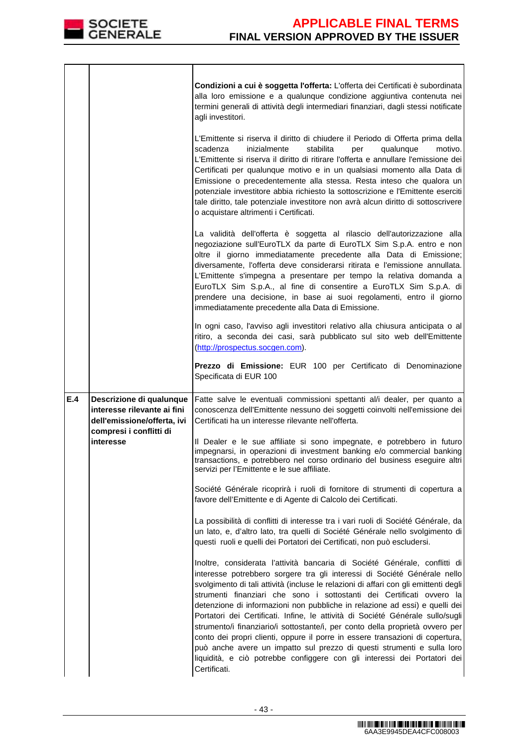| | | |
|---|---|---|
| | | **Condizioni a cui è soggetta l'offerta:** L'offerta dei Certificati è subordinata alla loro emissione e a qualunque condizione aggiuntiva contenuta nei termini generali di attività degli intermediari finanziari, dagli stessi notificate agli investitori.<br><br>L'Emittente si riserva il diritto di chiudere il Periodo di Offerta prima della scadenza inizialmente stabilita per qualunque motivo. L'Emittente si riserva il diritto di ritirare l'offerta e annullare l'emissione dei Certificati per qualunque motivo e in un qualsiasi momento alla Data di Emissione o precedentemente alla stessa. Resta inteso che qualora un potenziale investitore abbia richiesto la sottoscrizione e l'Emittente eserciti tale diritto, tale potenziale investitore non avrà alcun diritto di sottoscrivere o acquistare altrimenti i Certificati.<br><br>La validità dell'offerta è soggetta al rilascio dell'autorizzazione alla negoziazione sull'EuroTLX da parte di EuroTLX Sim S.p.A. entro e non oltre il giorno immediatamente precedente alla Data di Emissione; diversamente, l'offerta deve considerarsi ritirata e l'emissione annullata. L'Emittente s'impegna a presentare per tempo la relativa domanda a EuroTLX Sim S.p.A., al fine di consentire a EuroTLX Sim S.p.A. di prendere una decisione, in base ai suoi regolamenti, entro il giorno immediatamente precedente alla Data di Emissione.<br><br>In ogni caso, l'avviso agli investitori relativo alla chiusura anticipata o al ritiro, a seconda dei casi, sarà pubblicato sul sito web dell'Emittente (http://prospectus.socgen.com).<br><br>**Prezzo di Emissione:** EUR 100 per Certificato di Denominazione Specificata di EUR 100 |
| **E.4** | **Descrizione di qualunque interesse rilevante ai fini dell'emissione/offerta, ivi compresi i conflitti di interesse** | Fatte salve le eventuali commissioni spettanti al/i dealer, per quanto a conoscenza dell'Emittente nessuno dei soggetti coinvolti nell'emissione dei Certificati ha un interesse rilevante nell'offerta.<br><br>Il Dealer e le sue affiliate si sono impegnate, e potrebbero in futuro impegnarsi, in operazioni di investment banking e/o commercial banking transactions, e potrebbero nel corso ordinario del business eseguire altri servizi per l'Emittente e le sue affiliate.<br><br>Société Générale ricoprirà i ruoli di fornitore di strumenti di copertura a favore dell'Emittente e di Agente di Calcolo dei Certificati.<br><br>La possibilità di conflitti di interesse tra i vari ruoli di Société Générale, da un lato, e, d'altro lato, tra quelli di Société Générale nello svolgimento di questi ruoli e quelli dei Portatori dei Certificati, non può escludersi.<br><br>Inoltre, considerata l'attività bancaria di Société Générale, conflitti di interesse potrebbero sorgere tra gli interessi di Société Générale nello svolgimento di tali attività (incluse le relazioni di affari con gli emittenti degli strumenti finanziari che sono i sottostanti dei Certificati ovvero la detenzione di informazioni non pubbliche in relazione ad essi) e quelli dei Portatori dei Certificati. Infine, le attività di Société Générale sullo/sugli strumento/i finanziario/i sottostante/i, per conto della proprietà ovvero per conto dei propri clienti, oppure il porre in essere transazioni di copertura, può anche avere un impatto sul prezzo di questi strumenti e sulla loro liquidità, e ciò potrebbe configgere con gli interessi dei Portatori dei Certificati. |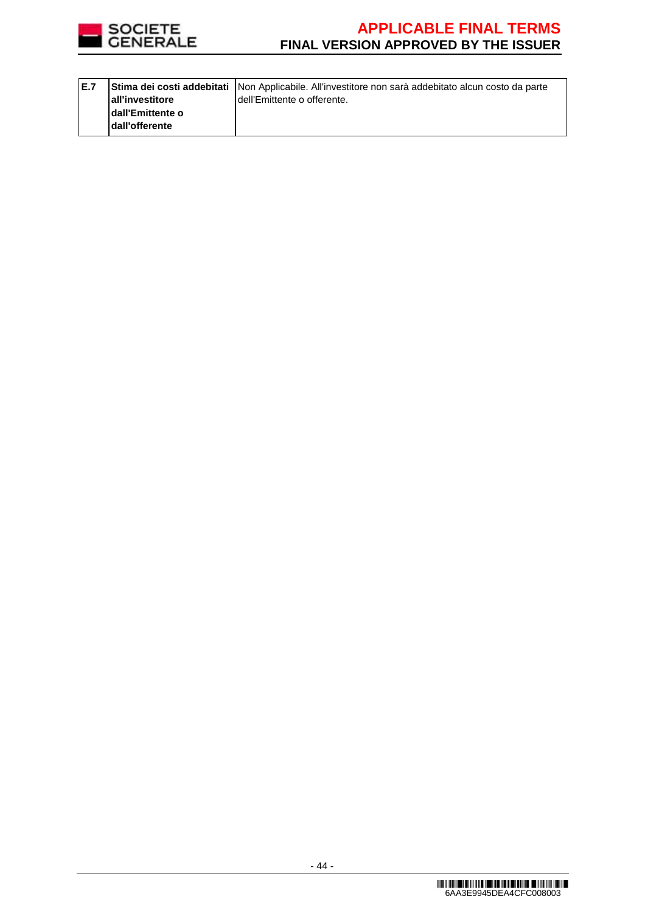| | | |
|---|---|---|
| **E.7** | **Stima dei costi addebitati all'investitore dall'Emittente o dall'offerente** | Non Applicabile. All'investitore non sarà addebitato alcun costo da parte dell'Emittente o offerente. |